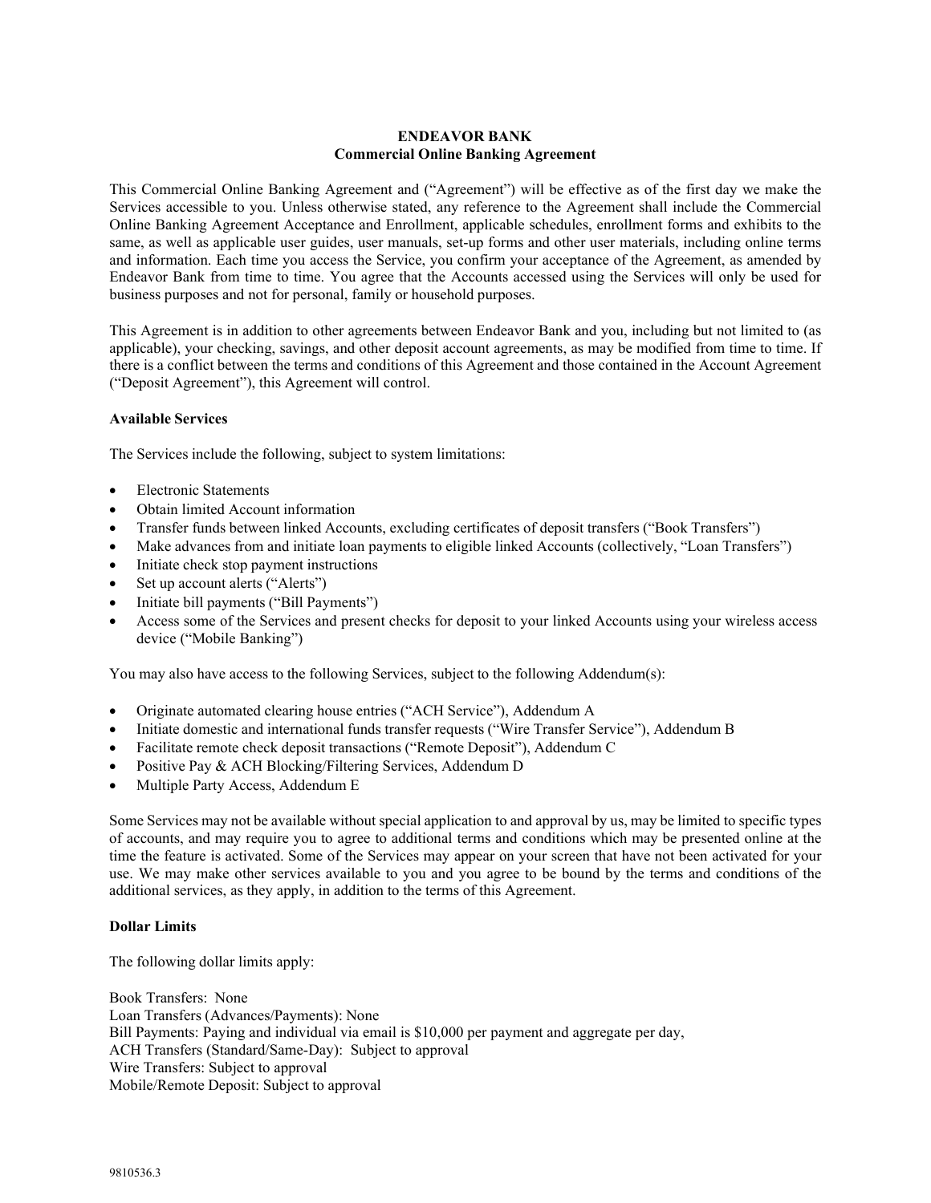# ENDEAVOR BANK
## Commercial Online Banking Agreement

This Commercial Online Banking Agreement and ("Agreement") will be effective as of the first day we make the Services accessible to you. Unless otherwise stated, any reference to the Agreement shall include the Commercial Online Banking Agreement Acceptance and Enrollment, applicable schedules, enrollment forms and exhibits to the same, as well as applicable user guides, user manuals, set-up forms and other user materials, including online terms and information. Each time you access the Service, you confirm your acceptance of the Agreement, as amended by Endeavor Bank from time to time. You agree that the Accounts accessed using the Services will only be used for business purposes and not for personal, family or household purposes.

This Agreement is in addition to other agreements between Endeavor Bank and you, including but not limited to (as applicable), your checking, savings, and other deposit account agreements, as may be modified from time to time. If there is a conflict between the terms and conditions of this Agreement and those contained in the Account Agreement ("Deposit Agreement"), this Agreement will control.

**Available Services**

The Services include the following, subject to system limitations:

- Electronic Statements
- Obtain limited Account information
- Transfer funds between linked Accounts, excluding certificates of deposit transfers ("Book Transfers")
- Make advances from and initiate loan payments to eligible linked Accounts (collectively, "Loan Transfers")
- Initiate check stop payment instructions
- Set up account alerts ("Alerts")
- Initiate bill payments ("Bill Payments")
- Access some of the Services and present checks for deposit to your linked Accounts using your wireless access device ("Mobile Banking")

You may also have access to the following Services, subject to the following Addendum(s):

- Originate automated clearing house entries ("ACH Service"), Addendum A
- Initiate domestic and international funds transfer requests ("Wire Transfer Service"), Addendum B
- Facilitate remote check deposit transactions ("Remote Deposit"), Addendum C
- Positive Pay & ACH Blocking/Filtering Services, Addendum D
- Multiple Party Access, Addendum E

Some Services may not be available without special application to and approval by us, may be limited to specific types of accounts, and may require you to agree to additional terms and conditions which may be presented online at the time the feature is activated. Some of the Services may appear on your screen that have not been activated for your use. We may make other services available to you and you agree to be bound by the terms and conditions of the additional services, as they apply, in addition to the terms of this Agreement.

**Dollar Limits**

The following dollar limits apply:

Book Transfers: None
Loan Transfers (Advances/Payments): None
Bill Payments: Paying and individual via email is $10,000 per payment and aggregate per day,
ACH Transfers (Standard/Same-Day): Subject to approval
Wire Transfers: Subject to approval
Mobile/Remote Deposit: Subject to approval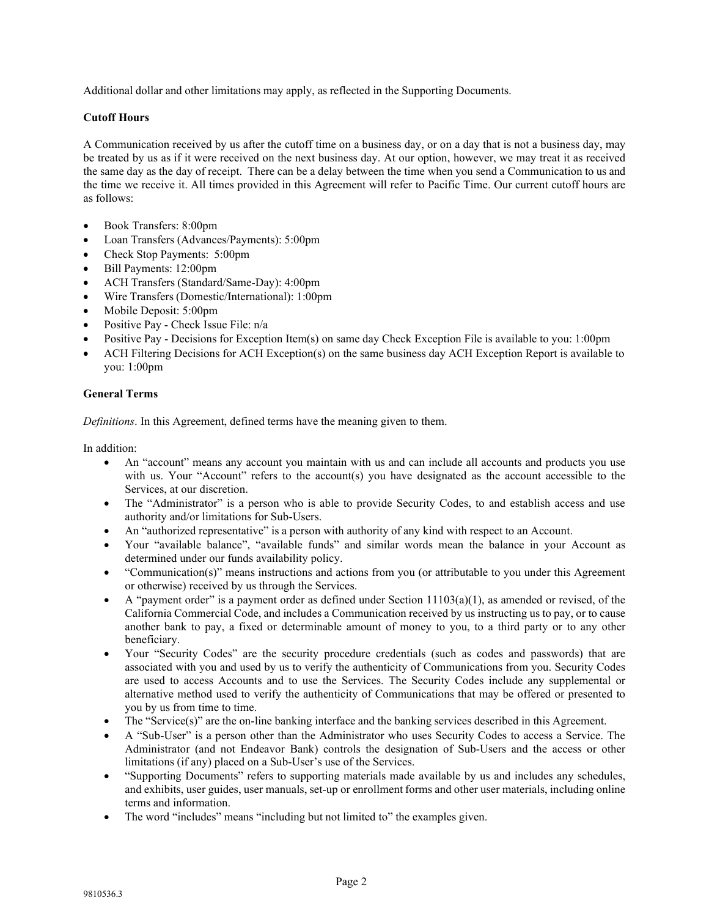Additional dollar and other limitations may apply, as reflected in the Supporting Documents.

**Cutoff Hours**

A Communication received by us after the cutoff time on a business day, or on a day that is not a business day, may be treated by us as if it were received on the next business day. At our option, however, we may treat it as received the same day as the day of receipt. There can be a delay between the time when you send a Communication to us and the time we receive it. All times provided in this Agreement will refer to Pacific Time. Our current cutoff hours are as follows:

- Book Transfers: 8:00pm
- Loan Transfers (Advances/Payments): 5:00pm
- Check Stop Payments: 5:00pm
- Bill Payments: 12:00pm
- ACH Transfers (Standard/Same-Day): 4:00pm
- Wire Transfers (Domestic/International): 1:00pm
- Mobile Deposit: 5:00pm
- Positive Pay - Check Issue File: n/a
- Positive Pay - Decisions for Exception Item(s) on same day Check Exception File is available to you: 1:00pm
- ACH Filtering Decisions for ACH Exception(s) on the same business day ACH Exception Report is available to you: 1:00pm

**General Terms**

*Definitions*. In this Agreement, defined terms have the meaning given to them.

In addition:

- An "account" means any account you maintain with us and can include all accounts and products you use with us. Your "Account" refers to the account(s) you have designated as the account accessible to the Services, at our discretion.
- The "Administrator" is a person who is able to provide Security Codes, to and establish access and use authority and/or limitations for Sub-Users.
- An "authorized representative" is a person with authority of any kind with respect to an Account.
- Your "available balance", "available funds" and similar words mean the balance in your Account as determined under our funds availability policy.
- "Communication(s)" means instructions and actions from you (or attributable to you under this Agreement or otherwise) received by us through the Services.
- A "payment order" is a payment order as defined under Section 11103(a)(1), as amended or revised, of the California Commercial Code, and includes a Communication received by us instructing us to pay, or to cause another bank to pay, a fixed or determinable amount of money to you, to a third party or to any other beneficiary.
- Your "Security Codes" are the security procedure credentials (such as codes and passwords) that are associated with you and used by us to verify the authenticity of Communications from you. Security Codes are used to access Accounts and to use the Services. The Security Codes include any supplemental or alternative method used to verify the authenticity of Communications that may be offered or presented to you by us from time to time.
- The "Service(s)" are the on-line banking interface and the banking services described in this Agreement.
- A "Sub-User" is a person other than the Administrator who uses Security Codes to access a Service. The Administrator (and not Endeavor Bank) controls the designation of Sub-Users and the access or other limitations (if any) placed on a Sub-User's use of the Services.
- "Supporting Documents" refers to supporting materials made available by us and includes any schedules, and exhibits, user guides, user manuals, set-up or enrollment forms and other user materials, including online terms and information.
- The word "includes" means "including but not limited to" the examples given.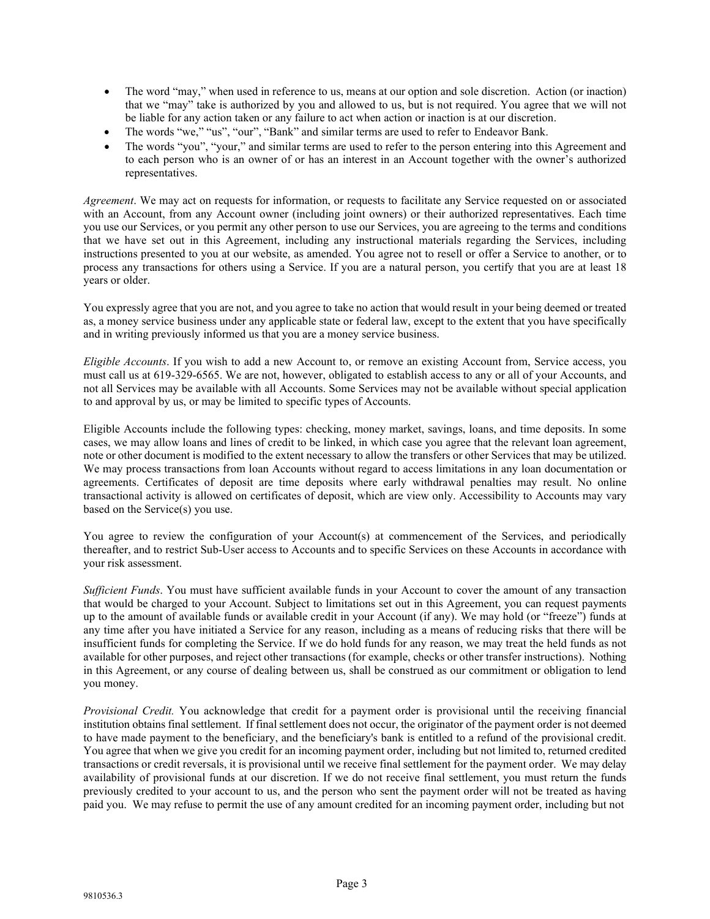- The word "may," when used in reference to us, means at our option and sole discretion. Action (or inaction) that we "may" take is authorized by you and allowed to us, but is not required. You agree that we will not be liable for any action taken or any failure to act when action or inaction is at our discretion.
- The words "we," "us", "our", "Bank" and similar terms are used to refer to Endeavor Bank.
- The words "you", "your," and similar terms are used to refer to the person entering into this Agreement and to each person who is an owner of or has an interest in an Account together with the owner's authorized representatives.

*Agreement*. We may act on requests for information, or requests to facilitate any Service requested on or associated with an Account, from any Account owner (including joint owners) or their authorized representatives. Each time you use our Services, or you permit any other person to use our Services, you are agreeing to the terms and conditions that we have set out in this Agreement, including any instructional materials regarding the Services, including instructions presented to you at our website, as amended. You agree not to resell or offer a Service to another, or to process any transactions for others using a Service. If you are a natural person, you certify that you are at least 18 years or older.

You expressly agree that you are not, and you agree to take no action that would result in your being deemed or treated as, a money service business under any applicable state or federal law, except to the extent that you have specifically and in writing previously informed us that you are a money service business.

*Eligible Accounts*. If you wish to add a new Account to, or remove an existing Account from, Service access, you must call us at 619-329-6565. We are not, however, obligated to establish access to any or all of your Accounts, and not all Services may be available with all Accounts. Some Services may not be available without special application to and approval by us, or may be limited to specific types of Accounts.

Eligible Accounts include the following types: checking, money market, savings, loans, and time deposits. In some cases, we may allow loans and lines of credit to be linked, in which case you agree that the relevant loan agreement, note or other document is modified to the extent necessary to allow the transfers or other Services that may be utilized. We may process transactions from loan Accounts without regard to access limitations in any loan documentation or agreements. Certificates of deposit are time deposits where early withdrawal penalties may result. No online transactional activity is allowed on certificates of deposit, which are view only. Accessibility to Accounts may vary based on the Service(s) you use.

You agree to review the configuration of your Account(s) at commencement of the Services, and periodically thereafter, and to restrict Sub-User access to Accounts and to specific Services on these Accounts in accordance with your risk assessment.

*Sufficient Funds*. You must have sufficient available funds in your Account to cover the amount of any transaction that would be charged to your Account. Subject to limitations set out in this Agreement, you can request payments up to the amount of available funds or available credit in your Account (if any). We may hold (or "freeze") funds at any time after you have initiated a Service for any reason, including as a means of reducing risks that there will be insufficient funds for completing the Service. If we do hold funds for any reason, we may treat the held funds as not available for other purposes, and reject other transactions (for example, checks or other transfer instructions). Nothing in this Agreement, or any course of dealing between us, shall be construed as our commitment or obligation to lend you money.

*Provisional Credit.* You acknowledge that credit for a payment order is provisional until the receiving financial institution obtains final settlement. If final settlement does not occur, the originator of the payment order is not deemed to have made payment to the beneficiary, and the beneficiary's bank is entitled to a refund of the provisional credit. You agree that when we give you credit for an incoming payment order, including but not limited to, returned credited transactions or credit reversals, it is provisional until we receive final settlement for the payment order. We may delay availability of provisional funds at our discretion. If we do not receive final settlement, you must return the funds previously credited to your account to us, and the person who sent the payment order will not be treated as having paid you. We may refuse to permit the use of any amount credited for an incoming payment order, including but not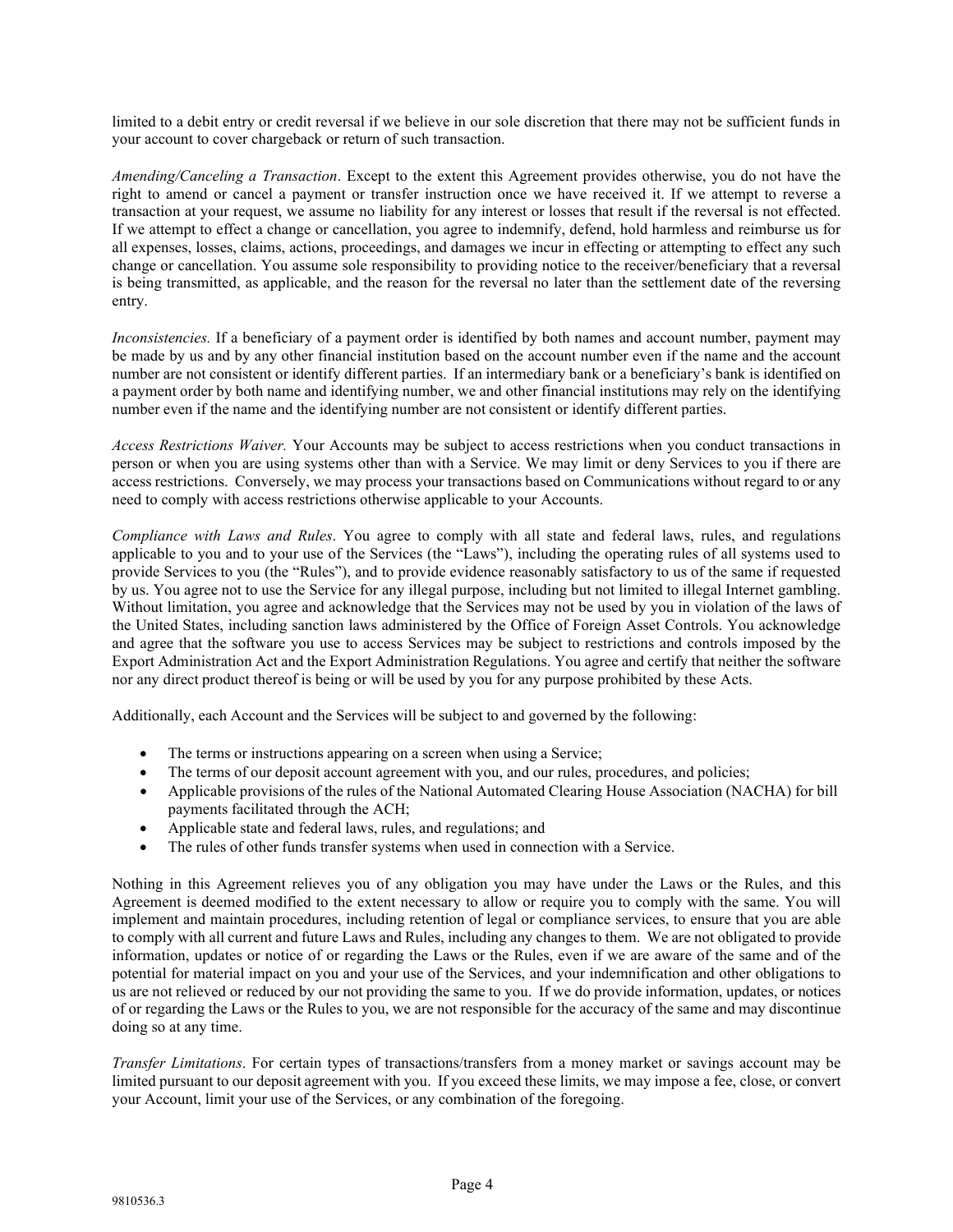limited to a debit entry or credit reversal if we believe in our sole discretion that there may not be sufficient funds in your account to cover chargeback or return of such transaction.

*Amending/Canceling a Transaction*. Except to the extent this Agreement provides otherwise, you do not have the right to amend or cancel a payment or transfer instruction once we have received it. If we attempt to reverse a transaction at your request, we assume no liability for any interest or losses that result if the reversal is not effected. If we attempt to effect a change or cancellation, you agree to indemnify, defend, hold harmless and reimburse us for all expenses, losses, claims, actions, proceedings, and damages we incur in effecting or attempting to effect any such change or cancellation. You assume sole responsibility to providing notice to the receiver/beneficiary that a reversal is being transmitted, as applicable, and the reason for the reversal no later than the settlement date of the reversing entry.

*Inconsistencies.* If a beneficiary of a payment order is identified by both names and account number, payment may be made by us and by any other financial institution based on the account number even if the name and the account number are not consistent or identify different parties. If an intermediary bank or a beneficiary's bank is identified on a payment order by both name and identifying number, we and other financial institutions may rely on the identifying number even if the name and the identifying number are not consistent or identify different parties.

*Access Restrictions Waiver.* Your Accounts may be subject to access restrictions when you conduct transactions in person or when you are using systems other than with a Service. We may limit or deny Services to you if there are access restrictions. Conversely, we may process your transactions based on Communications without regard to or any need to comply with access restrictions otherwise applicable to your Accounts.

*Compliance with Laws and Rules*. You agree to comply with all state and federal laws, rules, and regulations applicable to you and to your use of the Services (the "Laws"), including the operating rules of all systems used to provide Services to you (the "Rules"), and to provide evidence reasonably satisfactory to us of the same if requested by us. You agree not to use the Service for any illegal purpose, including but not limited to illegal Internet gambling. Without limitation, you agree and acknowledge that the Services may not be used by you in violation of the laws of the United States, including sanction laws administered by the Office of Foreign Asset Controls. You acknowledge and agree that the software you use to access Services may be subject to restrictions and controls imposed by the Export Administration Act and the Export Administration Regulations. You agree and certify that neither the software nor any direct product thereof is being or will be used by you for any purpose prohibited by these Acts.

Additionally, each Account and the Services will be subject to and governed by the following:

- The terms or instructions appearing on a screen when using a Service;
- The terms of our deposit account agreement with you, and our rules, procedures, and policies;
- Applicable provisions of the rules of the National Automated Clearing House Association (NACHA) for bill payments facilitated through the ACH;
- Applicable state and federal laws, rules, and regulations; and
- The rules of other funds transfer systems when used in connection with a Service.

Nothing in this Agreement relieves you of any obligation you may have under the Laws or the Rules, and this Agreement is deemed modified to the extent necessary to allow or require you to comply with the same. You will implement and maintain procedures, including retention of legal or compliance services, to ensure that you are able to comply with all current and future Laws and Rules, including any changes to them. We are not obligated to provide information, updates or notice of or regarding the Laws or the Rules, even if we are aware of the same and of the potential for material impact on you and your use of the Services, and your indemnification and other obligations to us are not relieved or reduced by our not providing the same to you. If we do provide information, updates, or notices of or regarding the Laws or the Rules to you, we are not responsible for the accuracy of the same and may discontinue doing so at any time.

*Transfer Limitations*. For certain types of transactions/transfers from a money market or savings account may be limited pursuant to our deposit agreement with you. If you exceed these limits, we may impose a fee, close, or convert your Account, limit your use of the Services, or any combination of the foregoing.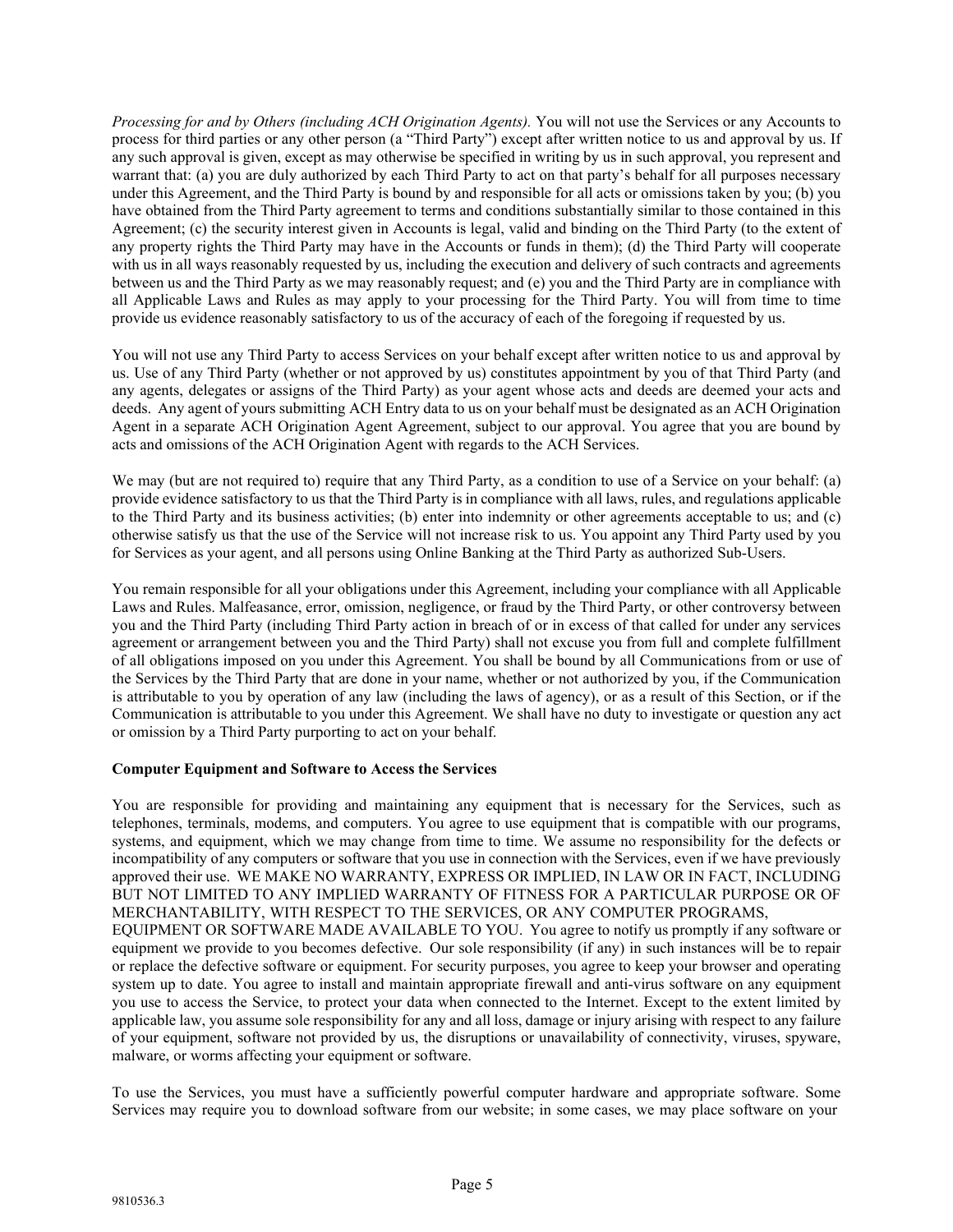*Processing for and by Others (including ACH Origination Agents).* You will not use the Services or any Accounts to process for third parties or any other person (a "Third Party") except after written notice to us and approval by us. If any such approval is given, except as may otherwise be specified in writing by us in such approval, you represent and warrant that: (a) you are duly authorized by each Third Party to act on that party's behalf for all purposes necessary under this Agreement, and the Third Party is bound by and responsible for all acts or omissions taken by you; (b) you have obtained from the Third Party agreement to terms and conditions substantially similar to those contained in this Agreement; (c) the security interest given in Accounts is legal, valid and binding on the Third Party (to the extent of any property rights the Third Party may have in the Accounts or funds in them); (d) the Third Party will cooperate with us in all ways reasonably requested by us, including the execution and delivery of such contracts and agreements between us and the Third Party as we may reasonably request; and (e) you and the Third Party are in compliance with all Applicable Laws and Rules as may apply to your processing for the Third Party. You will from time to time provide us evidence reasonably satisfactory to us of the accuracy of each of the foregoing if requested by us.

You will not use any Third Party to access Services on your behalf except after written notice to us and approval by us. Use of any Third Party (whether or not approved by us) constitutes appointment by you of that Third Party (and any agents, delegates or assigns of the Third Party) as your agent whose acts and deeds are deemed your acts and deeds. Any agent of yours submitting ACH Entry data to us on your behalf must be designated as an ACH Origination Agent in a separate ACH Origination Agent Agreement, subject to our approval. You agree that you are bound by acts and omissions of the ACH Origination Agent with regards to the ACH Services.

We may (but are not required to) require that any Third Party, as a condition to use of a Service on your behalf: (a) provide evidence satisfactory to us that the Third Party is in compliance with all laws, rules, and regulations applicable to the Third Party and its business activities; (b) enter into indemnity or other agreements acceptable to us; and (c) otherwise satisfy us that the use of the Service will not increase risk to us. You appoint any Third Party used by you for Services as your agent, and all persons using Online Banking at the Third Party as authorized Sub-Users.

You remain responsible for all your obligations under this Agreement, including your compliance with all Applicable Laws and Rules. Malfeasance, error, omission, negligence, or fraud by the Third Party, or other controversy between you and the Third Party (including Third Party action in breach of or in excess of that called for under any services agreement or arrangement between you and the Third Party) shall not excuse you from full and complete fulfillment of all obligations imposed on you under this Agreement. You shall be bound by all Communications from or use of the Services by the Third Party that are done in your name, whether or not authorized by you, if the Communication is attributable to you by operation of any law (including the laws of agency), or as a result of this Section, or if the Communication is attributable to you under this Agreement. We shall have no duty to investigate or question any act or omission by a Third Party purporting to act on your behalf.

**Computer Equipment and Software to Access the Services**

You are responsible for providing and maintaining any equipment that is necessary for the Services, such as telephones, terminals, modems, and computers. You agree to use equipment that is compatible with our programs, systems, and equipment, which we may change from time to time. We assume no responsibility for the defects or incompatibility of any computers or software that you use in connection with the Services, even if we have previously approved their use. WE MAKE NO WARRANTY, EXPRESS OR IMPLIED, IN LAW OR IN FACT, INCLUDING BUT NOT LIMITED TO ANY IMPLIED WARRANTY OF FITNESS FOR A PARTICULAR PURPOSE OR OF MERCHANTABILITY, WITH RESPECT TO THE SERVICES, OR ANY COMPUTER PROGRAMS, EQUIPMENT OR SOFTWARE MADE AVAILABLE TO YOU. You agree to notify us promptly if any software or equipment we provide to you becomes defective. Our sole responsibility (if any) in such instances will be to repair or replace the defective software or equipment. For security purposes, you agree to keep your browser and operating system up to date. You agree to install and maintain appropriate firewall and anti-virus software on any equipment you use to access the Service, to protect your data when connected to the Internet. Except to the extent limited by applicable law, you assume sole responsibility for any and all loss, damage or injury arising with respect to any failure of your equipment, software not provided by us, the disruptions or unavailability of connectivity, viruses, spyware, malware, or worms affecting your equipment or software.

To use the Services, you must have a sufficiently powerful computer hardware and appropriate software. Some Services may require you to download software from our website; in some cases, we may place software on your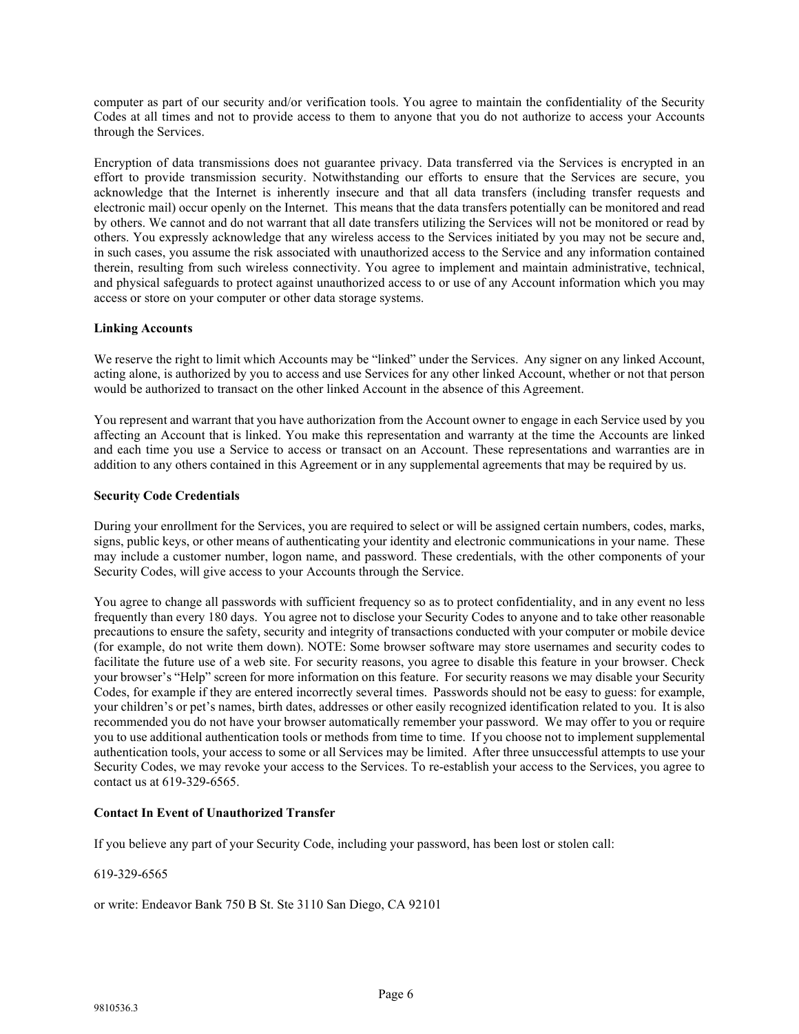computer as part of our security and/or verification tools. You agree to maintain the confidentiality of the Security Codes at all times and not to provide access to them to anyone that you do not authorize to access your Accounts through the Services.

Encryption of data transmissions does not guarantee privacy. Data transferred via the Services is encrypted in an effort to provide transmission security. Notwithstanding our efforts to ensure that the Services are secure, you acknowledge that the Internet is inherently insecure and that all data transfers (including transfer requests and electronic mail) occur openly on the Internet. This means that the data transfers potentially can be monitored and read by others. We cannot and do not warrant that all date transfers utilizing the Services will not be monitored or read by others. You expressly acknowledge that any wireless access to the Services initiated by you may not be secure and, in such cases, you assume the risk associated with unauthorized access to the Service and any information contained therein, resulting from such wireless connectivity. You agree to implement and maintain administrative, technical, and physical safeguards to protect against unauthorized access to or use of any Account information which you may access or store on your computer or other data storage systems.

**Linking Accounts**

We reserve the right to limit which Accounts may be "linked" under the Services. Any signer on any linked Account, acting alone, is authorized by you to access and use Services for any other linked Account, whether or not that person would be authorized to transact on the other linked Account in the absence of this Agreement.

You represent and warrant that you have authorization from the Account owner to engage in each Service used by you affecting an Account that is linked. You make this representation and warranty at the time the Accounts are linked and each time you use a Service to access or transact on an Account. These representations and warranties are in addition to any others contained in this Agreement or in any supplemental agreements that may be required by us.

**Security Code Credentials**

During your enrollment for the Services, you are required to select or will be assigned certain numbers, codes, marks, signs, public keys, or other means of authenticating your identity and electronic communications in your name. These may include a customer number, logon name, and password. These credentials, with the other components of your Security Codes, will give access to your Accounts through the Service.

You agree to change all passwords with sufficient frequency so as to protect confidentiality, and in any event no less frequently than every 180 days. You agree not to disclose your Security Codes to anyone and to take other reasonable precautions to ensure the safety, security and integrity of transactions conducted with your computer or mobile device (for example, do not write them down). NOTE: Some browser software may store usernames and security codes to facilitate the future use of a web site. For security reasons, you agree to disable this feature in your browser. Check your browser's "Help" screen for more information on this feature. For security reasons we may disable your Security Codes, for example if they are entered incorrectly several times. Passwords should not be easy to guess: for example, your children's or pet's names, birth dates, addresses or other easily recognized identification related to you. It is also recommended you do not have your browser automatically remember your password. We may offer to you or require you to use additional authentication tools or methods from time to time. If you choose not to implement supplemental authentication tools, your access to some or all Services may be limited. After three unsuccessful attempts to use your Security Codes, we may revoke your access to the Services. To re-establish your access to the Services, you agree to contact us at 619-329-6565.

**Contact In Event of Unauthorized Transfer**

If you believe any part of your Security Code, including your password, has been lost or stolen call:

619-329-6565

or write: Endeavor Bank 750 B St. Ste 3110 San Diego, CA 92101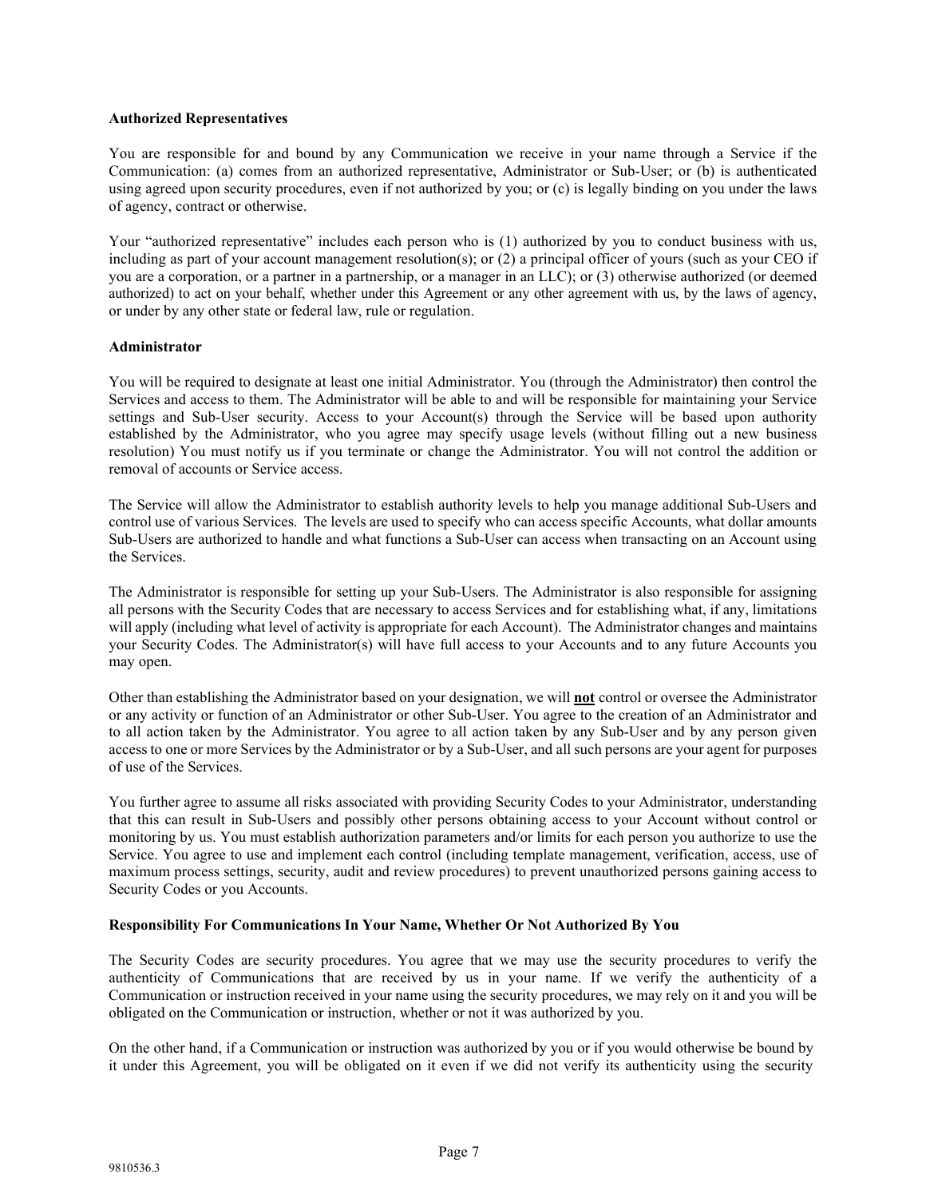**Authorized Representatives**

You are responsible for and bound by any Communication we receive in your name through a Service if the Communication: (a) comes from an authorized representative, Administrator or Sub-User; or (b) is authenticated using agreed upon security procedures, even if not authorized by you; or (c) is legally binding on you under the laws of agency, contract or otherwise.

Your "authorized representative" includes each person who is (1) authorized by you to conduct business with us, including as part of your account management resolution(s); or (2) a principal officer of yours (such as your CEO if you are a corporation, or a partner in a partnership, or a manager in an LLC); or (3) otherwise authorized (or deemed authorized) to act on your behalf, whether under this Agreement or any other agreement with us, by the laws of agency, or under by any other state or federal law, rule or regulation.

**Administrator**

You will be required to designate at least one initial Administrator. You (through the Administrator) then control the Services and access to them. The Administrator will be able to and will be responsible for maintaining your Service settings and Sub-User security. Access to your Account(s) through the Service will be based upon authority established by the Administrator, who you agree may specify usage levels (without filling out a new business resolution) You must notify us if you terminate or change the Administrator. You will not control the addition or removal of accounts or Service access.

The Service will allow the Administrator to establish authority levels to help you manage additional Sub-Users and control use of various Services. The levels are used to specify who can access specific Accounts, what dollar amounts Sub-Users are authorized to handle and what functions a Sub-User can access when transacting on an Account using the Services.

The Administrator is responsible for setting up your Sub-Users. The Administrator is also responsible for assigning all persons with the Security Codes that are necessary to access Services and for establishing what, if any, limitations will apply (including what level of activity is appropriate for each Account). The Administrator changes and maintains your Security Codes. The Administrator(s) will have full access to your Accounts and to any future Accounts you may open.

Other than establishing the Administrator based on your designation, we will **not** control or oversee the Administrator or any activity or function of an Administrator or other Sub-User. You agree to the creation of an Administrator and to all action taken by the Administrator. You agree to all action taken by any Sub-User and by any person given access to one or more Services by the Administrator or by a Sub-User, and all such persons are your agent for purposes of use of the Services.

You further agree to assume all risks associated with providing Security Codes to your Administrator, understanding that this can result in Sub-Users and possibly other persons obtaining access to your Account without control or monitoring by us. You must establish authorization parameters and/or limits for each person you authorize to use the Service. You agree to use and implement each control (including template management, verification, access, use of maximum process settings, security, audit and review procedures) to prevent unauthorized persons gaining access to Security Codes or you Accounts.

**Responsibility For Communications In Your Name, Whether Or Not Authorized By You**

The Security Codes are security procedures. You agree that we may use the security procedures to verify the authenticity of Communications that are received by us in your name. If we verify the authenticity of a Communication or instruction received in your name using the security procedures, we may rely on it and you will be obligated on the Communication or instruction, whether or not it was authorized by you.

On the other hand, if a Communication or instruction was authorized by you or if you would otherwise be bound by it under this Agreement, you will be obligated on it even if we did not verify its authenticity using the security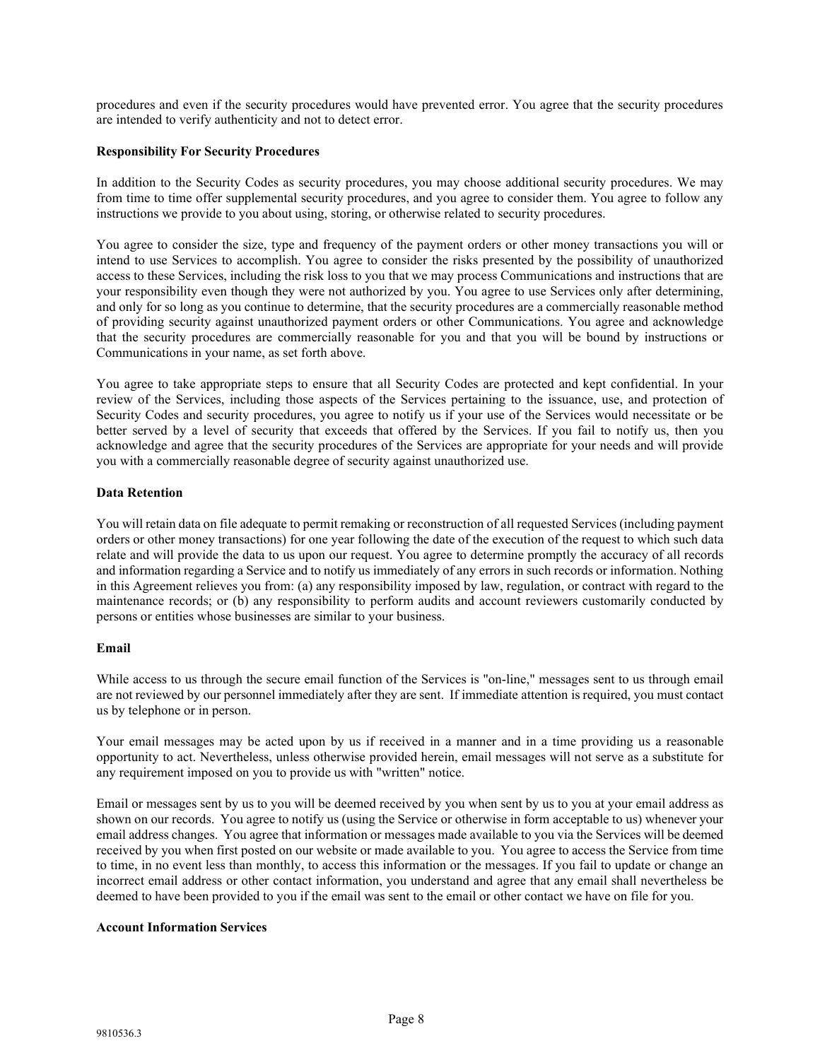procedures and even if the security procedures would have prevented error. You agree that the security procedures are intended to verify authenticity and not to detect error.

**Responsibility For Security Procedures**

In addition to the Security Codes as security procedures, you may choose additional security procedures. We may from time to time offer supplemental security procedures, and you agree to consider them. You agree to follow any instructions we provide to you about using, storing, or otherwise related to security procedures.

You agree to consider the size, type and frequency of the payment orders or other money transactions you will or intend to use Services to accomplish. You agree to consider the risks presented by the possibility of unauthorized access to these Services, including the risk loss to you that we may process Communications and instructions that are your responsibility even though they were not authorized by you. You agree to use Services only after determining, and only for so long as you continue to determine, that the security procedures are a commercially reasonable method of providing security against unauthorized payment orders or other Communications. You agree and acknowledge that the security procedures are commercially reasonable for you and that you will be bound by instructions or Communications in your name, as set forth above.

You agree to take appropriate steps to ensure that all Security Codes are protected and kept confidential. In your review of the Services, including those aspects of the Services pertaining to the issuance, use, and protection of Security Codes and security procedures, you agree to notify us if your use of the Services would necessitate or be better served by a level of security that exceeds that offered by the Services. If you fail to notify us, then you acknowledge and agree that the security procedures of the Services are appropriate for your needs and will provide you with a commercially reasonable degree of security against unauthorized use.

**Data Retention**

You will retain data on file adequate to permit remaking or reconstruction of all requested Services (including payment orders or other money transactions) for one year following the date of the execution of the request to which such data relate and will provide the data to us upon our request. You agree to determine promptly the accuracy of all records and information regarding a Service and to notify us immediately of any errors in such records or information. Nothing in this Agreement relieves you from: (a) any responsibility imposed by law, regulation, or contract with regard to the maintenance records; or (b) any responsibility to perform audits and account reviewers customarily conducted by persons or entities whose businesses are similar to your business.

**Email**

While access to us through the secure email function of the Services is "on-line," messages sent to us through email are not reviewed by our personnel immediately after they are sent. If immediate attention is required, you must contact us by telephone or in person.

Your email messages may be acted upon by us if received in a manner and in a time providing us a reasonable opportunity to act. Nevertheless, unless otherwise provided herein, email messages will not serve as a substitute for any requirement imposed on you to provide us with "written" notice.

Email or messages sent by us to you will be deemed received by you when sent by us to you at your email address as shown on our records. You agree to notify us (using the Service or otherwise in form acceptable to us) whenever your email address changes. You agree that information or messages made available to you via the Services will be deemed received by you when first posted on our website or made available to you. You agree to access the Service from time to time, in no event less than monthly, to access this information or the messages. If you fail to update or change an incorrect email address or other contact information, you understand and agree that any email shall nevertheless be deemed to have been provided to you if the email was sent to the email or other contact we have on file for you.

**Account Information Services**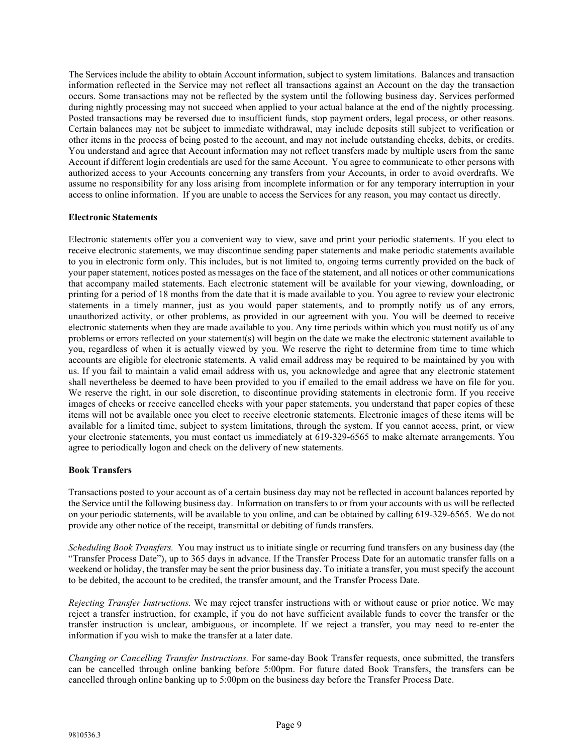The Services include the ability to obtain Account information, subject to system limitations. Balances and transaction information reflected in the Service may not reflect all transactions against an Account on the day the transaction occurs. Some transactions may not be reflected by the system until the following business day. Services performed during nightly processing may not succeed when applied to your actual balance at the end of the nightly processing. Posted transactions may be reversed due to insufficient funds, stop payment orders, legal process, or other reasons. Certain balances may not be subject to immediate withdrawal, may include deposits still subject to verification or other items in the process of being posted to the account, and may not include outstanding checks, debits, or credits. You understand and agree that Account information may not reflect transfers made by multiple users from the same Account if different login credentials are used for the same Account. You agree to communicate to other persons with authorized access to your Accounts concerning any transfers from your Accounts, in order to avoid overdrafts. We assume no responsibility for any loss arising from incomplete information or for any temporary interruption in your access to online information. If you are unable to access the Services for any reason, you may contact us directly.

**Electronic Statements**

Electronic statements offer you a convenient way to view, save and print your periodic statements. If you elect to receive electronic statements, we may discontinue sending paper statements and make periodic statements available to you in electronic form only. This includes, but is not limited to, ongoing terms currently provided on the back of your paper statement, notices posted as messages on the face of the statement, and all notices or other communications that accompany mailed statements. Each electronic statement will be available for your viewing, downloading, or printing for a period of 18 months from the date that it is made available to you. You agree to review your electronic statements in a timely manner, just as you would paper statements, and to promptly notify us of any errors, unauthorized activity, or other problems, as provided in our agreement with you. You will be deemed to receive electronic statements when they are made available to you. Any time periods within which you must notify us of any problems or errors reflected on your statement(s) will begin on the date we make the electronic statement available to you, regardless of when it is actually viewed by you. We reserve the right to determine from time to time which accounts are eligible for electronic statements. A valid email address may be required to be maintained by you with us. If you fail to maintain a valid email address with us, you acknowledge and agree that any electronic statement shall nevertheless be deemed to have been provided to you if emailed to the email address we have on file for you. We reserve the right, in our sole discretion, to discontinue providing statements in electronic form. If you receive images of checks or receive cancelled checks with your paper statements, you understand that paper copies of these items will not be available once you elect to receive electronic statements. Electronic images of these items will be available for a limited time, subject to system limitations, through the system. If you cannot access, print, or view your electronic statements, you must contact us immediately at 619-329-6565 to make alternate arrangements. You agree to periodically logon and check on the delivery of new statements.

**Book Transfers**

Transactions posted to your account as of a certain business day may not be reflected in account balances reported by the Service until the following business day. Information on transfers to or from your accounts with us will be reflected on your periodic statements, will be available to you online, and can be obtained by calling 619-329-6565. We do not provide any other notice of the receipt, transmittal or debiting of funds transfers.

*Scheduling Book Transfers.* You may instruct us to initiate single or recurring fund transfers on any business day (the "Transfer Process Date"), up to 365 days in advance. If the Transfer Process Date for an automatic transfer falls on a weekend or holiday, the transfer may be sent the prior business day. To initiate a transfer, you must specify the account to be debited, the account to be credited, the transfer amount, and the Transfer Process Date.

*Rejecting Transfer Instructions.* We may reject transfer instructions with or without cause or prior notice. We may reject a transfer instruction, for example, if you do not have sufficient available funds to cover the transfer or the transfer instruction is unclear, ambiguous, or incomplete. If we reject a transfer, you may need to re-enter the information if you wish to make the transfer at a later date.

*Changing or Cancelling Transfer Instructions.* For same-day Book Transfer requests, once submitted, the transfers can be cancelled through online banking before 5:00pm. For future dated Book Transfers, the transfers can be cancelled through online banking up to 5:00pm on the business day before the Transfer Process Date.

9810536.3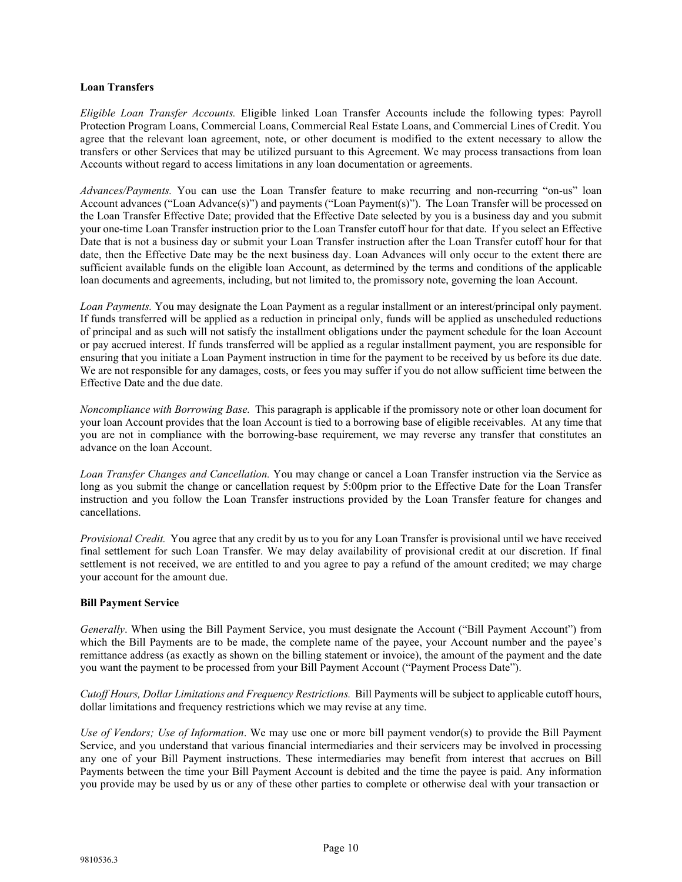**Loan Transfers**

*Eligible Loan Transfer Accounts.* Eligible linked Loan Transfer Accounts include the following types: Payroll Protection Program Loans, Commercial Loans, Commercial Real Estate Loans, and Commercial Lines of Credit. You agree that the relevant loan agreement, note, or other document is modified to the extent necessary to allow the transfers or other Services that may be utilized pursuant to this Agreement. We may process transactions from loan Accounts without regard to access limitations in any loan documentation or agreements.

*Advances/Payments.* You can use the Loan Transfer feature to make recurring and non-recurring "on-us" loan Account advances ("Loan Advance(s)") and payments ("Loan Payment(s)"). The Loan Transfer will be processed on the Loan Transfer Effective Date; provided that the Effective Date selected by you is a business day and you submit your one-time Loan Transfer instruction prior to the Loan Transfer cutoff hour for that date. If you select an Effective Date that is not a business day or submit your Loan Transfer instruction after the Loan Transfer cutoff hour for that date, then the Effective Date may be the next business day. Loan Advances will only occur to the extent there are sufficient available funds on the eligible loan Account, as determined by the terms and conditions of the applicable loan documents and agreements, including, but not limited to, the promissory note, governing the loan Account.

*Loan Payments.* You may designate the Loan Payment as a regular installment or an interest/principal only payment. If funds transferred will be applied as a reduction in principal only, funds will be applied as unscheduled reductions of principal and as such will not satisfy the installment obligations under the payment schedule for the loan Account or pay accrued interest. If funds transferred will be applied as a regular installment payment, you are responsible for ensuring that you initiate a Loan Payment instruction in time for the payment to be received by us before its due date. We are not responsible for any damages, costs, or fees you may suffer if you do not allow sufficient time between the Effective Date and the due date.

*Noncompliance with Borrowing Base.* This paragraph is applicable if the promissory note or other loan document for your loan Account provides that the loan Account is tied to a borrowing base of eligible receivables. At any time that you are not in compliance with the borrowing-base requirement, we may reverse any transfer that constitutes an advance on the loan Account.

*Loan Transfer Changes and Cancellation.* You may change or cancel a Loan Transfer instruction via the Service as long as you submit the change or cancellation request by 5:00pm prior to the Effective Date for the Loan Transfer instruction and you follow the Loan Transfer instructions provided by the Loan Transfer feature for changes and cancellations.

*Provisional Credit.* You agree that any credit by us to you for any Loan Transfer is provisional until we have received final settlement for such Loan Transfer. We may delay availability of provisional credit at our discretion. If final settlement is not received, we are entitled to and you agree to pay a refund of the amount credited; we may charge your account for the amount due.

**Bill Payment Service**

*Generally*. When using the Bill Payment Service, you must designate the Account ("Bill Payment Account") from which the Bill Payments are to be made, the complete name of the payee, your Account number and the payee's remittance address (as exactly as shown on the billing statement or invoice), the amount of the payment and the date you want the payment to be processed from your Bill Payment Account ("Payment Process Date").

*Cutoff Hours, Dollar Limitations and Frequency Restrictions.* Bill Payments will be subject to applicable cutoff hours, dollar limitations and frequency restrictions which we may revise at any time.

*Use of Vendors; Use of Information*. We may use one or more bill payment vendor(s) to provide the Bill Payment Service, and you understand that various financial intermediaries and their servicers may be involved in processing any one of your Bill Payment instructions. These intermediaries may benefit from interest that accrues on Bill Payments between the time your Bill Payment Account is debited and the time the payee is paid. Any information you provide may be used by us or any of these other parties to complete or otherwise deal with your transaction or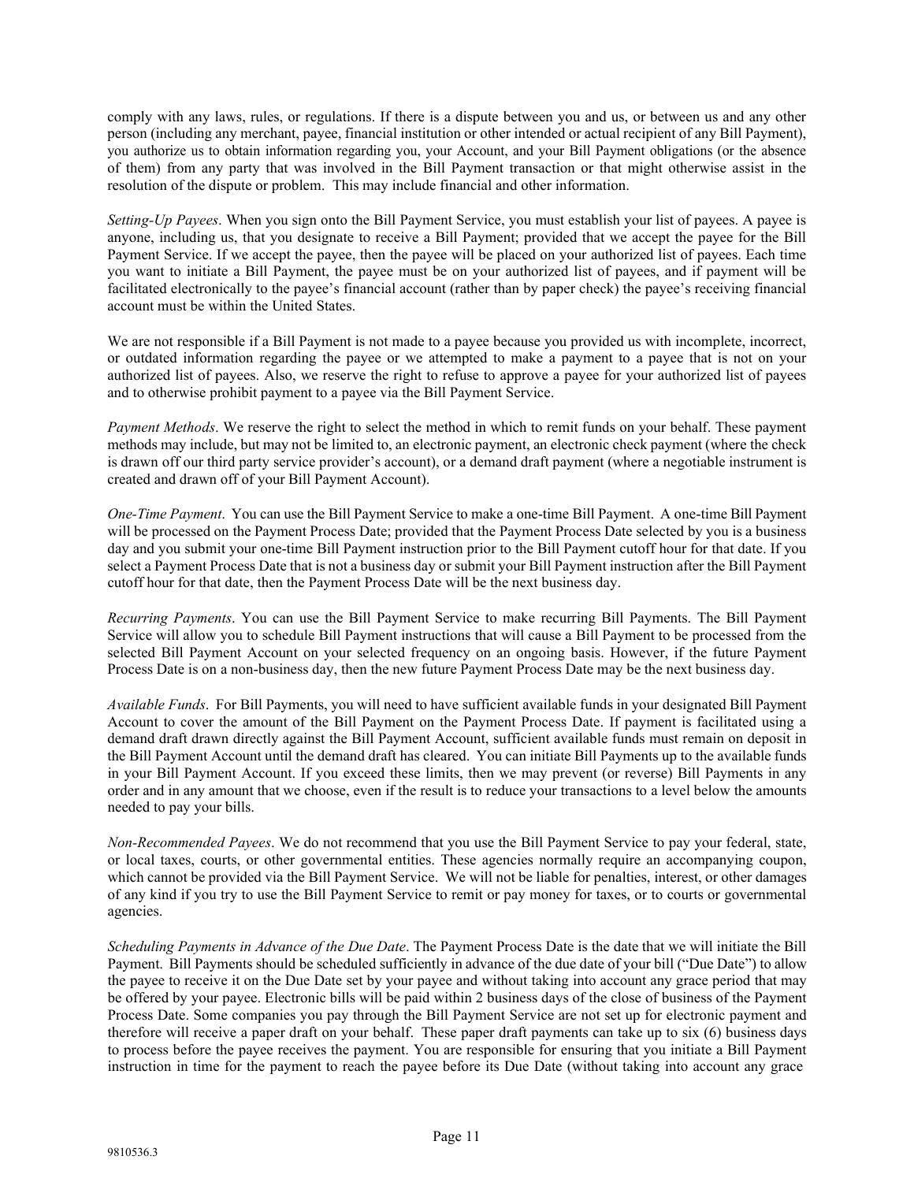comply with any laws, rules, or regulations. If there is a dispute between you and us, or between us and any other person (including any merchant, payee, financial institution or other intended or actual recipient of any Bill Payment), you authorize us to obtain information regarding you, your Account, and your Bill Payment obligations (or the absence of them) from any party that was involved in the Bill Payment transaction or that might otherwise assist in the resolution of the dispute or problem. This may include financial and other information.

*Setting-Up Payees*. When you sign onto the Bill Payment Service, you must establish your list of payees. A payee is anyone, including us, that you designate to receive a Bill Payment; provided that we accept the payee for the Bill Payment Service. If we accept the payee, then the payee will be placed on your authorized list of payees. Each time you want to initiate a Bill Payment, the payee must be on your authorized list of payees, and if payment will be facilitated electronically to the payee's financial account (rather than by paper check) the payee's receiving financial account must be within the United States.

We are not responsible if a Bill Payment is not made to a payee because you provided us with incomplete, incorrect, or outdated information regarding the payee or we attempted to make a payment to a payee that is not on your authorized list of payees. Also, we reserve the right to refuse to approve a payee for your authorized list of payees and to otherwise prohibit payment to a payee via the Bill Payment Service.

*Payment Methods*. We reserve the right to select the method in which to remit funds on your behalf. These payment methods may include, but may not be limited to, an electronic payment, an electronic check payment (where the check is drawn off our third party service provider's account), or a demand draft payment (where a negotiable instrument is created and drawn off of your Bill Payment Account).

*One-Time Payment*. You can use the Bill Payment Service to make a one-time Bill Payment. A one-time Bill Payment will be processed on the Payment Process Date; provided that the Payment Process Date selected by you is a business day and you submit your one-time Bill Payment instruction prior to the Bill Payment cutoff hour for that date. If you select a Payment Process Date that is not a business day or submit your Bill Payment instruction after the Bill Payment cutoff hour for that date, then the Payment Process Date will be the next business day.

*Recurring Payments*. You can use the Bill Payment Service to make recurring Bill Payments. The Bill Payment Service will allow you to schedule Bill Payment instructions that will cause a Bill Payment to be processed from the selected Bill Payment Account on your selected frequency on an ongoing basis. However, if the future Payment Process Date is on a non-business day, then the new future Payment Process Date may be the next business day.

*Available Funds*. For Bill Payments, you will need to have sufficient available funds in your designated Bill Payment Account to cover the amount of the Bill Payment on the Payment Process Date. If payment is facilitated using a demand draft drawn directly against the Bill Payment Account, sufficient available funds must remain on deposit in the Bill Payment Account until the demand draft has cleared. You can initiate Bill Payments up to the available funds in your Bill Payment Account. If you exceed these limits, then we may prevent (or reverse) Bill Payments in any order and in any amount that we choose, even if the result is to reduce your transactions to a level below the amounts needed to pay your bills.

*Non-Recommended Payees*. We do not recommend that you use the Bill Payment Service to pay your federal, state, or local taxes, courts, or other governmental entities. These agencies normally require an accompanying coupon, which cannot be provided via the Bill Payment Service. We will not be liable for penalties, interest, or other damages of any kind if you try to use the Bill Payment Service to remit or pay money for taxes, or to courts or governmental agencies.

*Scheduling Payments in Advance of the Due Date*. The Payment Process Date is the date that we will initiate the Bill Payment. Bill Payments should be scheduled sufficiently in advance of the due date of your bill ("Due Date") to allow the payee to receive it on the Due Date set by your payee and without taking into account any grace period that may be offered by your payee. Electronic bills will be paid within 2 business days of the close of business of the Payment Process Date. Some companies you pay through the Bill Payment Service are not set up for electronic payment and therefore will receive a paper draft on your behalf. These paper draft payments can take up to six (6) business days to process before the payee receives the payment. You are responsible for ensuring that you initiate a Bill Payment instruction in time for the payment to reach the payee before its Due Date (without taking into account any grace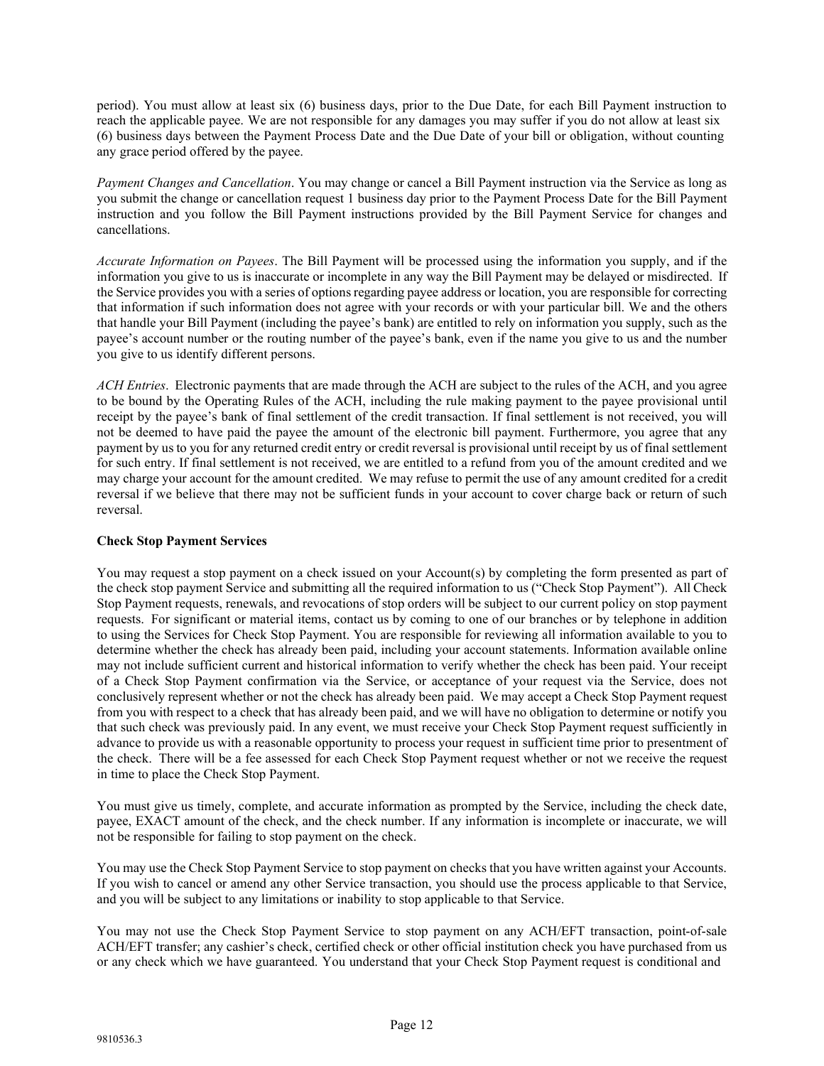period). You must allow at least six (6) business days, prior to the Due Date, for each Bill Payment instruction to reach the applicable payee. We are not responsible for any damages you may suffer if you do not allow at least six (6) business days between the Payment Process Date and the Due Date of your bill or obligation, without counting any grace period offered by the payee.

*Payment Changes and Cancellation*. You may change or cancel a Bill Payment instruction via the Service as long as you submit the change or cancellation request 1 business day prior to the Payment Process Date for the Bill Payment instruction and you follow the Bill Payment instructions provided by the Bill Payment Service for changes and cancellations.

*Accurate Information on Payees*. The Bill Payment will be processed using the information you supply, and if the information you give to us is inaccurate or incomplete in any way the Bill Payment may be delayed or misdirected. If the Service provides you with a series of options regarding payee address or location, you are responsible for correcting that information if such information does not agree with your records or with your particular bill. We and the others that handle your Bill Payment (including the payee's bank) are entitled to rely on information you supply, such as the payee's account number or the routing number of the payee's bank, even if the name you give to us and the number you give to us identify different persons.

*ACH Entries*. Electronic payments that are made through the ACH are subject to the rules of the ACH, and you agree to be bound by the Operating Rules of the ACH, including the rule making payment to the payee provisional until receipt by the payee's bank of final settlement of the credit transaction. If final settlement is not received, you will not be deemed to have paid the payee the amount of the electronic bill payment. Furthermore, you agree that any payment by us to you for any returned credit entry or credit reversal is provisional until receipt by us of final settlement for such entry. If final settlement is not received, we are entitled to a refund from you of the amount credited and we may charge your account for the amount credited. We may refuse to permit the use of any amount credited for a credit reversal if we believe that there may not be sufficient funds in your account to cover charge back or return of such reversal.

**Check Stop Payment Services**

You may request a stop payment on a check issued on your Account(s) by completing the form presented as part of the check stop payment Service and submitting all the required information to us ("Check Stop Payment"). All Check Stop Payment requests, renewals, and revocations of stop orders will be subject to our current policy on stop payment requests. For significant or material items, contact us by coming to one of our branches or by telephone in addition to using the Services for Check Stop Payment. You are responsible for reviewing all information available to you to determine whether the check has already been paid, including your account statements. Information available online may not include sufficient current and historical information to verify whether the check has been paid. Your receipt of a Check Stop Payment confirmation via the Service, or acceptance of your request via the Service, does not conclusively represent whether or not the check has already been paid. We may accept a Check Stop Payment request from you with respect to a check that has already been paid, and we will have no obligation to determine or notify you that such check was previously paid. In any event, we must receive your Check Stop Payment request sufficiently in advance to provide us with a reasonable opportunity to process your request in sufficient time prior to presentment of the check. There will be a fee assessed for each Check Stop Payment request whether or not we receive the request in time to place the Check Stop Payment.

You must give us timely, complete, and accurate information as prompted by the Service, including the check date, payee, EXACT amount of the check, and the check number. If any information is incomplete or inaccurate, we will not be responsible for failing to stop payment on the check.

You may use the Check Stop Payment Service to stop payment on checks that you have written against your Accounts. If you wish to cancel or amend any other Service transaction, you should use the process applicable to that Service, and you will be subject to any limitations or inability to stop applicable to that Service.

You may not use the Check Stop Payment Service to stop payment on any ACH/EFT transaction, point-of-sale ACH/EFT transfer; any cashier's check, certified check or other official institution check you have purchased from us or any check which we have guaranteed. You understand that your Check Stop Payment request is conditional and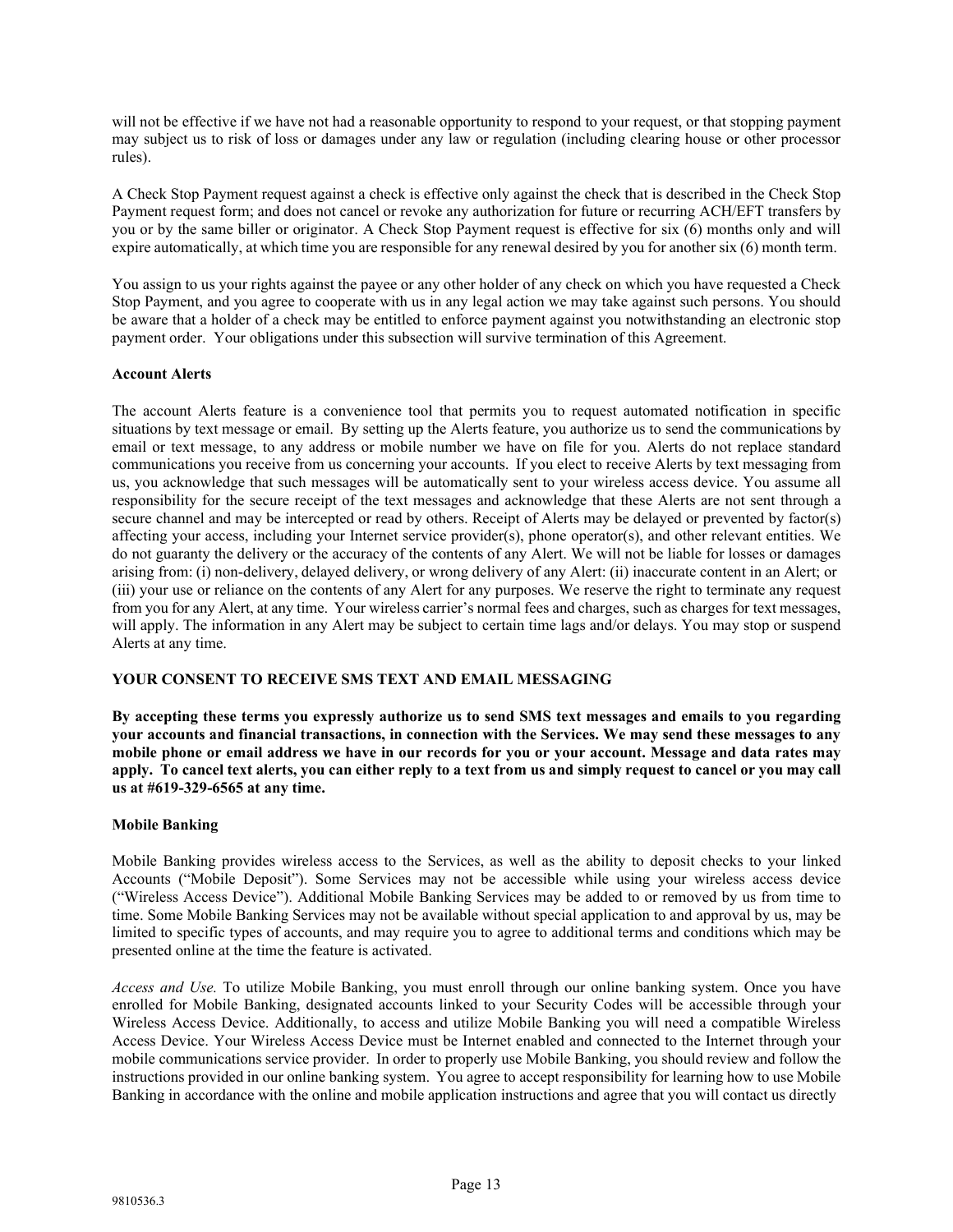will not be effective if we have not had a reasonable opportunity to respond to your request, or that stopping payment may subject us to risk of loss or damages under any law or regulation (including clearing house or other processor rules).

A Check Stop Payment request against a check is effective only against the check that is described in the Check Stop Payment request form; and does not cancel or revoke any authorization for future or recurring ACH/EFT transfers by you or by the same biller or originator. A Check Stop Payment request is effective for six (6) months only and will expire automatically, at which time you are responsible for any renewal desired by you for another six (6) month term.

You assign to us your rights against the payee or any other holder of any check on which you have requested a Check Stop Payment, and you agree to cooperate with us in any legal action we may take against such persons. You should be aware that a holder of a check may be entitled to enforce payment against you notwithstanding an electronic stop payment order. Your obligations under this subsection will survive termination of this Agreement.

**Account Alerts**

The account Alerts feature is a convenience tool that permits you to request automated notification in specific situations by text message or email. By setting up the Alerts feature, you authorize us to send the communications by email or text message, to any address or mobile number we have on file for you. Alerts do not replace standard communications you receive from us concerning your accounts. If you elect to receive Alerts by text messaging from us, you acknowledge that such messages will be automatically sent to your wireless access device. You assume all responsibility for the secure receipt of the text messages and acknowledge that these Alerts are not sent through a secure channel and may be intercepted or read by others. Receipt of Alerts may be delayed or prevented by factor(s) affecting your access, including your Internet service provider(s), phone operator(s), and other relevant entities. We do not guaranty the delivery or the accuracy of the contents of any Alert. We will not be liable for losses or damages arising from: (i) non-delivery, delayed delivery, or wrong delivery of any Alert: (ii) inaccurate content in an Alert; or (iii) your use or reliance on the contents of any Alert for any purposes. We reserve the right to terminate any request from you for any Alert, at any time. Your wireless carrier's normal fees and charges, such as charges for text messages, will apply. The information in any Alert may be subject to certain time lags and/or delays. You may stop or suspend Alerts at any time.

**YOUR CONSENT TO RECEIVE SMS TEXT AND EMAIL MESSAGING**

**By accepting these terms you expressly authorize us to send SMS text messages and emails to you regarding your accounts and financial transactions, in connection with the Services. We may send these messages to any mobile phone or email address we have in our records for you or your account. Message and data rates may apply. To cancel text alerts, you can either reply to a text from us and simply request to cancel or you may call us at #619-329-6565 at any time.**

**Mobile Banking**

Mobile Banking provides wireless access to the Services, as well as the ability to deposit checks to your linked Accounts ("Mobile Deposit"). Some Services may not be accessible while using your wireless access device ("Wireless Access Device"). Additional Mobile Banking Services may be added to or removed by us from time to time. Some Mobile Banking Services may not be available without special application to and approval by us, may be limited to specific types of accounts, and may require you to agree to additional terms and conditions which may be presented online at the time the feature is activated.

*Access and Use.* To utilize Mobile Banking, you must enroll through our online banking system. Once you have enrolled for Mobile Banking, designated accounts linked to your Security Codes will be accessible through your Wireless Access Device. Additionally, to access and utilize Mobile Banking you will need a compatible Wireless Access Device. Your Wireless Access Device must be Internet enabled and connected to the Internet through your mobile communications service provider. In order to properly use Mobile Banking, you should review and follow the instructions provided in our online banking system. You agree to accept responsibility for learning how to use Mobile Banking in accordance with the online and mobile application instructions and agree that you will contact us directly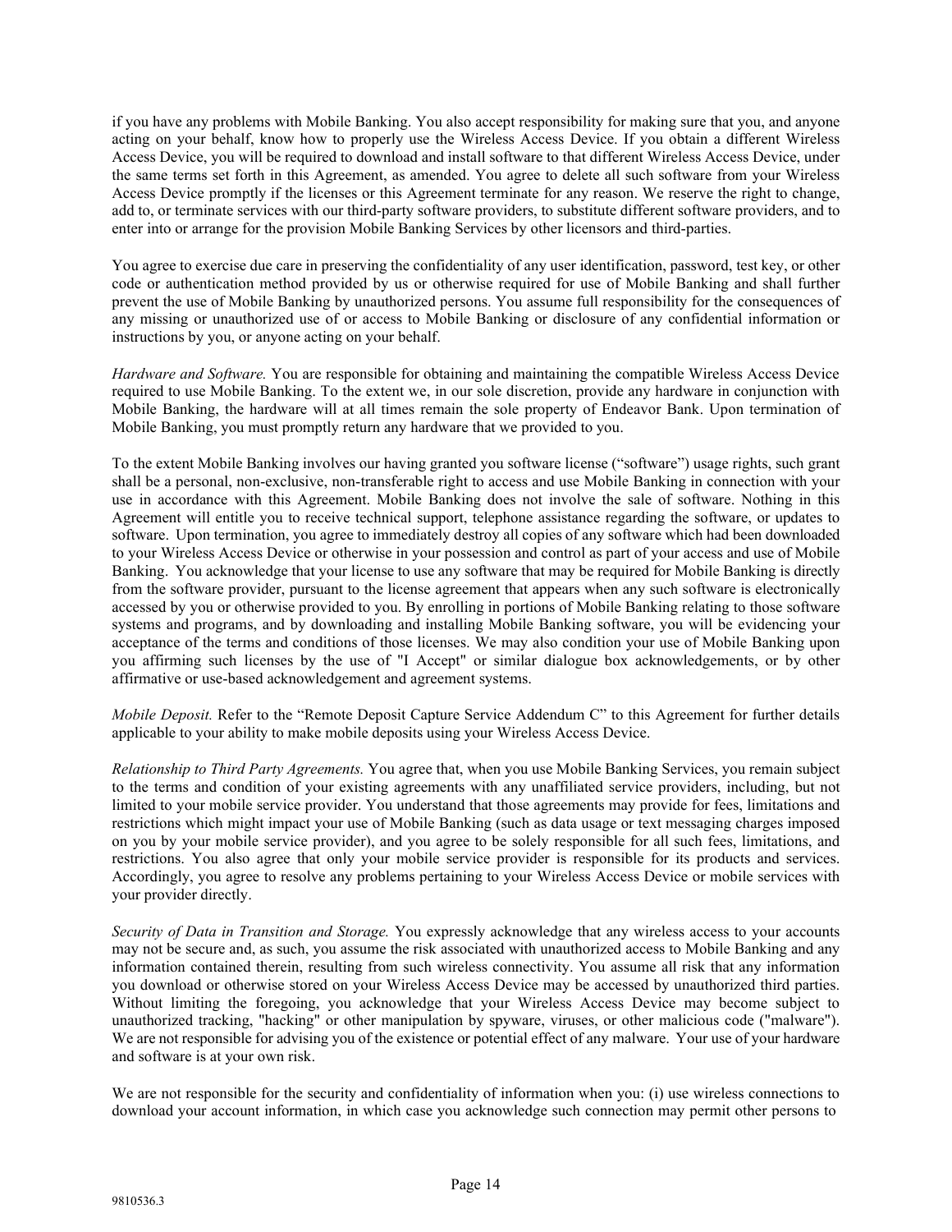if you have any problems with Mobile Banking. You also accept responsibility for making sure that you, and anyone acting on your behalf, know how to properly use the Wireless Access Device. If you obtain a different Wireless Access Device, you will be required to download and install software to that different Wireless Access Device, under the same terms set forth in this Agreement, as amended. You agree to delete all such software from your Wireless Access Device promptly if the licenses or this Agreement terminate for any reason. We reserve the right to change, add to, or terminate services with our third-party software providers, to substitute different software providers, and to enter into or arrange for the provision Mobile Banking Services by other licensors and third-parties.

You agree to exercise due care in preserving the confidentiality of any user identification, password, test key, or other code or authentication method provided by us or otherwise required for use of Mobile Banking and shall further prevent the use of Mobile Banking by unauthorized persons. You assume full responsibility for the consequences of any missing or unauthorized use of or access to Mobile Banking or disclosure of any confidential information or instructions by you, or anyone acting on your behalf.

*Hardware and Software.* You are responsible for obtaining and maintaining the compatible Wireless Access Device required to use Mobile Banking. To the extent we, in our sole discretion, provide any hardware in conjunction with Mobile Banking, the hardware will at all times remain the sole property of Endeavor Bank. Upon termination of Mobile Banking, you must promptly return any hardware that we provided to you.

To the extent Mobile Banking involves our having granted you software license ("software") usage rights, such grant shall be a personal, non-exclusive, non-transferable right to access and use Mobile Banking in connection with your use in accordance with this Agreement. Mobile Banking does not involve the sale of software. Nothing in this Agreement will entitle you to receive technical support, telephone assistance regarding the software, or updates to software. Upon termination, you agree to immediately destroy all copies of any software which had been downloaded to your Wireless Access Device or otherwise in your possession and control as part of your access and use of Mobile Banking. You acknowledge that your license to use any software that may be required for Mobile Banking is directly from the software provider, pursuant to the license agreement that appears when any such software is electronically accessed by you or otherwise provided to you. By enrolling in portions of Mobile Banking relating to those software systems and programs, and by downloading and installing Mobile Banking software, you will be evidencing your acceptance of the terms and conditions of those licenses. We may also condition your use of Mobile Banking upon you affirming such licenses by the use of "I Accept" or similar dialogue box acknowledgements, or by other affirmative or use-based acknowledgement and agreement systems.

*Mobile Deposit.* Refer to the "Remote Deposit Capture Service Addendum C" to this Agreement for further details applicable to your ability to make mobile deposits using your Wireless Access Device.

*Relationship to Third Party Agreements.* You agree that, when you use Mobile Banking Services, you remain subject to the terms and condition of your existing agreements with any unaffiliated service providers, including, but not limited to your mobile service provider. You understand that those agreements may provide for fees, limitations and restrictions which might impact your use of Mobile Banking (such as data usage or text messaging charges imposed on you by your mobile service provider), and you agree to be solely responsible for all such fees, limitations, and restrictions. You also agree that only your mobile service provider is responsible for its products and services. Accordingly, you agree to resolve any problems pertaining to your Wireless Access Device or mobile services with your provider directly.

*Security of Data in Transition and Storage.* You expressly acknowledge that any wireless access to your accounts may not be secure and, as such, you assume the risk associated with unauthorized access to Mobile Banking and any information contained therein, resulting from such wireless connectivity. You assume all risk that any information you download or otherwise stored on your Wireless Access Device may be accessed by unauthorized third parties. Without limiting the foregoing, you acknowledge that your Wireless Access Device may become subject to unauthorized tracking, "hacking" or other manipulation by spyware, viruses, or other malicious code ("malware"). We are not responsible for advising you of the existence or potential effect of any malware. Your use of your hardware and software is at your own risk.

We are not responsible for the security and confidentiality of information when you: (i) use wireless connections to download your account information, in which case you acknowledge such connection may permit other persons to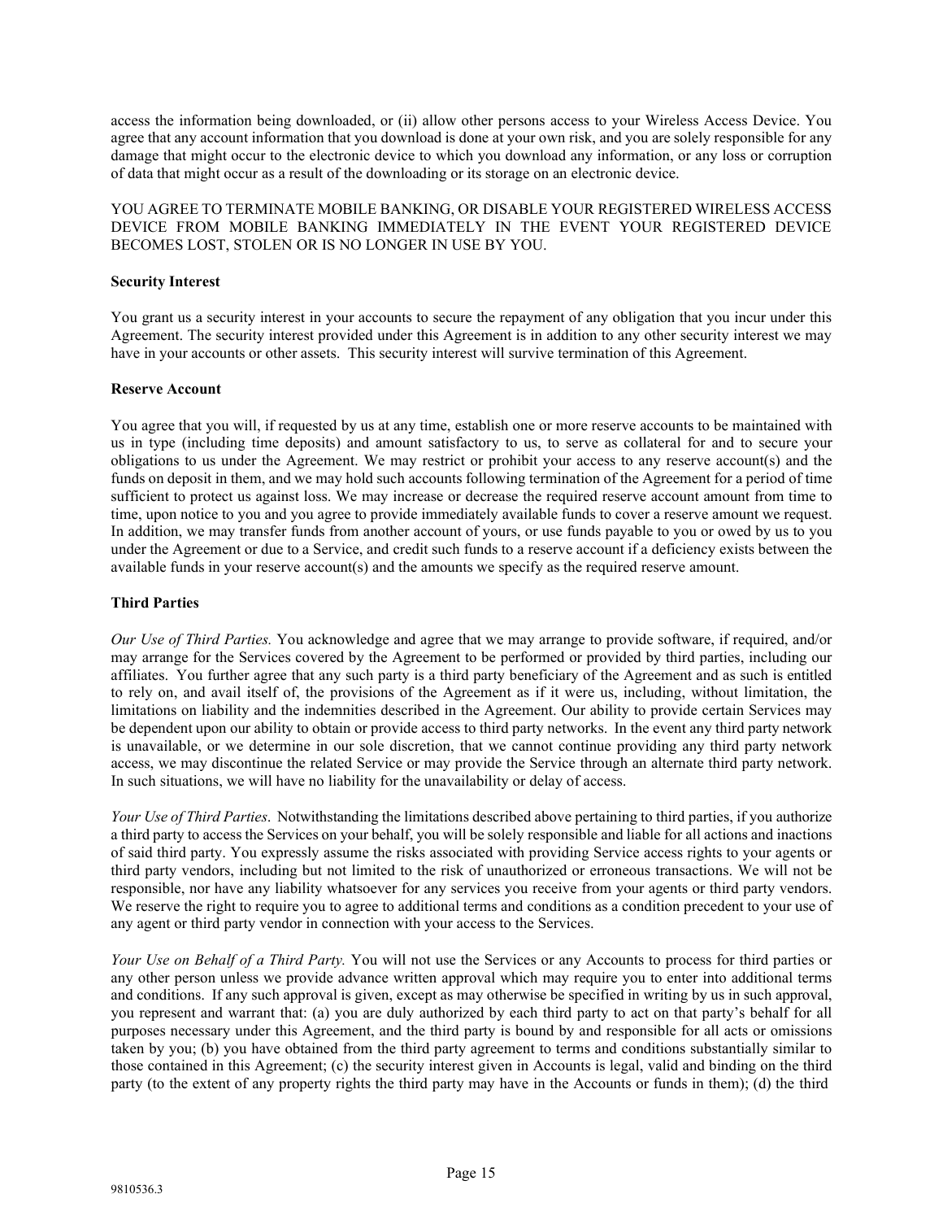access the information being downloaded, or (ii) allow other persons access to your Wireless Access Device. You agree that any account information that you download is done at your own risk, and you are solely responsible for any damage that might occur to the electronic device to which you download any information, or any loss or corruption of data that might occur as a result of the downloading or its storage on an electronic device.

YOU AGREE TO TERMINATE MOBILE BANKING, OR DISABLE YOUR REGISTERED WIRELESS ACCESS DEVICE FROM MOBILE BANKING IMMEDIATELY IN THE EVENT YOUR REGISTERED DEVICE BECOMES LOST, STOLEN OR IS NO LONGER IN USE BY YOU.

**Security Interest**

You grant us a security interest in your accounts to secure the repayment of any obligation that you incur under this Agreement. The security interest provided under this Agreement is in addition to any other security interest we may have in your accounts or other assets. This security interest will survive termination of this Agreement.

**Reserve Account**

You agree that you will, if requested by us at any time, establish one or more reserve accounts to be maintained with us in type (including time deposits) and amount satisfactory to us, to serve as collateral for and to secure your obligations to us under the Agreement. We may restrict or prohibit your access to any reserve account(s) and the funds on deposit in them, and we may hold such accounts following termination of the Agreement for a period of time sufficient to protect us against loss. We may increase or decrease the required reserve account amount from time to time, upon notice to you and you agree to provide immediately available funds to cover a reserve amount we request. In addition, we may transfer funds from another account of yours, or use funds payable to you or owed by us to you under the Agreement or due to a Service, and credit such funds to a reserve account if a deficiency exists between the available funds in your reserve account(s) and the amounts we specify as the required reserve amount.

**Third Parties**

*Our Use of Third Parties.* You acknowledge and agree that we may arrange to provide software, if required, and/or may arrange for the Services covered by the Agreement to be performed or provided by third parties, including our affiliates. You further agree that any such party is a third party beneficiary of the Agreement and as such is entitled to rely on, and avail itself of, the provisions of the Agreement as if it were us, including, without limitation, the limitations on liability and the indemnities described in the Agreement. Our ability to provide certain Services may be dependent upon our ability to obtain or provide access to third party networks. In the event any third party network is unavailable, or we determine in our sole discretion, that we cannot continue providing any third party network access, we may discontinue the related Service or may provide the Service through an alternate third party network. In such situations, we will have no liability for the unavailability or delay of access.

*Your Use of Third Parties*. Notwithstanding the limitations described above pertaining to third parties, if you authorize a third party to access the Services on your behalf, you will be solely responsible and liable for all actions and inactions of said third party. You expressly assume the risks associated with providing Service access rights to your agents or third party vendors, including but not limited to the risk of unauthorized or erroneous transactions. We will not be responsible, nor have any liability whatsoever for any services you receive from your agents or third party vendors. We reserve the right to require you to agree to additional terms and conditions as a condition precedent to your use of any agent or third party vendor in connection with your access to the Services.

*Your Use on Behalf of a Third Party.* You will not use the Services or any Accounts to process for third parties or any other person unless we provide advance written approval which may require you to enter into additional terms and conditions. If any such approval is given, except as may otherwise be specified in writing by us in such approval, you represent and warrant that: (a) you are duly authorized by each third party to act on that party's behalf for all purposes necessary under this Agreement, and the third party is bound by and responsible for all acts or omissions taken by you; (b) you have obtained from the third party agreement to terms and conditions substantially similar to those contained in this Agreement; (c) the security interest given in Accounts is legal, valid and binding on the third party (to the extent of any property rights the third party may have in the Accounts or funds in them); (d) the third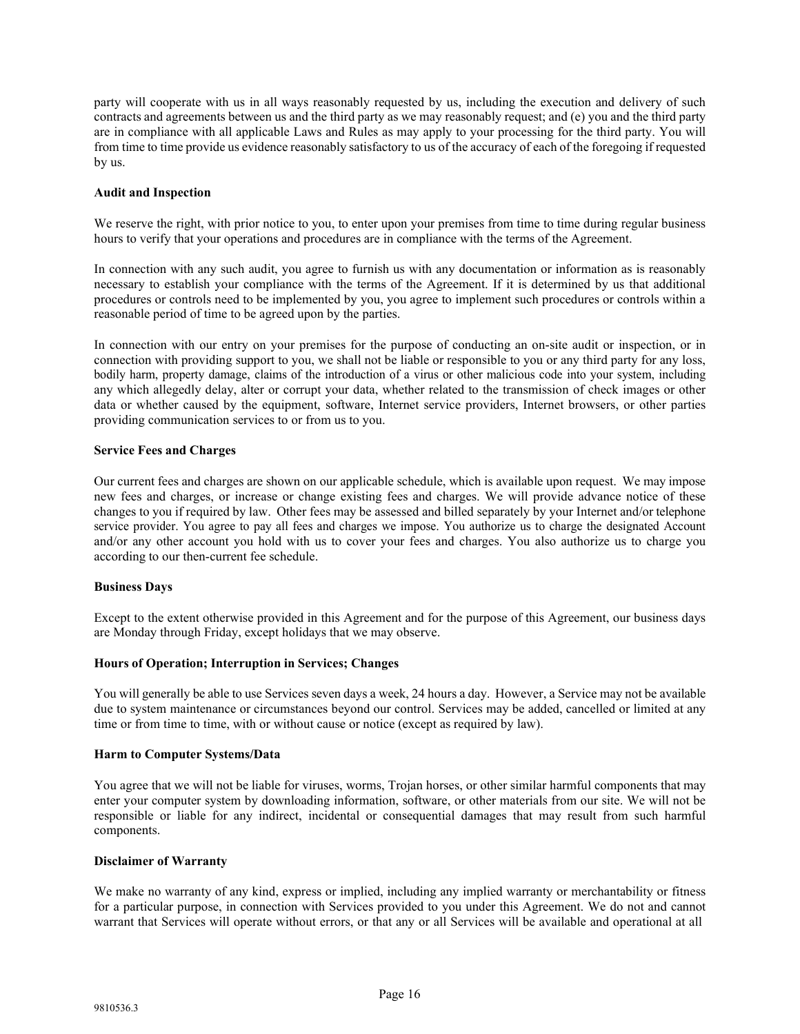party will cooperate with us in all ways reasonably requested by us, including the execution and delivery of such contracts and agreements between us and the third party as we may reasonably request; and (e) you and the third party are in compliance with all applicable Laws and Rules as may apply to your processing for the third party. You will from time to time provide us evidence reasonably satisfactory to us of the accuracy of each of the foregoing if requested by us.

**Audit and Inspection**

We reserve the right, with prior notice to you, to enter upon your premises from time to time during regular business hours to verify that your operations and procedures are in compliance with the terms of the Agreement.

In connection with any such audit, you agree to furnish us with any documentation or information as is reasonably necessary to establish your compliance with the terms of the Agreement. If it is determined by us that additional procedures or controls need to be implemented by you, you agree to implement such procedures or controls within a reasonable period of time to be agreed upon by the parties.

In connection with our entry on your premises for the purpose of conducting an on-site audit or inspection, or in connection with providing support to you, we shall not be liable or responsible to you or any third party for any loss, bodily harm, property damage, claims of the introduction of a virus or other malicious code into your system, including any which allegedly delay, alter or corrupt your data, whether related to the transmission of check images or other data or whether caused by the equipment, software, Internet service providers, Internet browsers, or other parties providing communication services to or from us to you.

**Service Fees and Charges**

Our current fees and charges are shown on our applicable schedule, which is available upon request. We may impose new fees and charges, or increase or change existing fees and charges. We will provide advance notice of these changes to you if required by law. Other fees may be assessed and billed separately by your Internet and/or telephone service provider. You agree to pay all fees and charges we impose. You authorize us to charge the designated Account and/or any other account you hold with us to cover your fees and charges. You also authorize us to charge you according to our then-current fee schedule.

**Business Days**

Except to the extent otherwise provided in this Agreement and for the purpose of this Agreement, our business days are Monday through Friday, except holidays that we may observe.

**Hours of Operation; Interruption in Services; Changes**

You will generally be able to use Services seven days a week, 24 hours a day. However, a Service may not be available due to system maintenance or circumstances beyond our control. Services may be added, cancelled or limited at any time or from time to time, with or without cause or notice (except as required by law).

**Harm to Computer Systems/Data**

You agree that we will not be liable for viruses, worms, Trojan horses, or other similar harmful components that may enter your computer system by downloading information, software, or other materials from our site. We will not be responsible or liable for any indirect, incidental or consequential damages that may result from such harmful components.

**Disclaimer of Warranty**

We make no warranty of any kind, express or implied, including any implied warranty or merchantability or fitness for a particular purpose, in connection with Services provided to you under this Agreement. We do not and cannot warrant that Services will operate without errors, or that any or all Services will be available and operational at all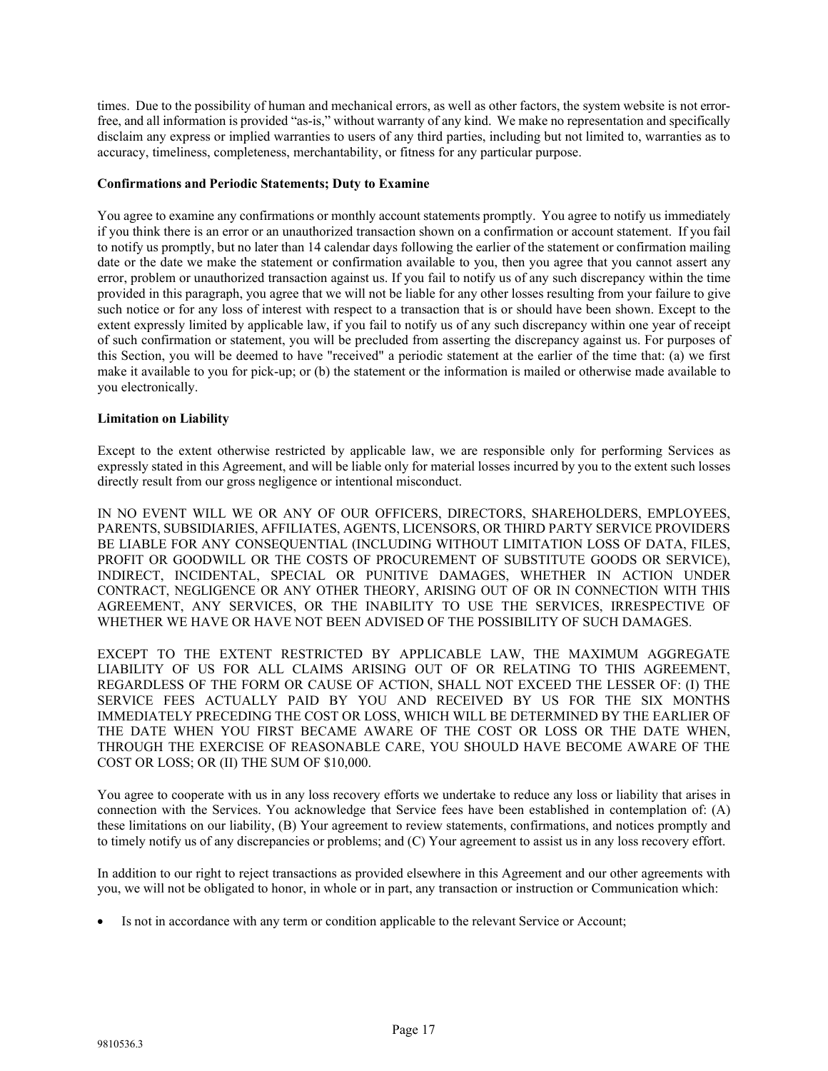times. Due to the possibility of human and mechanical errors, as well as other factors, the system website is not error-free, and all information is provided "as-is," without warranty of any kind. We make no representation and specifically disclaim any express or implied warranties to users of any third parties, including but not limited to, warranties as to accuracy, timeliness, completeness, merchantability, or fitness for any particular purpose.

**Confirmations and Periodic Statements; Duty to Examine**

You agree to examine any confirmations or monthly account statements promptly. You agree to notify us immediately if you think there is an error or an unauthorized transaction shown on a confirmation or account statement. If you fail to notify us promptly, but no later than 14 calendar days following the earlier of the statement or confirmation mailing date or the date we make the statement or confirmation available to you, then you agree that you cannot assert any error, problem or unauthorized transaction against us. If you fail to notify us of any such discrepancy within the time provided in this paragraph, you agree that we will not be liable for any other losses resulting from your failure to give such notice or for any loss of interest with respect to a transaction that is or should have been shown. Except to the extent expressly limited by applicable law, if you fail to notify us of any such discrepancy within one year of receipt of such confirmation or statement, you will be precluded from asserting the discrepancy against us. For purposes of this Section, you will be deemed to have "received" a periodic statement at the earlier of the time that: (a) we first make it available to you for pick-up; or (b) the statement or the information is mailed or otherwise made available to you electronically.

**Limitation on Liability**

Except to the extent otherwise restricted by applicable law, we are responsible only for performing Services as expressly stated in this Agreement, and will be liable only for material losses incurred by you to the extent such losses directly result from our gross negligence or intentional misconduct.

IN NO EVENT WILL WE OR ANY OF OUR OFFICERS, DIRECTORS, SHAREHOLDERS, EMPLOYEES, PARENTS, SUBSIDIARIES, AFFILIATES, AGENTS, LICENSORS, OR THIRD PARTY SERVICE PROVIDERS BE LIABLE FOR ANY CONSEQUENTIAL (INCLUDING WITHOUT LIMITATION LOSS OF DATA, FILES, PROFIT OR GOODWILL OR THE COSTS OF PROCUREMENT OF SUBSTITUTE GOODS OR SERVICE), INDIRECT, INCIDENTAL, SPECIAL OR PUNITIVE DAMAGES, WHETHER IN ACTION UNDER CONTRACT, NEGLIGENCE OR ANY OTHER THEORY, ARISING OUT OF OR IN CONNECTION WITH THIS AGREEMENT, ANY SERVICES, OR THE INABILITY TO USE THE SERVICES, IRRESPECTIVE OF WHETHER WE HAVE OR HAVE NOT BEEN ADVISED OF THE POSSIBILITY OF SUCH DAMAGES.

EXCEPT TO THE EXTENT RESTRICTED BY APPLICABLE LAW, THE MAXIMUM AGGREGATE LIABILITY OF US FOR ALL CLAIMS ARISING OUT OF OR RELATING TO THIS AGREEMENT, REGARDLESS OF THE FORM OR CAUSE OF ACTION, SHALL NOT EXCEED THE LESSER OF: (I) THE SERVICE FEES ACTUALLY PAID BY YOU AND RECEIVED BY US FOR THE SIX MONTHS IMMEDIATELY PRECEDING THE COST OR LOSS, WHICH WILL BE DETERMINED BY THE EARLIER OF THE DATE WHEN YOU FIRST BECAME AWARE OF THE COST OR LOSS OR THE DATE WHEN, THROUGH THE EXERCISE OF REASONABLE CARE, YOU SHOULD HAVE BECOME AWARE OF THE COST OR LOSS; OR (II) THE SUM OF $10,000.

You agree to cooperate with us in any loss recovery efforts we undertake to reduce any loss or liability that arises in connection with the Services. You acknowledge that Service fees have been established in contemplation of: (A) these limitations on our liability, (B) Your agreement to review statements, confirmations, and notices promptly and to timely notify us of any discrepancies or problems; and (C) Your agreement to assist us in any loss recovery effort.

In addition to our right to reject transactions as provided elsewhere in this Agreement and our other agreements with you, we will not be obligated to honor, in whole or in part, any transaction or instruction or Communication which:

- Is not in accordance with any term or condition applicable to the relevant Service or Account;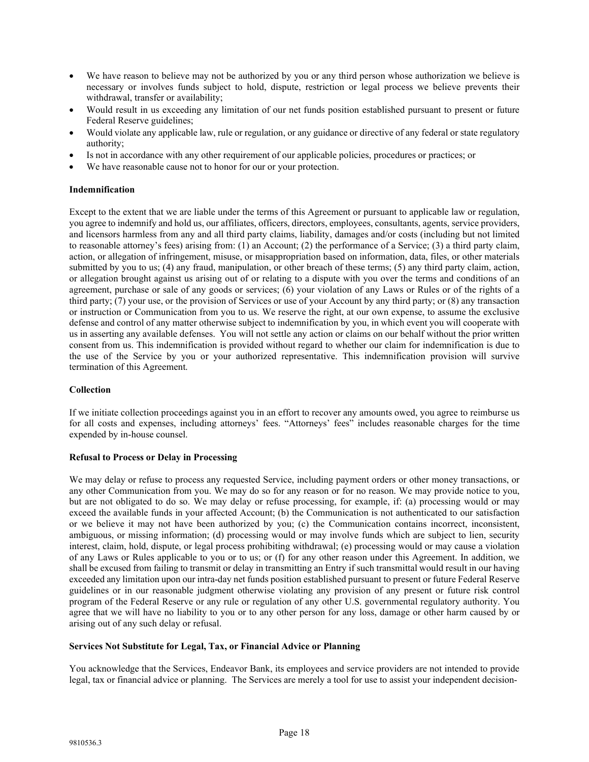- We have reason to believe may not be authorized by you or any third person whose authorization we believe is necessary or involves funds subject to hold, dispute, restriction or legal process we believe prevents their withdrawal, transfer or availability;
- Would result in us exceeding any limitation of our net funds position established pursuant to present or future Federal Reserve guidelines;
- Would violate any applicable law, rule or regulation, or any guidance or directive of any federal or state regulatory authority;
- Is not in accordance with any other requirement of our applicable policies, procedures or practices; or
- We have reasonable cause not to honor for our or your protection.

**Indemnification**

Except to the extent that we are liable under the terms of this Agreement or pursuant to applicable law or regulation, you agree to indemnify and hold us, our affiliates, officers, directors, employees, consultants, agents, service providers, and licensors harmless from any and all third party claims, liability, damages and/or costs (including but not limited to reasonable attorney's fees) arising from: (1) an Account; (2) the performance of a Service; (3) a third party claim, action, or allegation of infringement, misuse, or misappropriation based on information, data, files, or other materials submitted by you to us; (4) any fraud, manipulation, or other breach of these terms; (5) any third party claim, action, or allegation brought against us arising out of or relating to a dispute with you over the terms and conditions of an agreement, purchase or sale of any goods or services; (6) your violation of any Laws or Rules or of the rights of a third party; (7) your use, or the provision of Services or use of your Account by any third party; or (8) any transaction or instruction or Communication from you to us. We reserve the right, at our own expense, to assume the exclusive defense and control of any matter otherwise subject to indemnification by you, in which event you will cooperate with us in asserting any available defenses. You will not settle any action or claims on our behalf without the prior written consent from us. This indemnification is provided without regard to whether our claim for indemnification is due to the use of the Service by you or your authorized representative. This indemnification provision will survive termination of this Agreement.

**Collection**

If we initiate collection proceedings against you in an effort to recover any amounts owed, you agree to reimburse us for all costs and expenses, including attorneys' fees. "Attorneys' fees" includes reasonable charges for the time expended by in-house counsel.

**Refusal to Process or Delay in Processing**

We may delay or refuse to process any requested Service, including payment orders or other money transactions, or any other Communication from you. We may do so for any reason or for no reason. We may provide notice to you, but are not obligated to do so. We may delay or refuse processing, for example, if: (a) processing would or may exceed the available funds in your affected Account; (b) the Communication is not authenticated to our satisfaction or we believe it may not have been authorized by you; (c) the Communication contains incorrect, inconsistent, ambiguous, or missing information; (d) processing would or may involve funds which are subject to lien, security interest, claim, hold, dispute, or legal process prohibiting withdrawal; (e) processing would or may cause a violation of any Laws or Rules applicable to you or to us; or (f) for any other reason under this Agreement. In addition, we shall be excused from failing to transmit or delay in transmitting an Entry if such transmittal would result in our having exceeded any limitation upon our intra-day net funds position established pursuant to present or future Federal Reserve guidelines or in our reasonable judgment otherwise violating any provision of any present or future risk control program of the Federal Reserve or any rule or regulation of any other U.S. governmental regulatory authority. You agree that we will have no liability to you or to any other person for any loss, damage or other harm caused by or arising out of any such delay or refusal.

**Services Not Substitute for Legal, Tax, or Financial Advice or Planning**

You acknowledge that the Services, Endeavor Bank, its employees and service providers are not intended to provide legal, tax or financial advice or planning. The Services are merely a tool for use to assist your independent decision-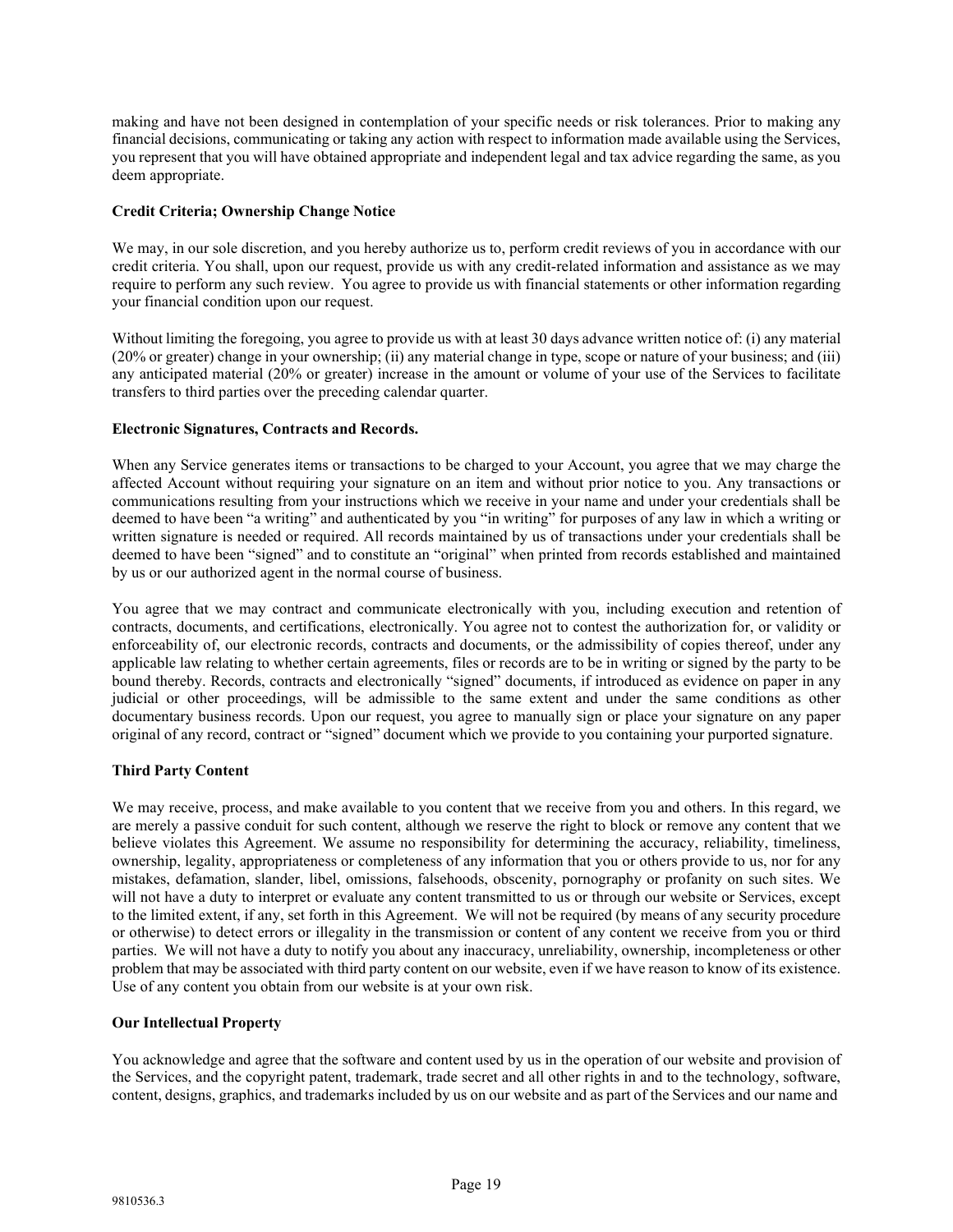making and have not been designed in contemplation of your specific needs or risk tolerances. Prior to making any financial decisions, communicating or taking any action with respect to information made available using the Services, you represent that you will have obtained appropriate and independent legal and tax advice regarding the same, as you deem appropriate.

**Credit Criteria; Ownership Change Notice**

We may, in our sole discretion, and you hereby authorize us to, perform credit reviews of you in accordance with our credit criteria. You shall, upon our request, provide us with any credit-related information and assistance as we may require to perform any such review. You agree to provide us with financial statements or other information regarding your financial condition upon our request.

Without limiting the foregoing, you agree to provide us with at least 30 days advance written notice of: (i) any material (20% or greater) change in your ownership; (ii) any material change in type, scope or nature of your business; and (iii) any anticipated material (20% or greater) increase in the amount or volume of your use of the Services to facilitate transfers to third parties over the preceding calendar quarter.

**Electronic Signatures, Contracts and Records.**

When any Service generates items or transactions to be charged to your Account, you agree that we may charge the affected Account without requiring your signature on an item and without prior notice to you. Any transactions or communications resulting from your instructions which we receive in your name and under your credentials shall be deemed to have been "a writing" and authenticated by you "in writing" for purposes of any law in which a writing or written signature is needed or required. All records maintained by us of transactions under your credentials shall be deemed to have been "signed" and to constitute an "original" when printed from records established and maintained by us or our authorized agent in the normal course of business.

You agree that we may contract and communicate electronically with you, including execution and retention of contracts, documents, and certifications, electronically. You agree not to contest the authorization for, or validity or enforceability of, our electronic records, contracts and documents, or the admissibility of copies thereof, under any applicable law relating to whether certain agreements, files or records are to be in writing or signed by the party to be bound thereby. Records, contracts and electronically "signed" documents, if introduced as evidence on paper in any judicial or other proceedings, will be admissible to the same extent and under the same conditions as other documentary business records. Upon our request, you agree to manually sign or place your signature on any paper original of any record, contract or "signed" document which we provide to you containing your purported signature.

**Third Party Content**

We may receive, process, and make available to you content that we receive from you and others. In this regard, we are merely a passive conduit for such content, although we reserve the right to block or remove any content that we believe violates this Agreement. We assume no responsibility for determining the accuracy, reliability, timeliness, ownership, legality, appropriateness or completeness of any information that you or others provide to us, nor for any mistakes, defamation, slander, libel, omissions, falsehoods, obscenity, pornography or profanity on such sites. We will not have a duty to interpret or evaluate any content transmitted to us or through our website or Services, except to the limited extent, if any, set forth in this Agreement. We will not be required (by means of any security procedure or otherwise) to detect errors or illegality in the transmission or content of any content we receive from you or third parties. We will not have a duty to notify you about any inaccuracy, unreliability, ownership, incompleteness or other problem that may be associated with third party content on our website, even if we have reason to know of its existence. Use of any content you obtain from our website is at your own risk.

**Our Intellectual Property**

You acknowledge and agree that the software and content used by us in the operation of our website and provision of the Services, and the copyright patent, trademark, trade secret and all other rights in and to the technology, software, content, designs, graphics, and trademarks included by us on our website and as part of the Services and our name and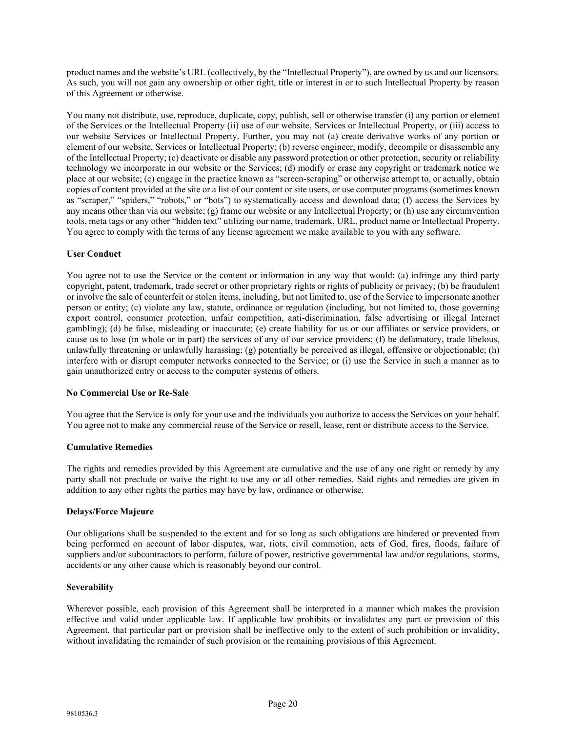product names and the website's URL (collectively, by the "Intellectual Property"), are owned by us and our licensors. As such, you will not gain any ownership or other right, title or interest in or to such Intellectual Property by reason of this Agreement or otherwise.

You many not distribute, use, reproduce, duplicate, copy, publish, sell or otherwise transfer (i) any portion or element of the Services or the Intellectual Property (ii) use of our website, Services or Intellectual Property, or (iii) access to our website Services or Intellectual Property. Further, you may not (a) create derivative works of any portion or element of our website, Services or Intellectual Property; (b) reverse engineer, modify, decompile or disassemble any of the Intellectual Property; (c) deactivate or disable any password protection or other protection, security or reliability technology we incorporate in our website or the Services; (d) modify or erase any copyright or trademark notice we place at our website; (e) engage in the practice known as "screen-scraping" or otherwise attempt to, or actually, obtain copies of content provided at the site or a list of our content or site users, or use computer programs (sometimes known as "scraper," "spiders," "robots," or "bots") to systematically access and download data; (f) access the Services by any means other than via our website; (g) frame our website or any Intellectual Property; or (h) use any circumvention tools, meta tags or any other "hidden text" utilizing our name, trademark, URL, product name or Intellectual Property. You agree to comply with the terms of any license agreement we make available to you with any software.

**User Conduct**

You agree not to use the Service or the content or information in any way that would: (a) infringe any third party copyright, patent, trademark, trade secret or other proprietary rights or rights of publicity or privacy; (b) be fraudulent or involve the sale of counterfeit or stolen items, including, but not limited to, use of the Service to impersonate another person or entity; (c) violate any law, statute, ordinance or regulation (including, but not limited to, those governing export control, consumer protection, unfair competition, anti-discrimination, false advertising or illegal Internet gambling); (d) be false, misleading or inaccurate; (e) create liability for us or our affiliates or service providers, or cause us to lose (in whole or in part) the services of any of our service providers; (f) be defamatory, trade libelous, unlawfully threatening or unlawfully harassing; (g) potentially be perceived as illegal, offensive or objectionable; (h) interfere with or disrupt computer networks connected to the Service; or (i) use the Service in such a manner as to gain unauthorized entry or access to the computer systems of others.

**No Commercial Use or Re-Sale**

You agree that the Service is only for your use and the individuals you authorize to access the Services on your behalf. You agree not to make any commercial reuse of the Service or resell, lease, rent or distribute access to the Service.

**Cumulative Remedies**

The rights and remedies provided by this Agreement are cumulative and the use of any one right or remedy by any party shall not preclude or waive the right to use any or all other remedies. Said rights and remedies are given in addition to any other rights the parties may have by law, ordinance or otherwise.

**Delays/Force Majeure**

Our obligations shall be suspended to the extent and for so long as such obligations are hindered or prevented from being performed on account of labor disputes, war, riots, civil commotion, acts of God, fires, floods, failure of suppliers and/or subcontractors to perform, failure of power, restrictive governmental law and/or regulations, storms, accidents or any other cause which is reasonably beyond our control.

**Severability**

Wherever possible, each provision of this Agreement shall be interpreted in a manner which makes the provision effective and valid under applicable law. If applicable law prohibits or invalidates any part or provision of this Agreement, that particular part or provision shall be ineffective only to the extent of such prohibition or invalidity, without invalidating the remainder of such provision or the remaining provisions of this Agreement.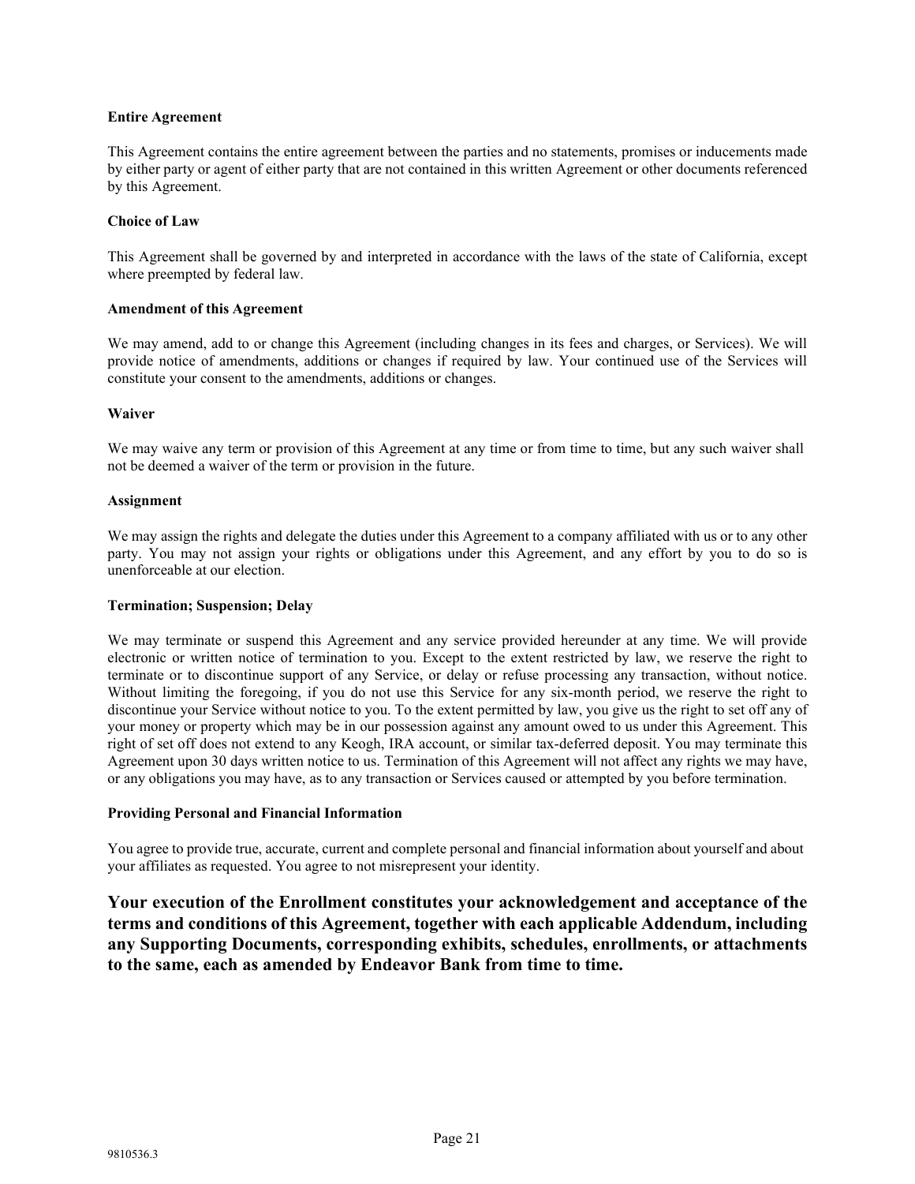**Entire Agreement**

This Agreement contains the entire agreement between the parties and no statements, promises or inducements made by either party or agent of either party that are not contained in this written Agreement or other documents referenced by this Agreement.

**Choice of Law**

This Agreement shall be governed by and interpreted in accordance with the laws of the state of California, except where preempted by federal law.

**Amendment of this Agreement**

We may amend, add to or change this Agreement (including changes in its fees and charges, or Services). We will provide notice of amendments, additions or changes if required by law. Your continued use of the Services will constitute your consent to the amendments, additions or changes.

**Waiver**

We may waive any term or provision of this Agreement at any time or from time to time, but any such waiver shall not be deemed a waiver of the term or provision in the future.

**Assignment**

We may assign the rights and delegate the duties under this Agreement to a company affiliated with us or to any other party. You may not assign your rights or obligations under this Agreement, and any effort by you to do so is unenforceable at our election.

**Termination; Suspension; Delay**

We may terminate or suspend this Agreement and any service provided hereunder at any time. We will provide electronic or written notice of termination to you. Except to the extent restricted by law, we reserve the right to terminate or to discontinue support of any Service, or delay or refuse processing any transaction, without notice. Without limiting the foregoing, if you do not use this Service for any six-month period, we reserve the right to discontinue your Service without notice to you. To the extent permitted by law, you give us the right to set off any of your money or property which may be in our possession against any amount owed to us under this Agreement. This right of set off does not extend to any Keogh, IRA account, or similar tax-deferred deposit. You may terminate this Agreement upon 30 days written notice to us. Termination of this Agreement will not affect any rights we may have, or any obligations you may have, as to any transaction or Services caused or attempted by you before termination.

**Providing Personal and Financial Information**

You agree to provide true, accurate, current and complete personal and financial information about yourself and about your affiliates as requested. You agree to not misrepresent your identity.

**Your execution of the Enrollment constitutes your acknowledgement and acceptance of the terms and conditions of this Agreement, together with each applicable Addendum, including any Supporting Documents, corresponding exhibits, schedules, enrollments, or attachments to the same, each as amended by Endeavor Bank from time to time.**

9810536.3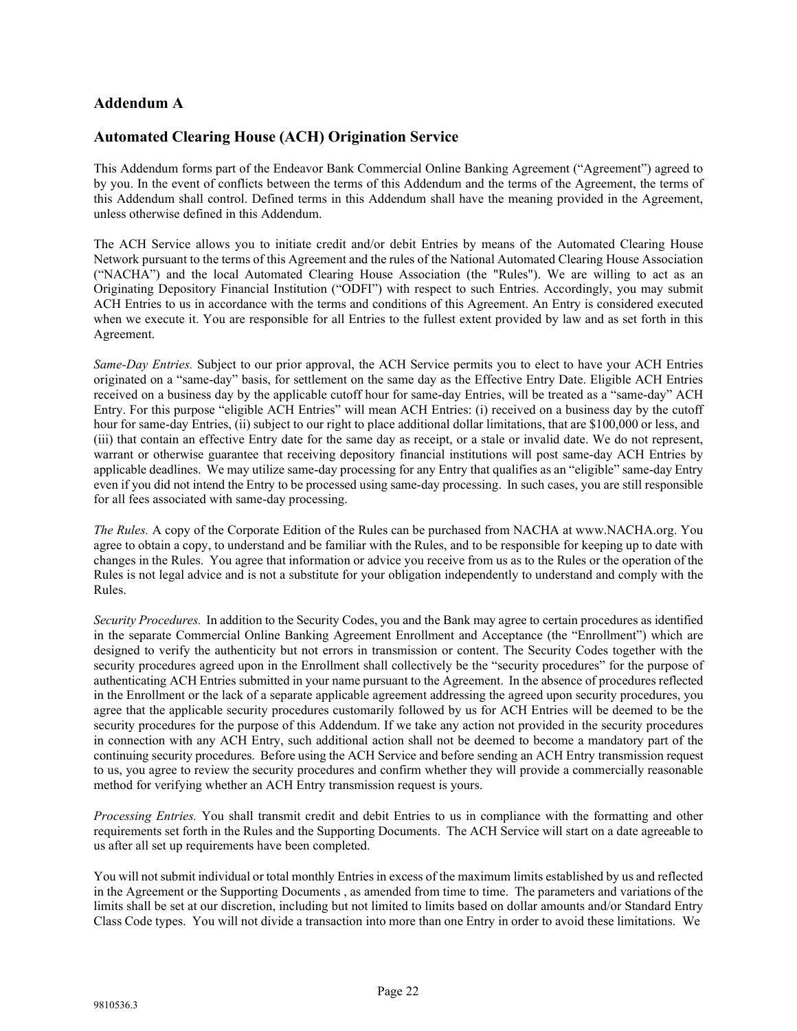## Addendum A

## Automated Clearing House (ACH) Origination Service

This Addendum forms part of the Endeavor Bank Commercial Online Banking Agreement ("Agreement") agreed to by you. In the event of conflicts between the terms of this Addendum and the terms of the Agreement, the terms of this Addendum shall control. Defined terms in this Addendum shall have the meaning provided in the Agreement, unless otherwise defined in this Addendum.

The ACH Service allows you to initiate credit and/or debit Entries by means of the Automated Clearing House Network pursuant to the terms of this Agreement and the rules of the National Automated Clearing House Association ("NACHA") and the local Automated Clearing House Association (the "Rules"). We are willing to act as an Originating Depository Financial Institution ("ODFI") with respect to such Entries. Accordingly, you may submit ACH Entries to us in accordance with the terms and conditions of this Agreement. An Entry is considered executed when we execute it. You are responsible for all Entries to the fullest extent provided by law and as set forth in this Agreement.

*Same-Day Entries.* Subject to our prior approval, the ACH Service permits you to elect to have your ACH Entries originated on a "same-day" basis, for settlement on the same day as the Effective Entry Date. Eligible ACH Entries received on a business day by the applicable cutoff hour for same-day Entries, will be treated as a "same-day" ACH Entry. For this purpose "eligible ACH Entries" will mean ACH Entries: (i) received on a business day by the cutoff hour for same-day Entries, (ii) subject to our right to place additional dollar limitations, that are $100,000 or less, and (iii) that contain an effective Entry date for the same day as receipt, or a stale or invalid date. We do not represent, warrant or otherwise guarantee that receiving depository financial institutions will post same-day ACH Entries by applicable deadlines. We may utilize same-day processing for any Entry that qualifies as an "eligible" same-day Entry even if you did not intend the Entry to be processed using same-day processing. In such cases, you are still responsible for all fees associated with same-day processing.

*The Rules.* A copy of the Corporate Edition of the Rules can be purchased from NACHA at www.NACHA.org. You agree to obtain a copy, to understand and be familiar with the Rules, and to be responsible for keeping up to date with changes in the Rules. You agree that information or advice you receive from us as to the Rules or the operation of the Rules is not legal advice and is not a substitute for your obligation independently to understand and comply with the Rules.

*Security Procedures.* In addition to the Security Codes, you and the Bank may agree to certain procedures as identified in the separate Commercial Online Banking Agreement Enrollment and Acceptance (the "Enrollment") which are designed to verify the authenticity but not errors in transmission or content. The Security Codes together with the security procedures agreed upon in the Enrollment shall collectively be the "security procedures" for the purpose of authenticating ACH Entries submitted in your name pursuant to the Agreement. In the absence of procedures reflected in the Enrollment or the lack of a separate applicable agreement addressing the agreed upon security procedures, you agree that the applicable security procedures customarily followed by us for ACH Entries will be deemed to be the security procedures for the purpose of this Addendum. If we take any action not provided in the security procedures in connection with any ACH Entry, such additional action shall not be deemed to become a mandatory part of the continuing security procedures. Before using the ACH Service and before sending an ACH Entry transmission request to us, you agree to review the security procedures and confirm whether they will provide a commercially reasonable method for verifying whether an ACH Entry transmission request is yours.

*Processing Entries.* You shall transmit credit and debit Entries to us in compliance with the formatting and other requirements set forth in the Rules and the Supporting Documents. The ACH Service will start on a date agreeable to us after all set up requirements have been completed.

You will not submit individual or total monthly Entries in excess of the maximum limits established by us and reflected in the Agreement or the Supporting Documents , as amended from time to time. The parameters and variations of the limits shall be set at our discretion, including but not limited to limits based on dollar amounts and/or Standard Entry Class Code types. You will not divide a transaction into more than one Entry in order to avoid these limitations. We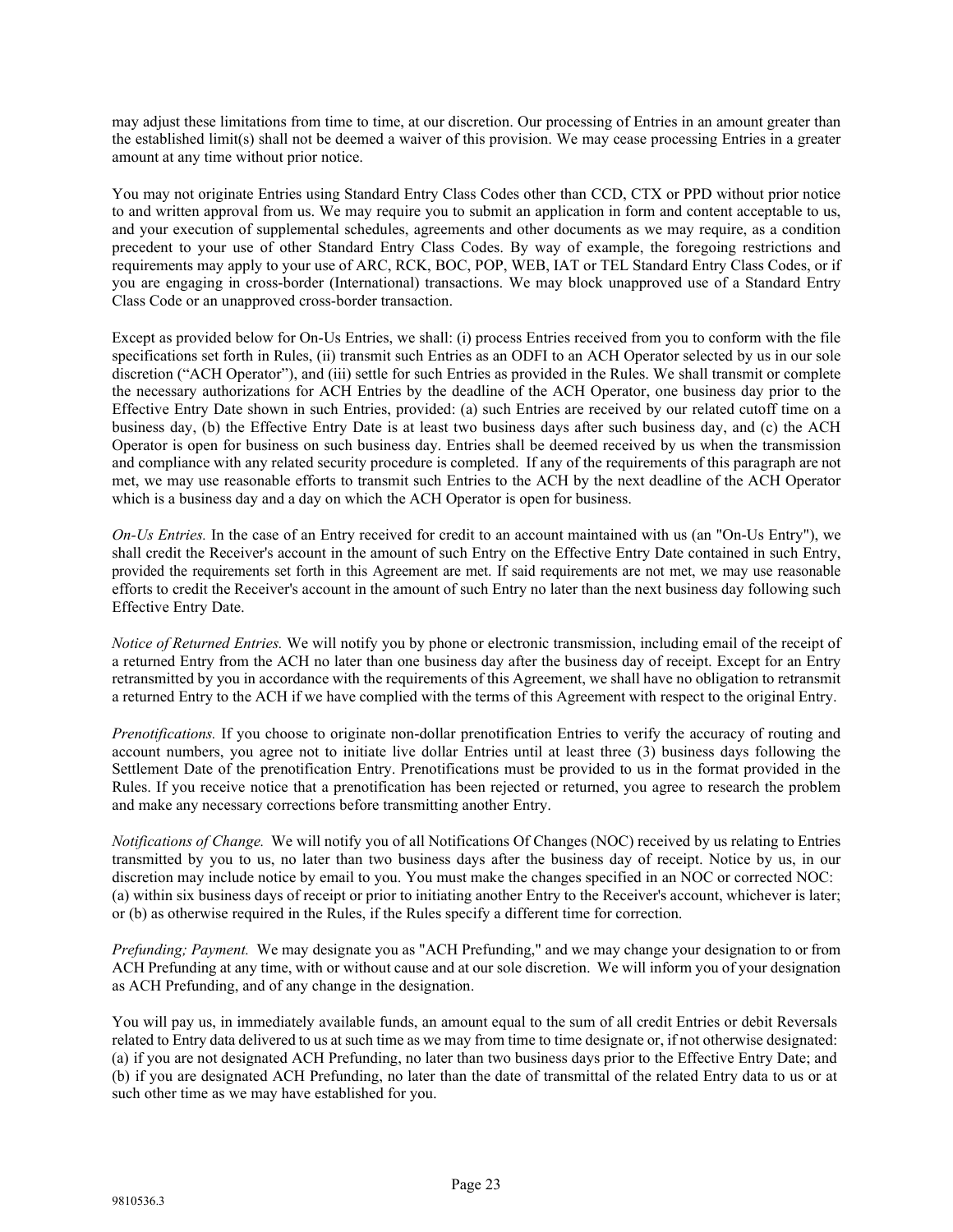may adjust these limitations from time to time, at our discretion. Our processing of Entries in an amount greater than the established limit(s) shall not be deemed a waiver of this provision. We may cease processing Entries in a greater amount at any time without prior notice.

You may not originate Entries using Standard Entry Class Codes other than CCD, CTX or PPD without prior notice to and written approval from us. We may require you to submit an application in form and content acceptable to us, and your execution of supplemental schedules, agreements and other documents as we may require, as a condition precedent to your use of other Standard Entry Class Codes. By way of example, the foregoing restrictions and requirements may apply to your use of ARC, RCK, BOC, POP, WEB, IAT or TEL Standard Entry Class Codes, or if you are engaging in cross-border (International) transactions. We may block unapproved use of a Standard Entry Class Code or an unapproved cross-border transaction.

Except as provided below for On-Us Entries, we shall: (i) process Entries received from you to conform with the file specifications set forth in Rules, (ii) transmit such Entries as an ODFI to an ACH Operator selected by us in our sole discretion ("ACH Operator"), and (iii) settle for such Entries as provided in the Rules. We shall transmit or complete the necessary authorizations for ACH Entries by the deadline of the ACH Operator, one business day prior to the Effective Entry Date shown in such Entries, provided: (a) such Entries are received by our related cutoff time on a business day, (b) the Effective Entry Date is at least two business days after such business day, and (c) the ACH Operator is open for business on such business day. Entries shall be deemed received by us when the transmission and compliance with any related security procedure is completed. If any of the requirements of this paragraph are not met, we may use reasonable efforts to transmit such Entries to the ACH by the next deadline of the ACH Operator which is a business day and a day on which the ACH Operator is open for business.

*On-Us Entries.* In the case of an Entry received for credit to an account maintained with us (an "On-Us Entry"), we shall credit the Receiver's account in the amount of such Entry on the Effective Entry Date contained in such Entry, provided the requirements set forth in this Agreement are met. If said requirements are not met, we may use reasonable efforts to credit the Receiver's account in the amount of such Entry no later than the next business day following such Effective Entry Date.

*Notice of Returned Entries.* We will notify you by phone or electronic transmission, including email of the receipt of a returned Entry from the ACH no later than one business day after the business day of receipt. Except for an Entry retransmitted by you in accordance with the requirements of this Agreement, we shall have no obligation to retransmit a returned Entry to the ACH if we have complied with the terms of this Agreement with respect to the original Entry.

*Prenotifications.* If you choose to originate non-dollar prenotification Entries to verify the accuracy of routing and account numbers, you agree not to initiate live dollar Entries until at least three (3) business days following the Settlement Date of the prenotification Entry. Prenotifications must be provided to us in the format provided in the Rules. If you receive notice that a prenotification has been rejected or returned, you agree to research the problem and make any necessary corrections before transmitting another Entry.

*Notifications of Change.* We will notify you of all Notifications Of Changes (NOC) received by us relating to Entries transmitted by you to us, no later than two business days after the business day of receipt. Notice by us, in our discretion may include notice by email to you. You must make the changes specified in an NOC or corrected NOC: (a) within six business days of receipt or prior to initiating another Entry to the Receiver's account, whichever is later; or (b) as otherwise required in the Rules, if the Rules specify a different time for correction.

*Prefunding; Payment.* We may designate you as "ACH Prefunding," and we may change your designation to or from ACH Prefunding at any time, with or without cause and at our sole discretion. We will inform you of your designation as ACH Prefunding, and of any change in the designation.

You will pay us, in immediately available funds, an amount equal to the sum of all credit Entries or debit Reversals related to Entry data delivered to us at such time as we may from time to time designate or, if not otherwise designated: (a) if you are not designated ACH Prefunding, no later than two business days prior to the Effective Entry Date; and (b) if you are designated ACH Prefunding, no later than the date of transmittal of the related Entry data to us or at such other time as we may have established for you.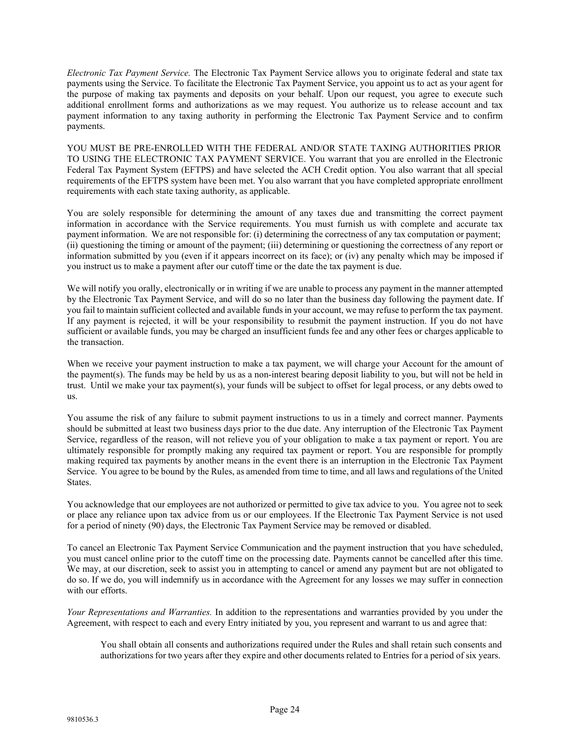*Electronic Tax Payment Service.* The Electronic Tax Payment Service allows you to originate federal and state tax payments using the Service. To facilitate the Electronic Tax Payment Service, you appoint us to act as your agent for the purpose of making tax payments and deposits on your behalf. Upon our request, you agree to execute such additional enrollment forms and authorizations as we may request. You authorize us to release account and tax payment information to any taxing authority in performing the Electronic Tax Payment Service and to confirm payments.

YOU MUST BE PRE-ENROLLED WITH THE FEDERAL AND/OR STATE TAXING AUTHORITIES PRIOR TO USING THE ELECTRONIC TAX PAYMENT SERVICE. You warrant that you are enrolled in the Electronic Federal Tax Payment System (EFTPS) and have selected the ACH Credit option. You also warrant that all special requirements of the EFTPS system have been met. You also warrant that you have completed appropriate enrollment requirements with each state taxing authority, as applicable.

You are solely responsible for determining the amount of any taxes due and transmitting the correct payment information in accordance with the Service requirements. You must furnish us with complete and accurate tax payment information. We are not responsible for: (i) determining the correctness of any tax computation or payment; (ii) questioning the timing or amount of the payment; (iii) determining or questioning the correctness of any report or information submitted by you (even if it appears incorrect on its face); or (iv) any penalty which may be imposed if you instruct us to make a payment after our cutoff time or the date the tax payment is due.

We will notify you orally, electronically or in writing if we are unable to process any payment in the manner attempted by the Electronic Tax Payment Service, and will do so no later than the business day following the payment date. If you fail to maintain sufficient collected and available funds in your account, we may refuse to perform the tax payment. If any payment is rejected, it will be your responsibility to resubmit the payment instruction. If you do not have sufficient or available funds, you may be charged an insufficient funds fee and any other fees or charges applicable to the transaction.

When we receive your payment instruction to make a tax payment, we will charge your Account for the amount of the payment(s). The funds may be held by us as a non-interest bearing deposit liability to you, but will not be held in trust. Until we make your tax payment(s), your funds will be subject to offset for legal process, or any debts owed to us.

You assume the risk of any failure to submit payment instructions to us in a timely and correct manner. Payments should be submitted at least two business days prior to the due date. Any interruption of the Electronic Tax Payment Service, regardless of the reason, will not relieve you of your obligation to make a tax payment or report. You are ultimately responsible for promptly making any required tax payment or report. You are responsible for promptly making required tax payments by another means in the event there is an interruption in the Electronic Tax Payment Service. You agree to be bound by the Rules, as amended from time to time, and all laws and regulations of the United States.

You acknowledge that our employees are not authorized or permitted to give tax advice to you. You agree not to seek or place any reliance upon tax advice from us or our employees. If the Electronic Tax Payment Service is not used for a period of ninety (90) days, the Electronic Tax Payment Service may be removed or disabled.

To cancel an Electronic Tax Payment Service Communication and the payment instruction that you have scheduled, you must cancel online prior to the cutoff time on the processing date. Payments cannot be cancelled after this time. We may, at our discretion, seek to assist you in attempting to cancel or amend any payment but are not obligated to do so. If we do, you will indemnify us in accordance with the Agreement for any losses we may suffer in connection with our efforts.

*Your Representations and Warranties.* In addition to the representations and warranties provided by you under the Agreement, with respect to each and every Entry initiated by you, you represent and warrant to us and agree that:

> You shall obtain all consents and authorizations required under the Rules and shall retain such consents and authorizations for two years after they expire and other documents related to Entries for a period of six years.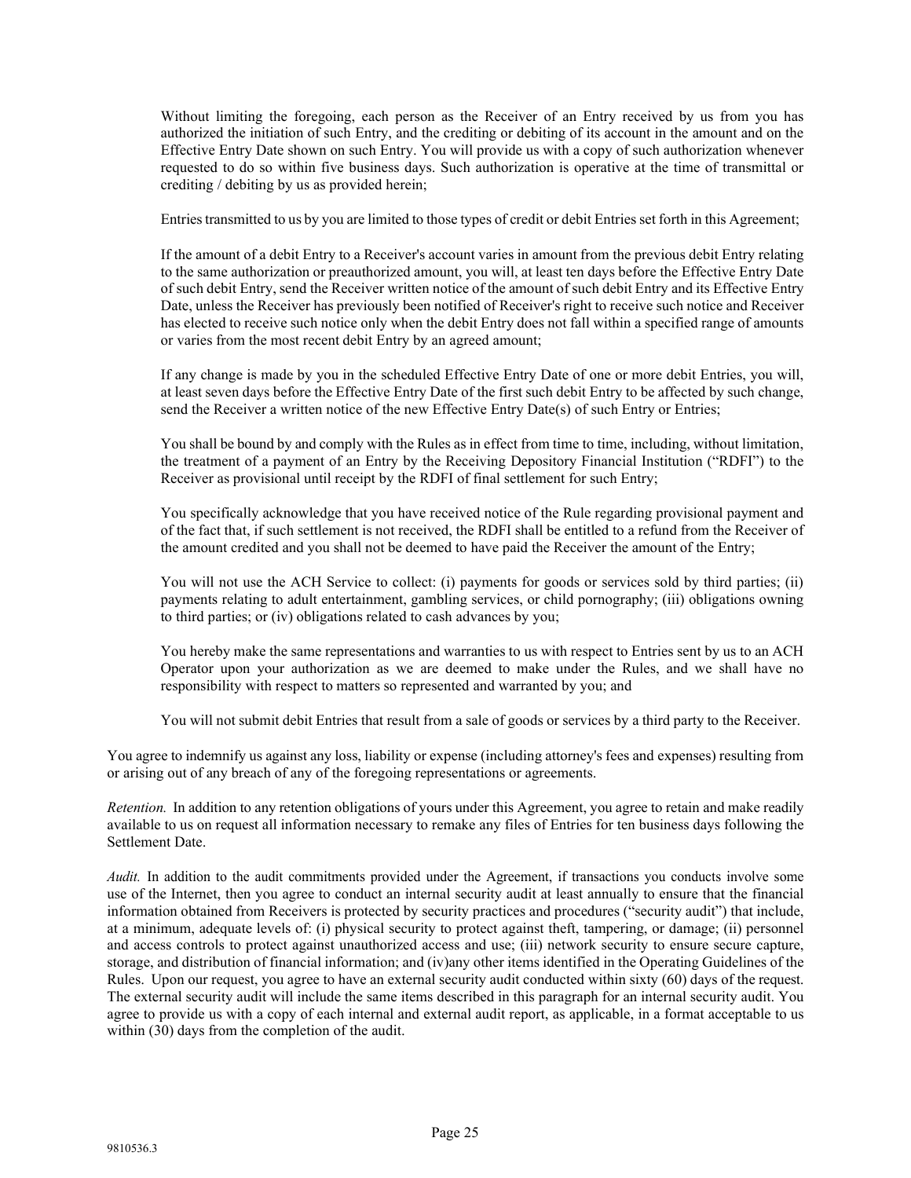Without limiting the foregoing, each person as the Receiver of an Entry received by us from you has authorized the initiation of such Entry, and the crediting or debiting of its account in the amount and on the Effective Entry Date shown on such Entry. You will provide us with a copy of such authorization whenever requested to do so within five business days. Such authorization is operative at the time of transmittal or crediting / debiting by us as provided herein;

Entries transmitted to us by you are limited to those types of credit or debit Entries set forth in this Agreement;

If the amount of a debit Entry to a Receiver's account varies in amount from the previous debit Entry relating to the same authorization or preauthorized amount, you will, at least ten days before the Effective Entry Date of such debit Entry, send the Receiver written notice of the amount of such debit Entry and its Effective Entry Date, unless the Receiver has previously been notified of Receiver's right to receive such notice and Receiver has elected to receive such notice only when the debit Entry does not fall within a specified range of amounts or varies from the most recent debit Entry by an agreed amount;

If any change is made by you in the scheduled Effective Entry Date of one or more debit Entries, you will, at least seven days before the Effective Entry Date of the first such debit Entry to be affected by such change, send the Receiver a written notice of the new Effective Entry Date(s) of such Entry or Entries;

You shall be bound by and comply with the Rules as in effect from time to time, including, without limitation, the treatment of a payment of an Entry by the Receiving Depository Financial Institution ("RDFI") to the Receiver as provisional until receipt by the RDFI of final settlement for such Entry;

You specifically acknowledge that you have received notice of the Rule regarding provisional payment and of the fact that, if such settlement is not received, the RDFI shall be entitled to a refund from the Receiver of the amount credited and you shall not be deemed to have paid the Receiver the amount of the Entry;

You will not use the ACH Service to collect: (i) payments for goods or services sold by third parties; (ii) payments relating to adult entertainment, gambling services, or child pornography; (iii) obligations owning to third parties; or (iv) obligations related to cash advances by you;

You hereby make the same representations and warranties to us with respect to Entries sent by us to an ACH Operator upon your authorization as we are deemed to make under the Rules, and we shall have no responsibility with respect to matters so represented and warranted by you; and

You will not submit debit Entries that result from a sale of goods or services by a third party to the Receiver.

You agree to indemnify us against any loss, liability or expense (including attorney's fees and expenses) resulting from or arising out of any breach of any of the foregoing representations or agreements.

*Retention.* In addition to any retention obligations of yours under this Agreement, you agree to retain and make readily available to us on request all information necessary to remake any files of Entries for ten business days following the Settlement Date.

*Audit.* In addition to the audit commitments provided under the Agreement, if transactions you conducts involve some use of the Internet, then you agree to conduct an internal security audit at least annually to ensure that the financial information obtained from Receivers is protected by security practices and procedures ("security audit") that include, at a minimum, adequate levels of: (i) physical security to protect against theft, tampering, or damage; (ii) personnel and access controls to protect against unauthorized access and use; (iii) network security to ensure secure capture, storage, and distribution of financial information; and (iv)any other items identified in the Operating Guidelines of the Rules. Upon our request, you agree to have an external security audit conducted within sixty (60) days of the request. The external security audit will include the same items described in this paragraph for an internal security audit. You agree to provide us with a copy of each internal and external audit report, as applicable, in a format acceptable to us within (30) days from the completion of the audit.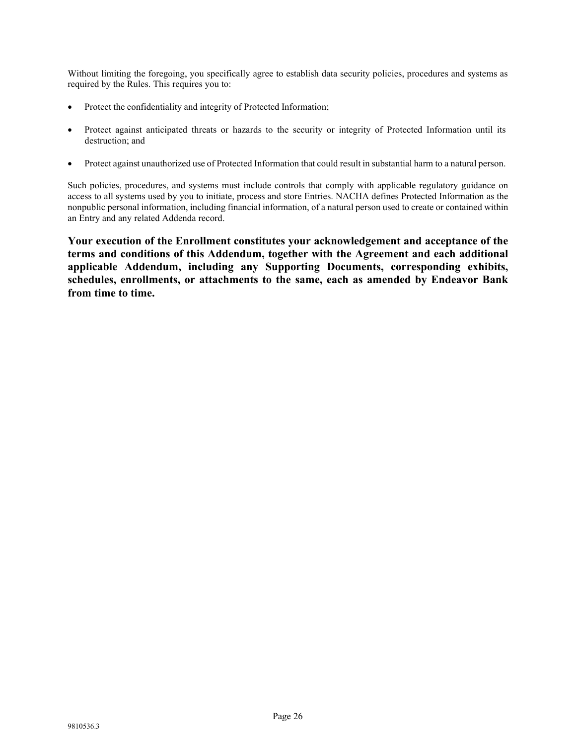Without limiting the foregoing, you specifically agree to establish data security policies, procedures and systems as required by the Rules. This requires you to:

- Protect the confidentiality and integrity of Protected Information;
- Protect against anticipated threats or hazards to the security or integrity of Protected Information until its destruction; and
- Protect against unauthorized use of Protected Information that could result in substantial harm to a natural person.

Such policies, procedures, and systems must include controls that comply with applicable regulatory guidance on access to all systems used by you to initiate, process and store Entries. NACHA defines Protected Information as the nonpublic personal information, including financial information, of a natural person used to create or contained within an Entry and any related Addenda record.

**Your execution of the Enrollment constitutes your acknowledgement and acceptance of the terms and conditions of this Addendum, together with the Agreement and each additional applicable Addendum, including any Supporting Documents, corresponding exhibits, schedules, enrollments, or attachments to the same, each as amended by Endeavor Bank from time to time.**

9810536.3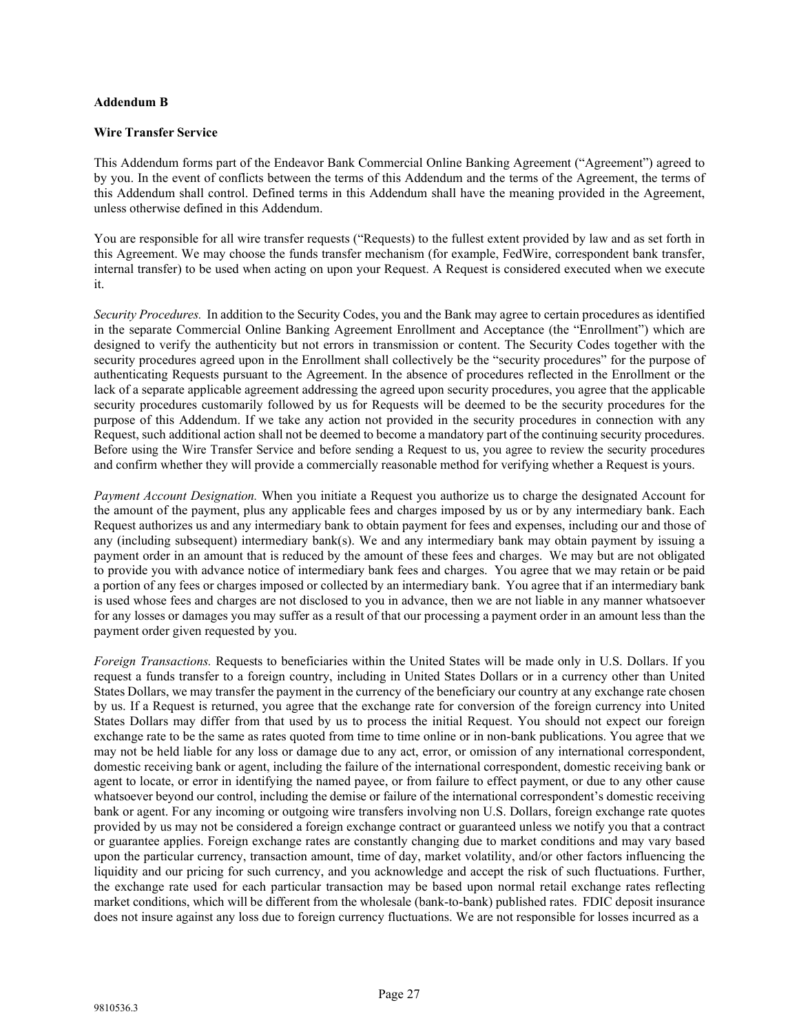**Addendum B**

**Wire Transfer Service**

This Addendum forms part of the Endeavor Bank Commercial Online Banking Agreement ("Agreement") agreed to by you. In the event of conflicts between the terms of this Addendum and the terms of the Agreement, the terms of this Addendum shall control. Defined terms in this Addendum shall have the meaning provided in the Agreement, unless otherwise defined in this Addendum.

You are responsible for all wire transfer requests ("Requests) to the fullest extent provided by law and as set forth in this Agreement. We may choose the funds transfer mechanism (for example, FedWire, correspondent bank transfer, internal transfer) to be used when acting on upon your Request. A Request is considered executed when we execute it.

*Security Procedures.* In addition to the Security Codes, you and the Bank may agree to certain procedures as identified in the separate Commercial Online Banking Agreement Enrollment and Acceptance (the "Enrollment") which are designed to verify the authenticity but not errors in transmission or content. The Security Codes together with the security procedures agreed upon in the Enrollment shall collectively be the "security procedures" for the purpose of authenticating Requests pursuant to the Agreement. In the absence of procedures reflected in the Enrollment or the lack of a separate applicable agreement addressing the agreed upon security procedures, you agree that the applicable security procedures customarily followed by us for Requests will be deemed to be the security procedures for the purpose of this Addendum. If we take any action not provided in the security procedures in connection with any Request, such additional action shall not be deemed to become a mandatory part of the continuing security procedures. Before using the Wire Transfer Service and before sending a Request to us, you agree to review the security procedures and confirm whether they will provide a commercially reasonable method for verifying whether a Request is yours.

*Payment Account Designation.* When you initiate a Request you authorize us to charge the designated Account for the amount of the payment, plus any applicable fees and charges imposed by us or by any intermediary bank. Each Request authorizes us and any intermediary bank to obtain payment for fees and expenses, including our and those of any (including subsequent) intermediary bank(s). We and any intermediary bank may obtain payment by issuing a payment order in an amount that is reduced by the amount of these fees and charges. We may but are not obligated to provide you with advance notice of intermediary bank fees and charges. You agree that we may retain or be paid a portion of any fees or charges imposed or collected by an intermediary bank. You agree that if an intermediary bank is used whose fees and charges are not disclosed to you in advance, then we are not liable in any manner whatsoever for any losses or damages you may suffer as a result of that our processing a payment order in an amount less than the payment order given requested by you.

*Foreign Transactions.* Requests to beneficiaries within the United States will be made only in U.S. Dollars. If you request a funds transfer to a foreign country, including in United States Dollars or in a currency other than United States Dollars, we may transfer the payment in the currency of the beneficiary our country at any exchange rate chosen by us. If a Request is returned, you agree that the exchange rate for conversion of the foreign currency into United States Dollars may differ from that used by us to process the initial Request. You should not expect our foreign exchange rate to be the same as rates quoted from time to time online or in non-bank publications. You agree that we may not be held liable for any loss or damage due to any act, error, or omission of any international correspondent, domestic receiving bank or agent, including the failure of the international correspondent, domestic receiving bank or agent to locate, or error in identifying the named payee, or from failure to effect payment, or due to any other cause whatsoever beyond our control, including the demise or failure of the international correspondent's domestic receiving bank or agent. For any incoming or outgoing wire transfers involving non U.S. Dollars, foreign exchange rate quotes provided by us may not be considered a foreign exchange contract or guaranteed unless we notify you that a contract or guarantee applies. Foreign exchange rates are constantly changing due to market conditions and may vary based upon the particular currency, transaction amount, time of day, market volatility, and/or other factors influencing the liquidity and our pricing for such currency, and you acknowledge and accept the risk of such fluctuations. Further, the exchange rate used for each particular transaction may be based upon normal retail exchange rates reflecting market conditions, which will be different from the wholesale (bank-to-bank) published rates. FDIC deposit insurance does not insure against any loss due to foreign currency fluctuations. We are not responsible for losses incurred as a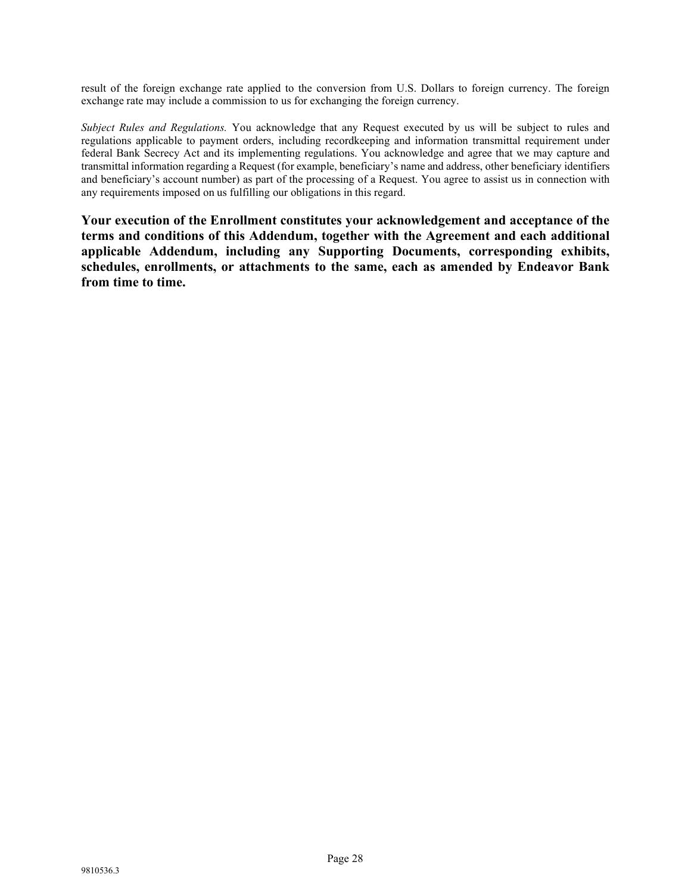result of the foreign exchange rate applied to the conversion from U.S. Dollars to foreign currency. The foreign exchange rate may include a commission to us for exchanging the foreign currency.

*Subject Rules and Regulations.* You acknowledge that any Request executed by us will be subject to rules and regulations applicable to payment orders, including recordkeeping and information transmittal requirement under federal Bank Secrecy Act and its implementing regulations. You acknowledge and agree that we may capture and transmittal information regarding a Request (for example, beneficiary's name and address, other beneficiary identifiers and beneficiary's account number) as part of the processing of a Request. You agree to assist us in connection with any requirements imposed on us fulfilling our obligations in this regard.

**Your execution of the Enrollment constitutes your acknowledgement and acceptance of the terms and conditions of this Addendum, together with the Agreement and each additional applicable Addendum, including any Supporting Documents, corresponding exhibits, schedules, enrollments, or attachments to the same, each as amended by Endeavor Bank from time to time.**

9810536.3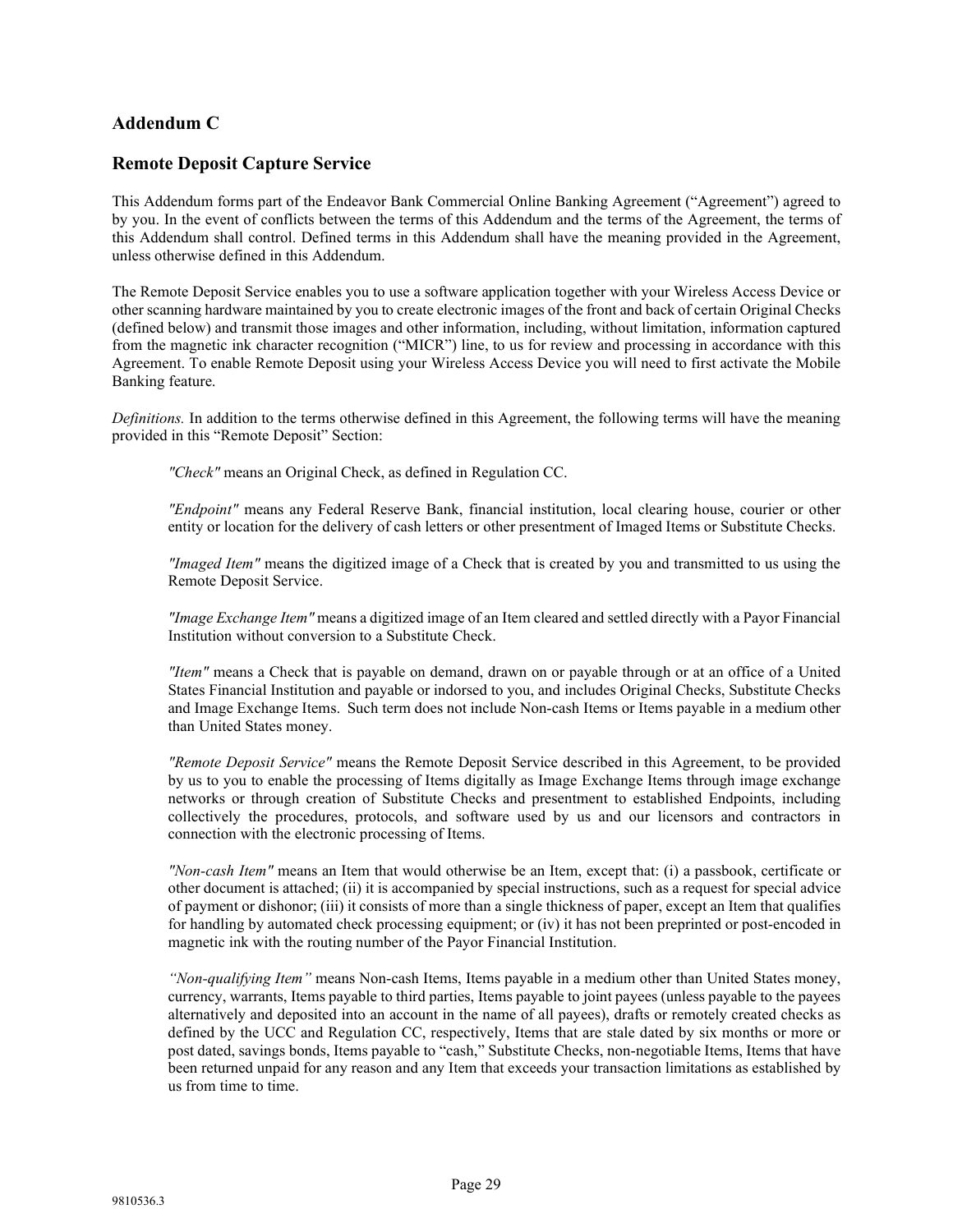## Addendum C

## Remote Deposit Capture Service

This Addendum forms part of the Endeavor Bank Commercial Online Banking Agreement ("Agreement") agreed to by you. In the event of conflicts between the terms of this Addendum and the terms of the Agreement, the terms of this Addendum shall control. Defined terms in this Addendum shall have the meaning provided in the Agreement, unless otherwise defined in this Addendum.

The Remote Deposit Service enables you to use a software application together with your Wireless Access Device or other scanning hardware maintained by you to create electronic images of the front and back of certain Original Checks (defined below) and transmit those images and other information, including, without limitation, information captured from the magnetic ink character recognition ("MICR") line, to us for review and processing in accordance with this Agreement. To enable Remote Deposit using your Wireless Access Device you will need to first activate the Mobile Banking feature.

*Definitions.* In addition to the terms otherwise defined in this Agreement, the following terms will have the meaning provided in this "Remote Deposit" Section:

> *"Check"* means an Original Check, as defined in Regulation CC.
>
> *"Endpoint"* means any Federal Reserve Bank, financial institution, local clearing house, courier or other entity or location for the delivery of cash letters or other presentment of Imaged Items or Substitute Checks.
>
> *"Imaged Item"* means the digitized image of a Check that is created by you and transmitted to us using the Remote Deposit Service.
>
> *"Image Exchange Item"* means a digitized image of an Item cleared and settled directly with a Payor Financial Institution without conversion to a Substitute Check.
>
> *"Item"* means a Check that is payable on demand, drawn on or payable through or at an office of a United States Financial Institution and payable or indorsed to you, and includes Original Checks, Substitute Checks and Image Exchange Items. Such term does not include Non-cash Items or Items payable in a medium other than United States money.
>
> *"Remote Deposit Service"* means the Remote Deposit Service described in this Agreement, to be provided by us to you to enable the processing of Items digitally as Image Exchange Items through image exchange networks or through creation of Substitute Checks and presentment to established Endpoints, including collectively the procedures, protocols, and software used by us and our licensors and contractors in connection with the electronic processing of Items.
>
> *"Non-cash Item"* means an Item that would otherwise be an Item, except that: (i) a passbook, certificate or other document is attached; (ii) it is accompanied by special instructions, such as a request for special advice of payment or dishonor; (iii) it consists of more than a single thickness of paper, except an Item that qualifies for handling by automated check processing equipment; or (iv) it has not been preprinted or post-encoded in magnetic ink with the routing number of the Payor Financial Institution.
>
> *"Non-qualifying Item"* means Non-cash Items, Items payable in a medium other than United States money, currency, warrants, Items payable to third parties, Items payable to joint payees (unless payable to the payees alternatively and deposited into an account in the name of all payees), drafts or remotely created checks as defined by the UCC and Regulation CC, respectively, Items that are stale dated by six months or more or post dated, savings bonds, Items payable to "cash," Substitute Checks, non-negotiable Items, Items that have been returned unpaid for any reason and any Item that exceeds your transaction limitations as established by us from time to time.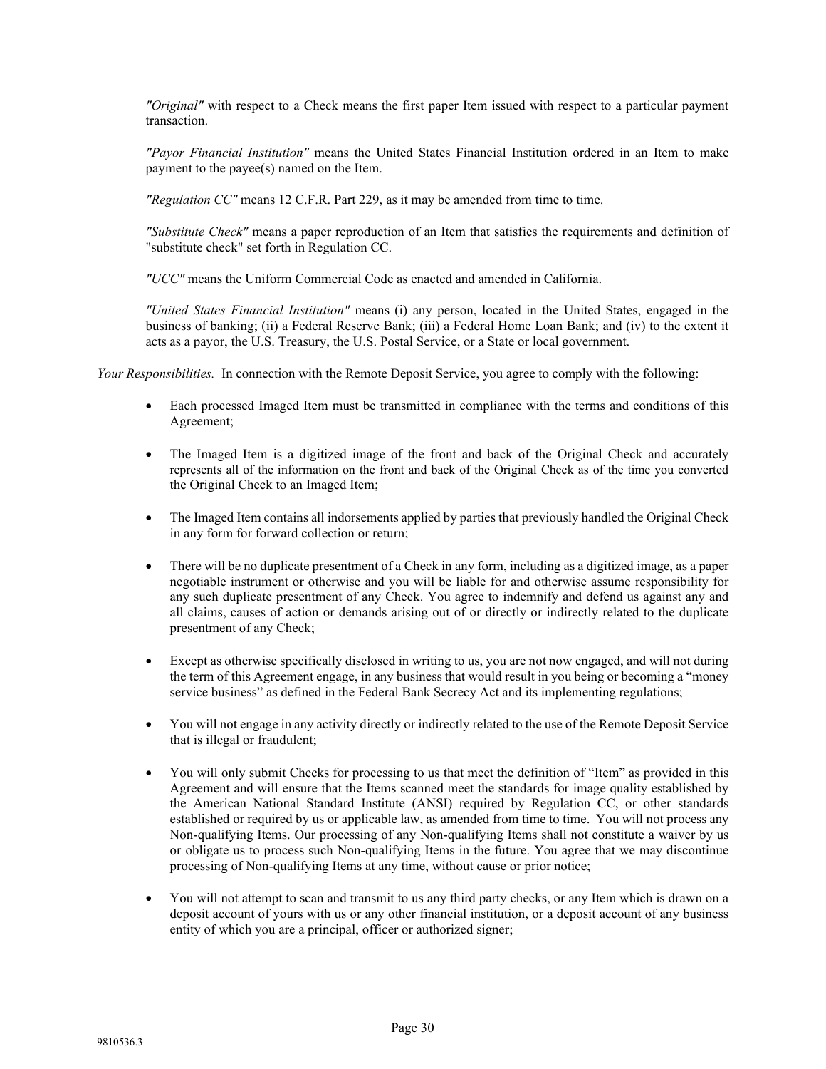*"Original"* with respect to a Check means the first paper Item issued with respect to a particular payment transaction.

*"Payor Financial Institution"* means the United States Financial Institution ordered in an Item to make payment to the payee(s) named on the Item.

*"Regulation CC"* means 12 C.F.R. Part 229, as it may be amended from time to time.

*"Substitute Check"* means a paper reproduction of an Item that satisfies the requirements and definition of "substitute check" set forth in Regulation CC.

*"UCC"* means the Uniform Commercial Code as enacted and amended in California.

*"United States Financial Institution"* means (i) any person, located in the United States, engaged in the business of banking; (ii) a Federal Reserve Bank; (iii) a Federal Home Loan Bank; and (iv) to the extent it acts as a payor, the U.S. Treasury, the U.S. Postal Service, or a State or local government.

*Your Responsibilities.* In connection with the Remote Deposit Service, you agree to comply with the following:

- Each processed Imaged Item must be transmitted in compliance with the terms and conditions of this Agreement;
- The Imaged Item is a digitized image of the front and back of the Original Check and accurately represents all of the information on the front and back of the Original Check as of the time you converted the Original Check to an Imaged Item;
- The Imaged Item contains all indorsements applied by parties that previously handled the Original Check in any form for forward collection or return;
- There will be no duplicate presentment of a Check in any form, including as a digitized image, as a paper negotiable instrument or otherwise and you will be liable for and otherwise assume responsibility for any such duplicate presentment of any Check. You agree to indemnify and defend us against any and all claims, causes of action or demands arising out of or directly or indirectly related to the duplicate presentment of any Check;
- Except as otherwise specifically disclosed in writing to us, you are not now engaged, and will not during the term of this Agreement engage, in any business that would result in you being or becoming a "money service business" as defined in the Federal Bank Secrecy Act and its implementing regulations;
- You will not engage in any activity directly or indirectly related to the use of the Remote Deposit Service that is illegal or fraudulent;
- You will only submit Checks for processing to us that meet the definition of "Item" as provided in this Agreement and will ensure that the Items scanned meet the standards for image quality established by the American National Standard Institute (ANSI) required by Regulation CC, or other standards established or required by us or applicable law, as amended from time to time. You will not process any Non-qualifying Items. Our processing of any Non-qualifying Items shall not constitute a waiver by us or obligate us to process such Non-qualifying Items in the future. You agree that we may discontinue processing of Non-qualifying Items at any time, without cause or prior notice;
- You will not attempt to scan and transmit to us any third party checks, or any Item which is drawn on a deposit account of yours with us or any other financial institution, or a deposit account of any business entity of which you are a principal, officer or authorized signer;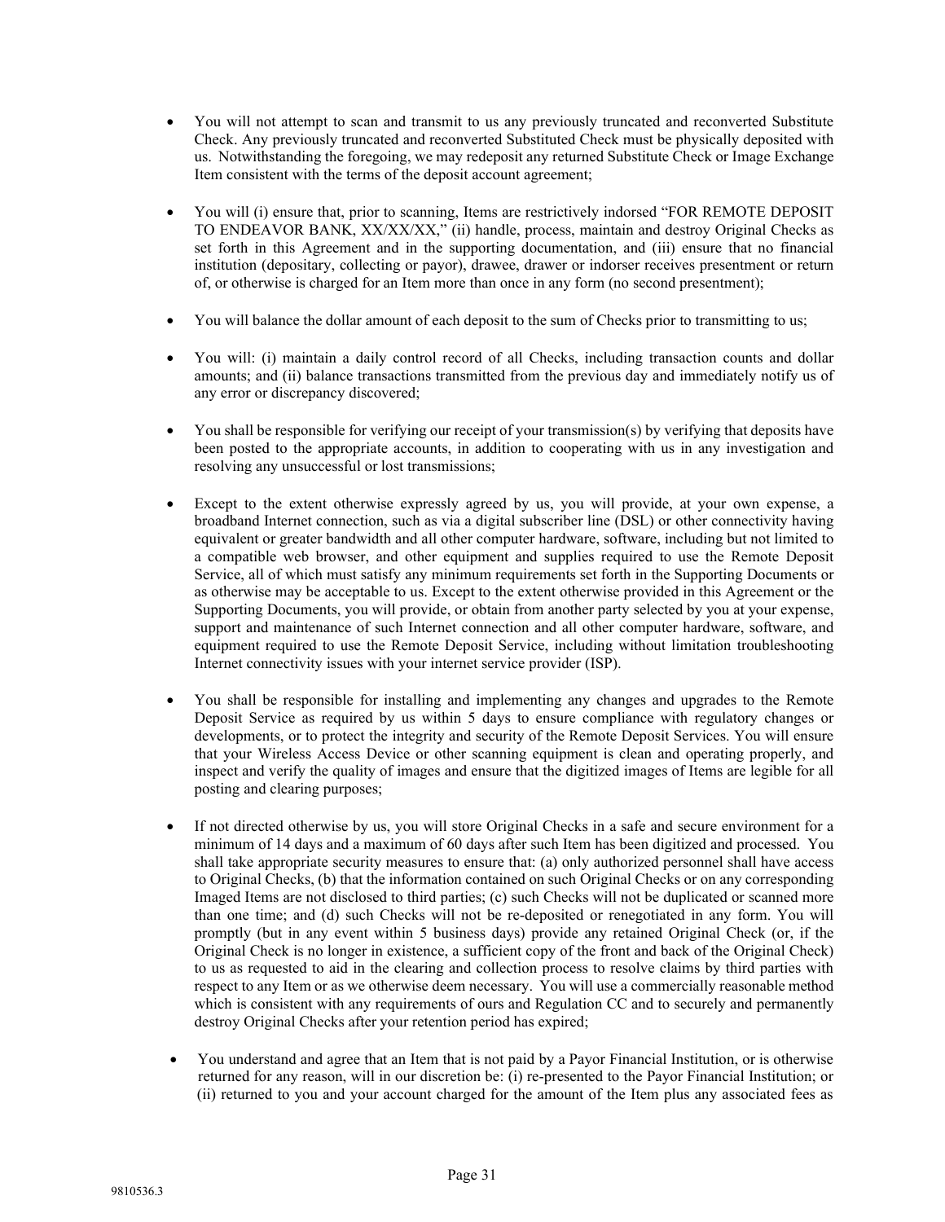- You will not attempt to scan and transmit to us any previously truncated and reconverted Substitute Check. Any previously truncated and reconverted Substituted Check must be physically deposited with us. Notwithstanding the foregoing, we may redeposit any returned Substitute Check or Image Exchange Item consistent with the terms of the deposit account agreement;

- You will (i) ensure that, prior to scanning, Items are restrictively indorsed "FOR REMOTE DEPOSIT TO ENDEAVOR BANK, XX/XX/XX," (ii) handle, process, maintain and destroy Original Checks as set forth in this Agreement and in the supporting documentation, and (iii) ensure that no financial institution (depositary, collecting or payor), drawee, drawer or indorser receives presentment or return of, or otherwise is charged for an Item more than once in any form (no second presentment);

- You will balance the dollar amount of each deposit to the sum of Checks prior to transmitting to us;

- You will: (i) maintain a daily control record of all Checks, including transaction counts and dollar amounts; and (ii) balance transactions transmitted from the previous day and immediately notify us of any error or discrepancy discovered;

- You shall be responsible for verifying our receipt of your transmission(s) by verifying that deposits have been posted to the appropriate accounts, in addition to cooperating with us in any investigation and resolving any unsuccessful or lost transmissions;

- Except to the extent otherwise expressly agreed by us, you will provide, at your own expense, a broadband Internet connection, such as via a digital subscriber line (DSL) or other connectivity having equivalent or greater bandwidth and all other computer hardware, software, including but not limited to a compatible web browser, and other equipment and supplies required to use the Remote Deposit Service, all of which must satisfy any minimum requirements set forth in the Supporting Documents or as otherwise may be acceptable to us. Except to the extent otherwise provided in this Agreement or the Supporting Documents, you will provide, or obtain from another party selected by you at your expense, support and maintenance of such Internet connection and all other computer hardware, software, and equipment required to use the Remote Deposit Service, including without limitation troubleshooting Internet connectivity issues with your internet service provider (ISP).

- You shall be responsible for installing and implementing any changes and upgrades to the Remote Deposit Service as required by us within 5 days to ensure compliance with regulatory changes or developments, or to protect the integrity and security of the Remote Deposit Services. You will ensure that your Wireless Access Device or other scanning equipment is clean and operating properly, and inspect and verify the quality of images and ensure that the digitized images of Items are legible for all posting and clearing purposes;

- If not directed otherwise by us, you will store Original Checks in a safe and secure environment for a minimum of 14 days and a maximum of 60 days after such Item has been digitized and processed. You shall take appropriate security measures to ensure that: (a) only authorized personnel shall have access to Original Checks, (b) that the information contained on such Original Checks or on any corresponding Imaged Items are not disclosed to third parties; (c) such Checks will not be duplicated or scanned more than one time; and (d) such Checks will not be re-deposited or renegotiated in any form. You will promptly (but in any event within 5 business days) provide any retained Original Check (or, if the Original Check is no longer in existence, a sufficient copy of the front and back of the Original Check) to us as requested to aid in the clearing and collection process to resolve claims by third parties with respect to any Item or as we otherwise deem necessary. You will use a commercially reasonable method which is consistent with any requirements of ours and Regulation CC and to securely and permanently destroy Original Checks after your retention period has expired;

- You understand and agree that an Item that is not paid by a Payor Financial Institution, or is otherwise returned for any reason, will in our discretion be: (i) re-presented to the Payor Financial Institution; or (ii) returned to you and your account charged for the amount of the Item plus any associated fees as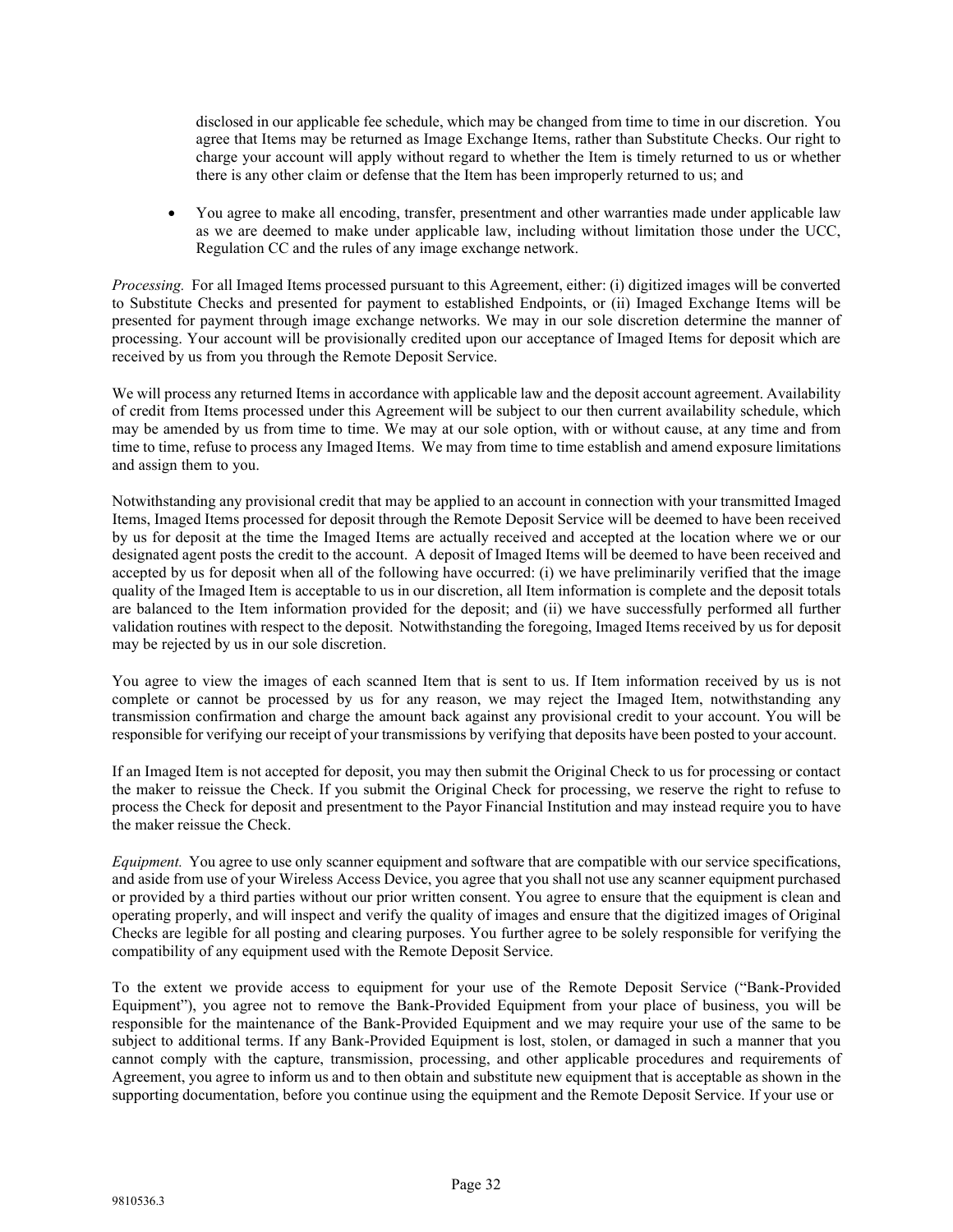disclosed in our applicable fee schedule, which may be changed from time to time in our discretion. You agree that Items may be returned as Image Exchange Items, rather than Substitute Checks. Our right to charge your account will apply without regard to whether the Item is timely returned to us or whether there is any other claim or defense that the Item has been improperly returned to us; and

- You agree to make all encoding, transfer, presentment and other warranties made under applicable law as we are deemed to make under applicable law, including without limitation those under the UCC, Regulation CC and the rules of any image exchange network.

*Processing.* For all Imaged Items processed pursuant to this Agreement, either: (i) digitized images will be converted to Substitute Checks and presented for payment to established Endpoints, or (ii) Imaged Exchange Items will be presented for payment through image exchange networks. We may in our sole discretion determine the manner of processing. Your account will be provisionally credited upon our acceptance of Imaged Items for deposit which are received by us from you through the Remote Deposit Service.

We will process any returned Items in accordance with applicable law and the deposit account agreement. Availability of credit from Items processed under this Agreement will be subject to our then current availability schedule, which may be amended by us from time to time. We may at our sole option, with or without cause, at any time and from time to time, refuse to process any Imaged Items. We may from time to time establish and amend exposure limitations and assign them to you.

Notwithstanding any provisional credit that may be applied to an account in connection with your transmitted Imaged Items, Imaged Items processed for deposit through the Remote Deposit Service will be deemed to have been received by us for deposit at the time the Imaged Items are actually received and accepted at the location where we or our designated agent posts the credit to the account. A deposit of Imaged Items will be deemed to have been received and accepted by us for deposit when all of the following have occurred: (i) we have preliminarily verified that the image quality of the Imaged Item is acceptable to us in our discretion, all Item information is complete and the deposit totals are balanced to the Item information provided for the deposit; and (ii) we have successfully performed all further validation routines with respect to the deposit. Notwithstanding the foregoing, Imaged Items received by us for deposit may be rejected by us in our sole discretion.

You agree to view the images of each scanned Item that is sent to us. If Item information received by us is not complete or cannot be processed by us for any reason, we may reject the Imaged Item, notwithstanding any transmission confirmation and charge the amount back against any provisional credit to your account. You will be responsible for verifying our receipt of your transmissions by verifying that deposits have been posted to your account.

If an Imaged Item is not accepted for deposit, you may then submit the Original Check to us for processing or contact the maker to reissue the Check. If you submit the Original Check for processing, we reserve the right to refuse to process the Check for deposit and presentment to the Payor Financial Institution and may instead require you to have the maker reissue the Check.

*Equipment.* You agree to use only scanner equipment and software that are compatible with our service specifications, and aside from use of your Wireless Access Device, you agree that you shall not use any scanner equipment purchased or provided by a third parties without our prior written consent. You agree to ensure that the equipment is clean and operating properly, and will inspect and verify the quality of images and ensure that the digitized images of Original Checks are legible for all posting and clearing purposes. You further agree to be solely responsible for verifying the compatibility of any equipment used with the Remote Deposit Service.

To the extent we provide access to equipment for your use of the Remote Deposit Service ("Bank-Provided Equipment"), you agree not to remove the Bank-Provided Equipment from your place of business, you will be responsible for the maintenance of the Bank-Provided Equipment and we may require your use of the same to be subject to additional terms. If any Bank-Provided Equipment is lost, stolen, or damaged in such a manner that you cannot comply with the capture, transmission, processing, and other applicable procedures and requirements of Agreement, you agree to inform us and to then obtain and substitute new equipment that is acceptable as shown in the supporting documentation, before you continue using the equipment and the Remote Deposit Service. If your use or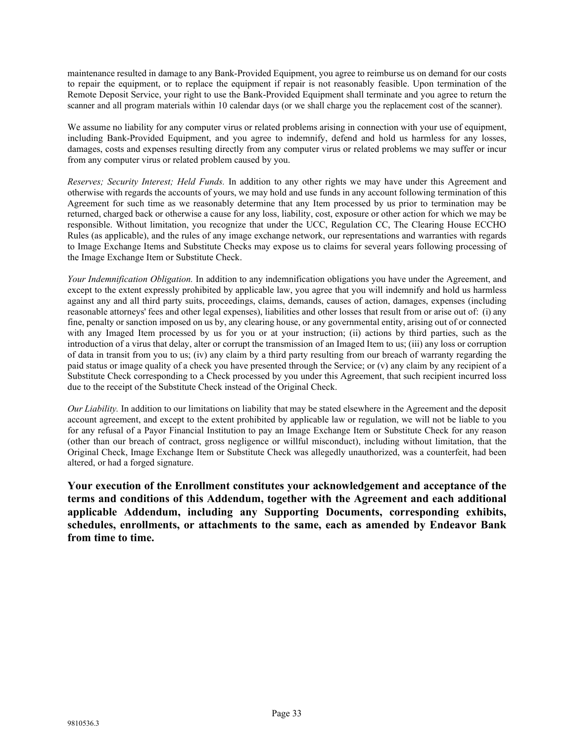maintenance resulted in damage to any Bank-Provided Equipment, you agree to reimburse us on demand for our costs to repair the equipment, or to replace the equipment if repair is not reasonably feasible. Upon termination of the Remote Deposit Service, your right to use the Bank-Provided Equipment shall terminate and you agree to return the scanner and all program materials within 10 calendar days (or we shall charge you the replacement cost of the scanner).

We assume no liability for any computer virus or related problems arising in connection with your use of equipment, including Bank-Provided Equipment, and you agree to indemnify, defend and hold us harmless for any losses, damages, costs and expenses resulting directly from any computer virus or related problems we may suffer or incur from any computer virus or related problem caused by you.

*Reserves; Security Interest; Held Funds.* In addition to any other rights we may have under this Agreement and otherwise with regards the accounts of yours, we may hold and use funds in any account following termination of this Agreement for such time as we reasonably determine that any Item processed by us prior to termination may be returned, charged back or otherwise a cause for any loss, liability, cost, exposure or other action for which we may be responsible. Without limitation, you recognize that under the UCC, Regulation CC, The Clearing House ECCHO Rules (as applicable), and the rules of any image exchange network, our representations and warranties with regards to Image Exchange Items and Substitute Checks may expose us to claims for several years following processing of the Image Exchange Item or Substitute Check.

*Your Indemnification Obligation.* In addition to any indemnification obligations you have under the Agreement, and except to the extent expressly prohibited by applicable law, you agree that you will indemnify and hold us harmless against any and all third party suits, proceedings, claims, demands, causes of action, damages, expenses (including reasonable attorneys' fees and other legal expenses), liabilities and other losses that result from or arise out of: (i) any fine, penalty or sanction imposed on us by, any clearing house, or any governmental entity, arising out of or connected with any Imaged Item processed by us for you or at your instruction; (ii) actions by third parties, such as the introduction of a virus that delay, alter or corrupt the transmission of an Imaged Item to us; (iii) any loss or corruption of data in transit from you to us; (iv) any claim by a third party resulting from our breach of warranty regarding the paid status or image quality of a check you have presented through the Service; or (v) any claim by any recipient of a Substitute Check corresponding to a Check processed by you under this Agreement, that such recipient incurred loss due to the receipt of the Substitute Check instead of the Original Check.

*Our Liability.* In addition to our limitations on liability that may be stated elsewhere in the Agreement and the deposit account agreement, and except to the extent prohibited by applicable law or regulation, we will not be liable to you for any refusal of a Payor Financial Institution to pay an Image Exchange Item or Substitute Check for any reason (other than our breach of contract, gross negligence or willful misconduct), including without limitation, that the Original Check, Image Exchange Item or Substitute Check was allegedly unauthorized, was a counterfeit, had been altered, or had a forged signature.

**Your execution of the Enrollment constitutes your acknowledgement and acceptance of the terms and conditions of this Addendum, together with the Agreement and each additional applicable Addendum, including any Supporting Documents, corresponding exhibits, schedules, enrollments, or attachments to the same, each as amended by Endeavor Bank from time to time.**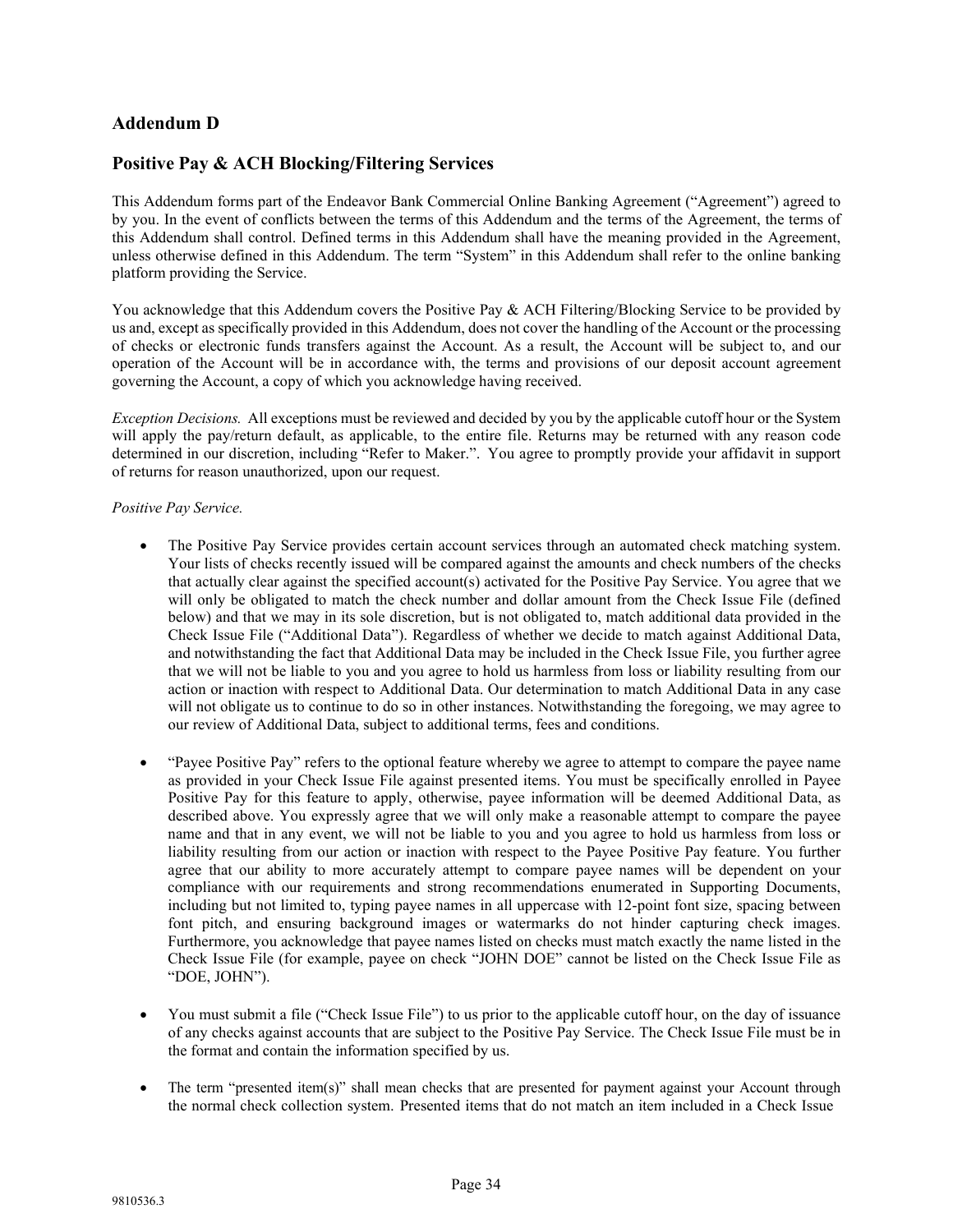## Addendum D

## Positive Pay & ACH Blocking/Filtering Services

This Addendum forms part of the Endeavor Bank Commercial Online Banking Agreement ("Agreement") agreed to by you. In the event of conflicts between the terms of this Addendum and the terms of the Agreement, the terms of this Addendum shall control. Defined terms in this Addendum shall have the meaning provided in the Agreement, unless otherwise defined in this Addendum. The term "System" in this Addendum shall refer to the online banking platform providing the Service.

You acknowledge that this Addendum covers the Positive Pay & ACH Filtering/Blocking Service to be provided by us and, except as specifically provided in this Addendum, does not cover the handling of the Account or the processing of checks or electronic funds transfers against the Account. As a result, the Account will be subject to, and our operation of the Account will be in accordance with, the terms and provisions of our deposit account agreement governing the Account, a copy of which you acknowledge having received.

*Exception Decisions.* All exceptions must be reviewed and decided by you by the applicable cutoff hour or the System will apply the pay/return default, as applicable, to the entire file. Returns may be returned with any reason code determined in our discretion, including "Refer to Maker.". You agree to promptly provide your affidavit in support of returns for reason unauthorized, upon our request.

*Positive Pay Service.*

- The Positive Pay Service provides certain account services through an automated check matching system. Your lists of checks recently issued will be compared against the amounts and check numbers of the checks that actually clear against the specified account(s) activated for the Positive Pay Service. You agree that we will only be obligated to match the check number and dollar amount from the Check Issue File (defined below) and that we may in its sole discretion, but is not obligated to, match additional data provided in the Check Issue File ("Additional Data"). Regardless of whether we decide to match against Additional Data, and notwithstanding the fact that Additional Data may be included in the Check Issue File, you further agree that we will not be liable to you and you agree to hold us harmless from loss or liability resulting from our action or inaction with respect to Additional Data. Our determination to match Additional Data in any case will not obligate us to continue to do so in other instances. Notwithstanding the foregoing, we may agree to our review of Additional Data, subject to additional terms, fees and conditions.

- "Payee Positive Pay" refers to the optional feature whereby we agree to attempt to compare the payee name as provided in your Check Issue File against presented items. You must be specifically enrolled in Payee Positive Pay for this feature to apply, otherwise, payee information will be deemed Additional Data, as described above. You expressly agree that we will only make a reasonable attempt to compare the payee name and that in any event, we will not be liable to you and you agree to hold us harmless from loss or liability resulting from our action or inaction with respect to the Payee Positive Pay feature. You further agree that our ability to more accurately attempt to compare payee names will be dependent on your compliance with our requirements and strong recommendations enumerated in Supporting Documents, including but not limited to, typing payee names in all uppercase with 12-point font size, spacing between font pitch, and ensuring background images or watermarks do not hinder capturing check images. Furthermore, you acknowledge that payee names listed on checks must match exactly the name listed in the Check Issue File (for example, payee on check "JOHN DOE" cannot be listed on the Check Issue File as "DOE, JOHN").

- You must submit a file ("Check Issue File") to us prior to the applicable cutoff hour, on the day of issuance of any checks against accounts that are subject to the Positive Pay Service. The Check Issue File must be in the format and contain the information specified by us.

- The term "presented item(s)" shall mean checks that are presented for payment against your Account through the normal check collection system. Presented items that do not match an item included in a Check Issue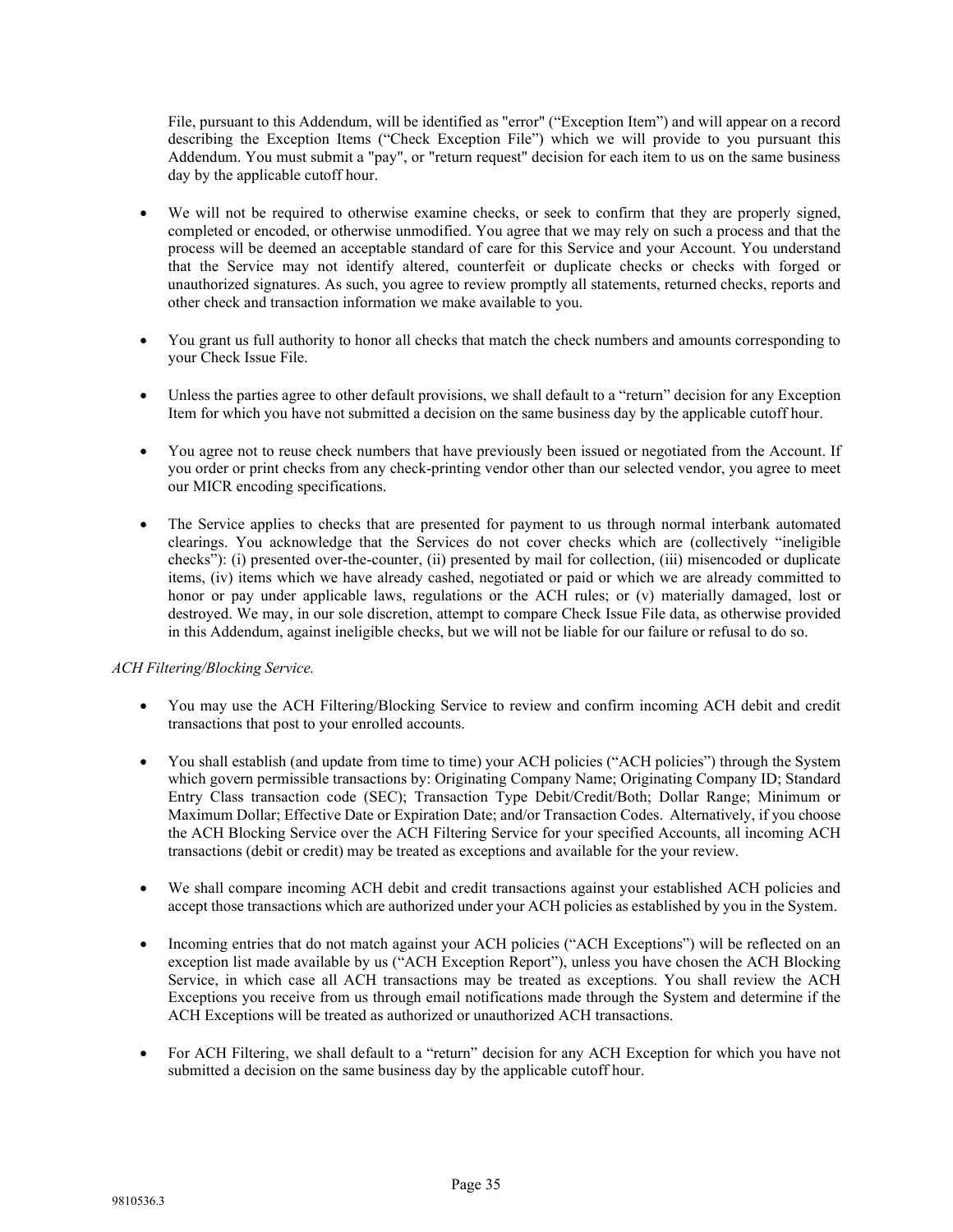File, pursuant to this Addendum, will be identified as "error" ("Exception Item") and will appear on a record describing the Exception Items ("Check Exception File") which we will provide to you pursuant this Addendum. You must submit a "pay", or "return request" decision for each item to us on the same business day by the applicable cutoff hour.

- We will not be required to otherwise examine checks, or seek to confirm that they are properly signed, completed or encoded, or otherwise unmodified. You agree that we may rely on such a process and that the process will be deemed an acceptable standard of care for this Service and your Account. You understand that the Service may not identify altered, counterfeit or duplicate checks or checks with forged or unauthorized signatures. As such, you agree to review promptly all statements, returned checks, reports and other check and transaction information we make available to you.

- You grant us full authority to honor all checks that match the check numbers and amounts corresponding to your Check Issue File.

- Unless the parties agree to other default provisions, we shall default to a "return" decision for any Exception Item for which you have not submitted a decision on the same business day by the applicable cutoff hour.

- You agree not to reuse check numbers that have previously been issued or negotiated from the Account. If you order or print checks from any check-printing vendor other than our selected vendor, you agree to meet our MICR encoding specifications.

- The Service applies to checks that are presented for payment to us through normal interbank automated clearings. You acknowledge that the Services do not cover checks which are (collectively "ineligible checks"): (i) presented over-the-counter, (ii) presented by mail for collection, (iii) misencoded or duplicate items, (iv) items which we have already cashed, negotiated or paid or which we are already committed to honor or pay under applicable laws, regulations or the ACH rules; or (v) materially damaged, lost or destroyed. We may, in our sole discretion, attempt to compare Check Issue File data, as otherwise provided in this Addendum, against ineligible checks, but we will not be liable for our failure or refusal to do so.

*ACH Filtering/Blocking Service.*

- You may use the ACH Filtering/Blocking Service to review and confirm incoming ACH debit and credit transactions that post to your enrolled accounts.

- You shall establish (and update from time to time) your ACH policies ("ACH policies") through the System which govern permissible transactions by: Originating Company Name; Originating Company ID; Standard Entry Class transaction code (SEC); Transaction Type Debit/Credit/Both; Dollar Range; Minimum or Maximum Dollar; Effective Date or Expiration Date; and/or Transaction Codes. Alternatively, if you choose the ACH Blocking Service over the ACH Filtering Service for your specified Accounts, all incoming ACH transactions (debit or credit) may be treated as exceptions and available for the your review.

- We shall compare incoming ACH debit and credit transactions against your established ACH policies and accept those transactions which are authorized under your ACH policies as established by you in the System.

- Incoming entries that do not match against your ACH policies ("ACH Exceptions") will be reflected on an exception list made available by us ("ACH Exception Report"), unless you have chosen the ACH Blocking Service, in which case all ACH transactions may be treated as exceptions. You shall review the ACH Exceptions you receive from us through email notifications made through the System and determine if the ACH Exceptions will be treated as authorized or unauthorized ACH transactions.

- For ACH Filtering, we shall default to a "return" decision for any ACH Exception for which you have not submitted a decision on the same business day by the applicable cutoff hour.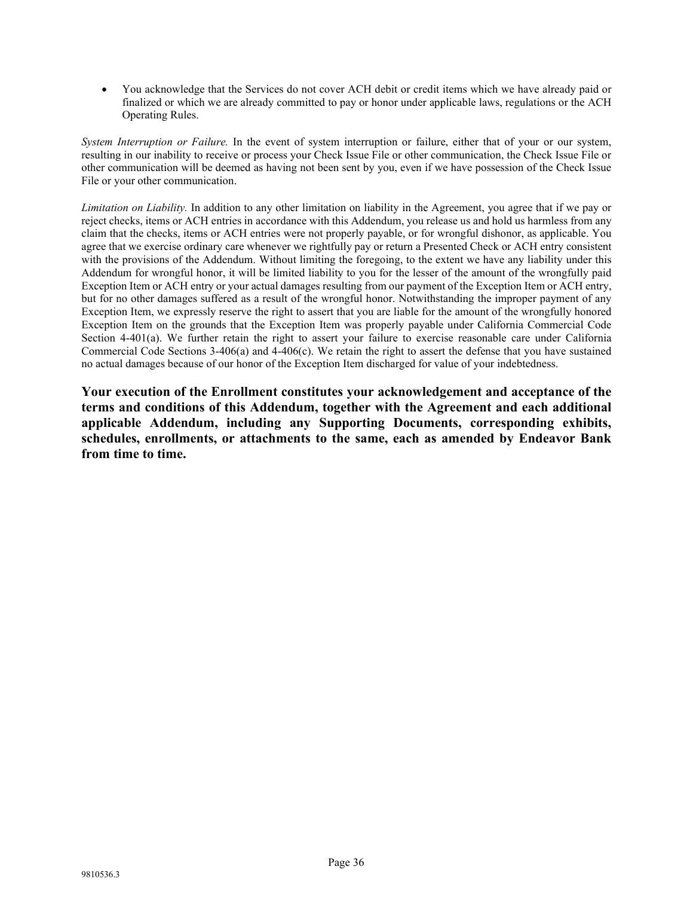- You acknowledge that the Services do not cover ACH debit or credit items which we have already paid or finalized or which we are already committed to pay or honor under applicable laws, regulations or the ACH Operating Rules.

*System Interruption or Failure.* In the event of system interruption or failure, either that of your or our system, resulting in our inability to receive or process your Check Issue File or other communication, the Check Issue File or other communication will be deemed as having not been sent by you, even if we have possession of the Check Issue File or your other communication.

*Limitation on Liability.* In addition to any other limitation on liability in the Agreement, you agree that if we pay or reject checks, items or ACH entries in accordance with this Addendum, you release us and hold us harmless from any claim that the checks, items or ACH entries were not properly payable, or for wrongful dishonor, as applicable. You agree that we exercise ordinary care whenever we rightfully pay or return a Presented Check or ACH entry consistent with the provisions of the Addendum. Without limiting the foregoing, to the extent we have any liability under this Addendum for wrongful honor, it will be limited liability to you for the lesser of the amount of the wrongfully paid Exception Item or ACH entry or your actual damages resulting from our payment of the Exception Item or ACH entry, but for no other damages suffered as a result of the wrongful honor. Notwithstanding the improper payment of any Exception Item, we expressly reserve the right to assert that you are liable for the amount of the wrongfully honored Exception Item on the grounds that the Exception Item was properly payable under California Commercial Code Section 4-401(a). We further retain the right to assert your failure to exercise reasonable care under California Commercial Code Sections 3-406(a) and 4-406(c). We retain the right to assert the defense that you have sustained no actual damages because of our honor of the Exception Item discharged for value of your indebtedness.

**Your execution of the Enrollment constitutes your acknowledgement and acceptance of the terms and conditions of this Addendum, together with the Agreement and each additional applicable Addendum, including any Supporting Documents, corresponding exhibits, schedules, enrollments, or attachments to the same, each as amended by Endeavor Bank from time to time.**

9810536.3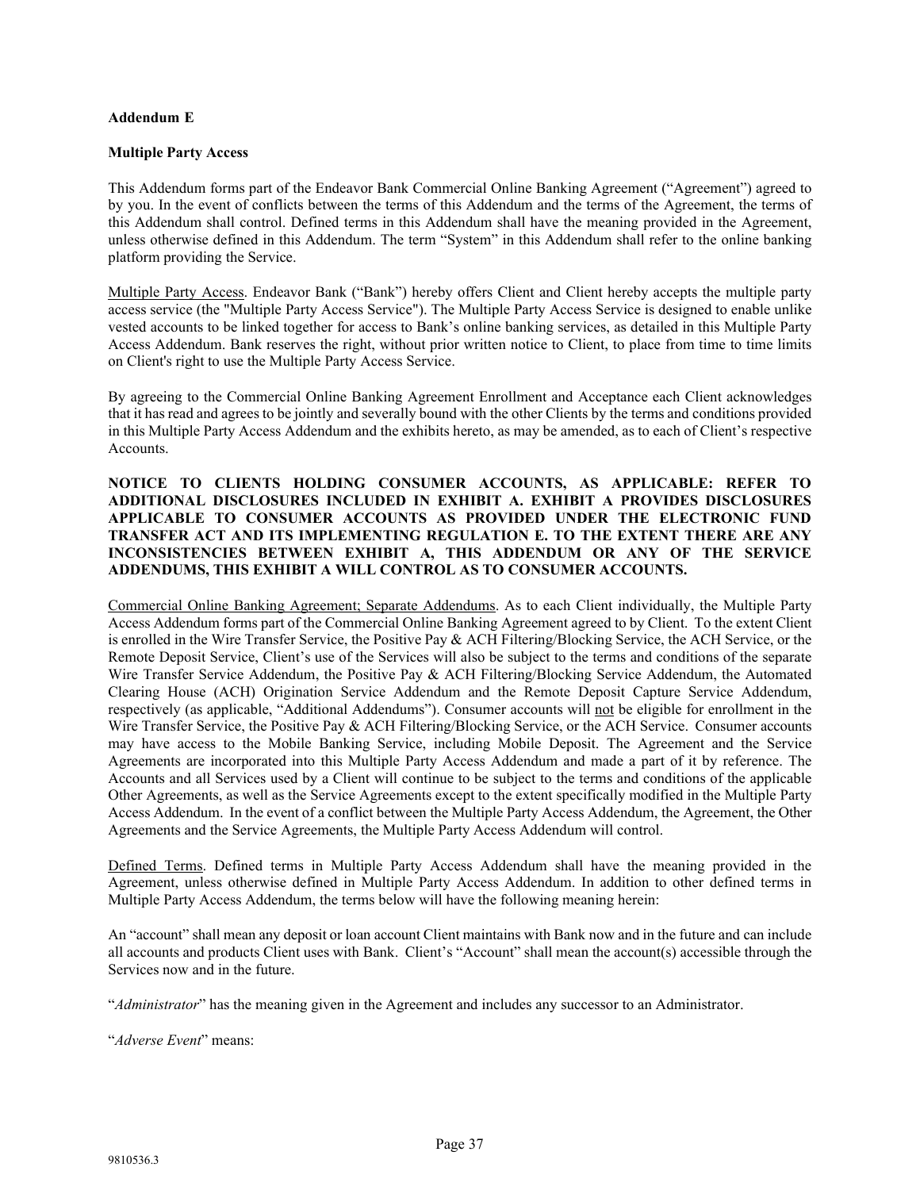**Addendum E**

**Multiple Party Access**

This Addendum forms part of the Endeavor Bank Commercial Online Banking Agreement ("Agreement") agreed to by you. In the event of conflicts between the terms of this Addendum and the terms of the Agreement, the terms of this Addendum shall control. Defined terms in this Addendum shall have the meaning provided in the Agreement, unless otherwise defined in this Addendum. The term "System" in this Addendum shall refer to the online banking platform providing the Service.

Multiple Party Access. Endeavor Bank ("Bank") hereby offers Client and Client hereby accepts the multiple party access service (the "Multiple Party Access Service"). The Multiple Party Access Service is designed to enable unlike vested accounts to be linked together for access to Bank's online banking services, as detailed in this Multiple Party Access Addendum. Bank reserves the right, without prior written notice to Client, to place from time to time limits on Client's right to use the Multiple Party Access Service.

By agreeing to the Commercial Online Banking Agreement Enrollment and Acceptance each Client acknowledges that it has read and agrees to be jointly and severally bound with the other Clients by the terms and conditions provided in this Multiple Party Access Addendum and the exhibits hereto, as may be amended, as to each of Client's respective Accounts.

**NOTICE TO CLIENTS HOLDING CONSUMER ACCOUNTS, AS APPLICABLE: REFER TO ADDITIONAL DISCLOSURES INCLUDED IN EXHIBIT A. EXHIBIT A PROVIDES DISCLOSURES APPLICABLE TO CONSUMER ACCOUNTS AS PROVIDED UNDER THE ELECTRONIC FUND TRANSFER ACT AND ITS IMPLEMENTING REGULATION E. TO THE EXTENT THERE ARE ANY INCONSISTENCIES BETWEEN EXHIBIT A, THIS ADDENDUM OR ANY OF THE SERVICE ADDENDUMS, THIS EXHIBIT A WILL CONTROL AS TO CONSUMER ACCOUNTS.**

Commercial Online Banking Agreement; Separate Addendums. As to each Client individually, the Multiple Party Access Addendum forms part of the Commercial Online Banking Agreement agreed to by Client. To the extent Client is enrolled in the Wire Transfer Service, the Positive Pay & ACH Filtering/Blocking Service, the ACH Service, or the Remote Deposit Service, Client's use of the Services will also be subject to the terms and conditions of the separate Wire Transfer Service Addendum, the Positive Pay & ACH Filtering/Blocking Service Addendum, the Automated Clearing House (ACH) Origination Service Addendum and the Remote Deposit Capture Service Addendum, respectively (as applicable, "Additional Addendums"). Consumer accounts will not be eligible for enrollment in the Wire Transfer Service, the Positive Pay & ACH Filtering/Blocking Service, or the ACH Service. Consumer accounts may have access to the Mobile Banking Service, including Mobile Deposit. The Agreement and the Service Agreements are incorporated into this Multiple Party Access Addendum and made a part of it by reference. The Accounts and all Services used by a Client will continue to be subject to the terms and conditions of the applicable Other Agreements, as well as the Service Agreements except to the extent specifically modified in the Multiple Party Access Addendum. In the event of a conflict between the Multiple Party Access Addendum, the Agreement, the Other Agreements and the Service Agreements, the Multiple Party Access Addendum will control.

Defined Terms. Defined terms in Multiple Party Access Addendum shall have the meaning provided in the Agreement, unless otherwise defined in Multiple Party Access Addendum. In addition to other defined terms in Multiple Party Access Addendum, the terms below will have the following meaning herein:

An "account" shall mean any deposit or loan account Client maintains with Bank now and in the future and can include all accounts and products Client uses with Bank. Client's "Account" shall mean the account(s) accessible through the Services now and in the future.

"*Administrator*" has the meaning given in the Agreement and includes any successor to an Administrator.

"*Adverse Event*" means: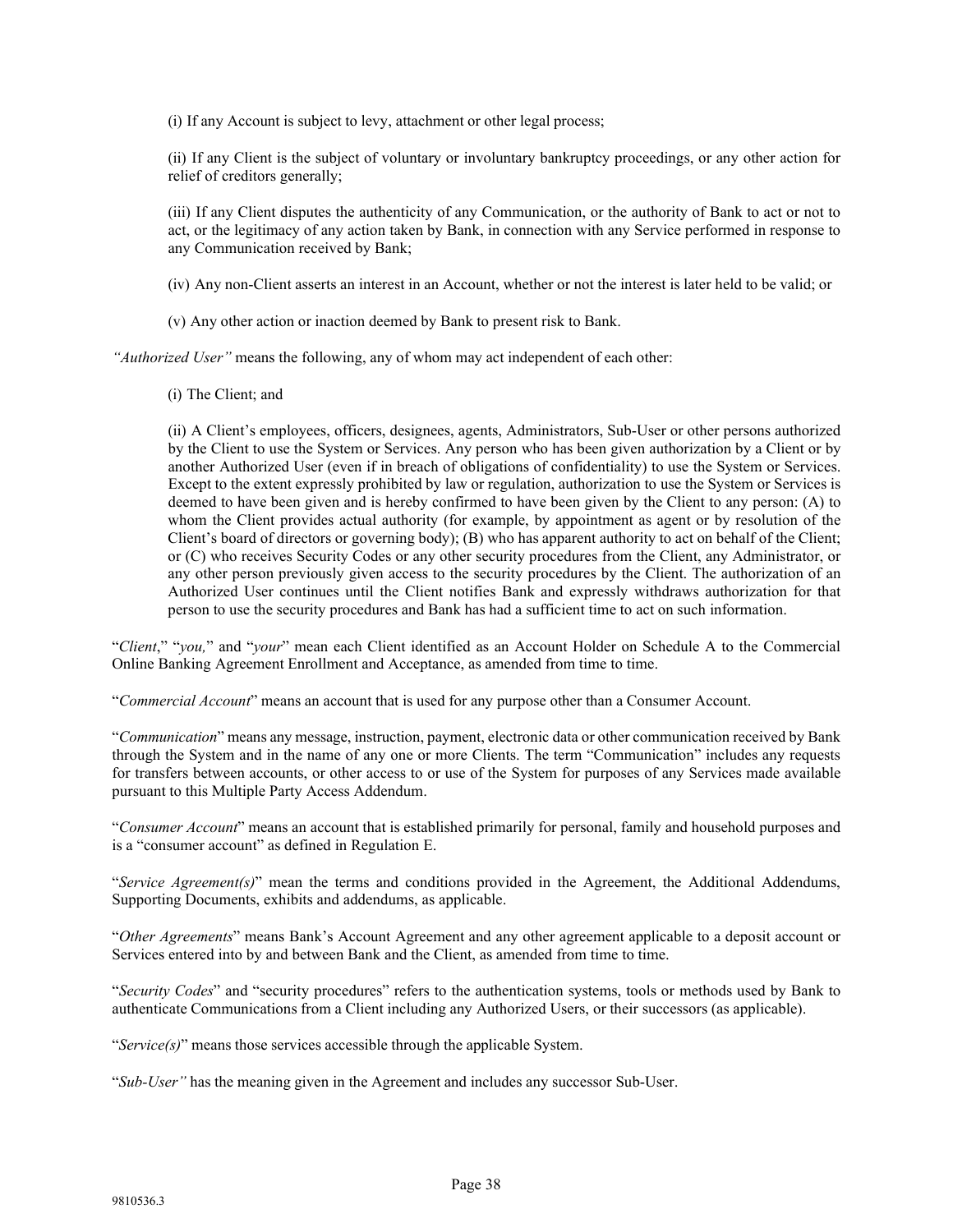(i) If any Account is subject to levy, attachment or other legal process;

(ii) If any Client is the subject of voluntary or involuntary bankruptcy proceedings, or any other action for relief of creditors generally;

(iii) If any Client disputes the authenticity of any Communication, or the authority of Bank to act or not to act, or the legitimacy of any action taken by Bank, in connection with any Service performed in response to any Communication received by Bank;

(iv) Any non-Client asserts an interest in an Account, whether or not the interest is later held to be valid; or

(v) Any other action or inaction deemed by Bank to present risk to Bank.

*"Authorized User"* means the following, any of whom may act independent of each other:

(i) The Client; and

(ii) A Client's employees, officers, designees, agents, Administrators, Sub-User or other persons authorized by the Client to use the System or Services. Any person who has been given authorization by a Client or by another Authorized User (even if in breach of obligations of confidentiality) to use the System or Services. Except to the extent expressly prohibited by law or regulation, authorization to use the System or Services is deemed to have been given and is hereby confirmed to have been given by the Client to any person: (A) to whom the Client provides actual authority (for example, by appointment as agent or by resolution of the Client's board of directors or governing body); (B) who has apparent authority to act on behalf of the Client; or (C) who receives Security Codes or any other security procedures from the Client, any Administrator, or any other person previously given access to the security procedures by the Client. The authorization of an Authorized User continues until the Client notifies Bank and expressly withdraws authorization for that person to use the security procedures and Bank has had a sufficient time to act on such information.

"*Client*," "*you,*" and "*your*" mean each Client identified as an Account Holder on Schedule A to the Commercial Online Banking Agreement Enrollment and Acceptance, as amended from time to time.

"*Commercial Account*" means an account that is used for any purpose other than a Consumer Account.

"*Communication*" means any message, instruction, payment, electronic data or other communication received by Bank through the System and in the name of any one or more Clients. The term "Communication" includes any requests for transfers between accounts, or other access to or use of the System for purposes of any Services made available pursuant to this Multiple Party Access Addendum.

"*Consumer Account*" means an account that is established primarily for personal, family and household purposes and is a "consumer account" as defined in Regulation E.

"*Service Agreement(s)*" mean the terms and conditions provided in the Agreement, the Additional Addendums, Supporting Documents, exhibits and addendums, as applicable.

"*Other Agreements*" means Bank's Account Agreement and any other agreement applicable to a deposit account or Services entered into by and between Bank and the Client, as amended from time to time.

"*Security Codes*" and "security procedures" refers to the authentication systems, tools or methods used by Bank to authenticate Communications from a Client including any Authorized Users, or their successors (as applicable).

"*Service(s)*" means those services accessible through the applicable System.

"*Sub-User"* has the meaning given in the Agreement and includes any successor Sub-User.

9810536.3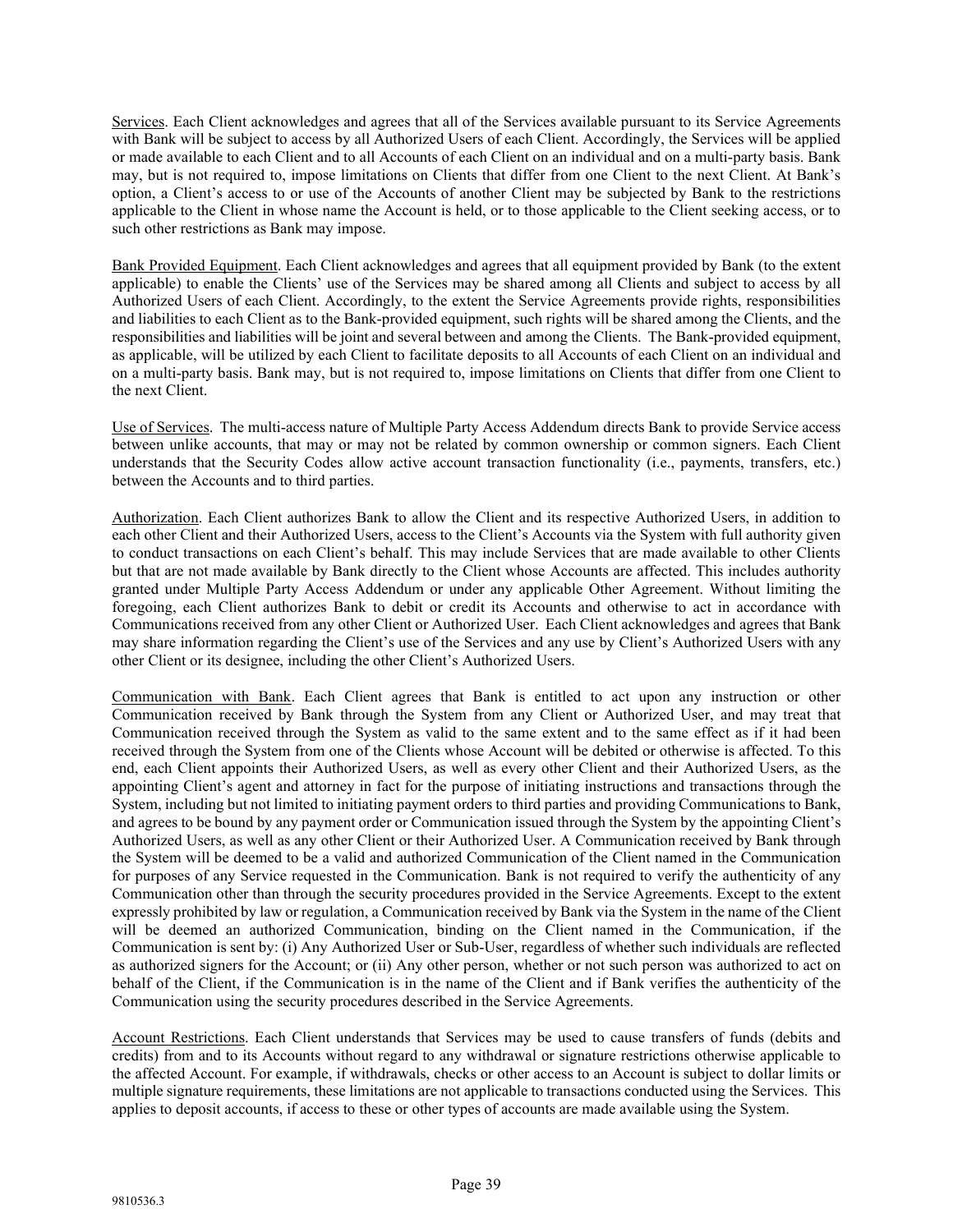<u>Services</u>. Each Client acknowledges and agrees that all of the Services available pursuant to its Service Agreements with Bank will be subject to access by all Authorized Users of each Client. Accordingly, the Services will be applied or made available to each Client and to all Accounts of each Client on an individual and on a multi-party basis. Bank may, but is not required to, impose limitations on Clients that differ from one Client to the next Client. At Bank's option, a Client's access to or use of the Accounts of another Client may be subjected by Bank to the restrictions applicable to the Client in whose name the Account is held, or to those applicable to the Client seeking access, or to such other restrictions as Bank may impose.

<u>Bank Provided Equipment</u>. Each Client acknowledges and agrees that all equipment provided by Bank (to the extent applicable) to enable the Clients' use of the Services may be shared among all Clients and subject to access by all Authorized Users of each Client. Accordingly, to the extent the Service Agreements provide rights, responsibilities and liabilities to each Client as to the Bank-provided equipment, such rights will be shared among the Clients, and the responsibilities and liabilities will be joint and several between and among the Clients. The Bank-provided equipment, as applicable, will be utilized by each Client to facilitate deposits to all Accounts of each Client on an individual and on a multi-party basis. Bank may, but is not required to, impose limitations on Clients that differ from one Client to the next Client.

<u>Use of Services</u>. The multi-access nature of Multiple Party Access Addendum directs Bank to provide Service access between unlike accounts, that may or may not be related by common ownership or common signers. Each Client understands that the Security Codes allow active account transaction functionality (i.e., payments, transfers, etc.) between the Accounts and to third parties.

<u>Authorization</u>. Each Client authorizes Bank to allow the Client and its respective Authorized Users, in addition to each other Client and their Authorized Users, access to the Client's Accounts via the System with full authority given to conduct transactions on each Client's behalf. This may include Services that are made available to other Clients but that are not made available by Bank directly to the Client whose Accounts are affected. This includes authority granted under Multiple Party Access Addendum or under any applicable Other Agreement. Without limiting the foregoing, each Client authorizes Bank to debit or credit its Accounts and otherwise to act in accordance with Communications received from any other Client or Authorized User. Each Client acknowledges and agrees that Bank may share information regarding the Client's use of the Services and any use by Client's Authorized Users with any other Client or its designee, including the other Client's Authorized Users.

<u>Communication with Bank</u>. Each Client agrees that Bank is entitled to act upon any instruction or other Communication received by Bank through the System from any Client or Authorized User, and may treat that Communication received through the System as valid to the same extent and to the same effect as if it had been received through the System from one of the Clients whose Account will be debited or otherwise is affected. To this end, each Client appoints their Authorized Users, as well as every other Client and their Authorized Users, as the appointing Client's agent and attorney in fact for the purpose of initiating instructions and transactions through the System, including but not limited to initiating payment orders to third parties and providing Communications to Bank, and agrees to be bound by any payment order or Communication issued through the System by the appointing Client's Authorized Users, as well as any other Client or their Authorized User. A Communication received by Bank through the System will be deemed to be a valid and authorized Communication of the Client named in the Communication for purposes of any Service requested in the Communication. Bank is not required to verify the authenticity of any Communication other than through the security procedures provided in the Service Agreements. Except to the extent expressly prohibited by law or regulation, a Communication received by Bank via the System in the name of the Client will be deemed an authorized Communication, binding on the Client named in the Communication, if the Communication is sent by: (i) Any Authorized User or Sub-User, regardless of whether such individuals are reflected as authorized signers for the Account; or (ii) Any other person, whether or not such person was authorized to act on behalf of the Client, if the Communication is in the name of the Client and if Bank verifies the authenticity of the Communication using the security procedures described in the Service Agreements.

<u>Account Restrictions</u>. Each Client understands that Services may be used to cause transfers of funds (debits and credits) from and to its Accounts without regard to any withdrawal or signature restrictions otherwise applicable to the affected Account. For example, if withdrawals, checks or other access to an Account is subject to dollar limits or multiple signature requirements, these limitations are not applicable to transactions conducted using the Services. This applies to deposit accounts, if access to these or other types of accounts are made available using the System.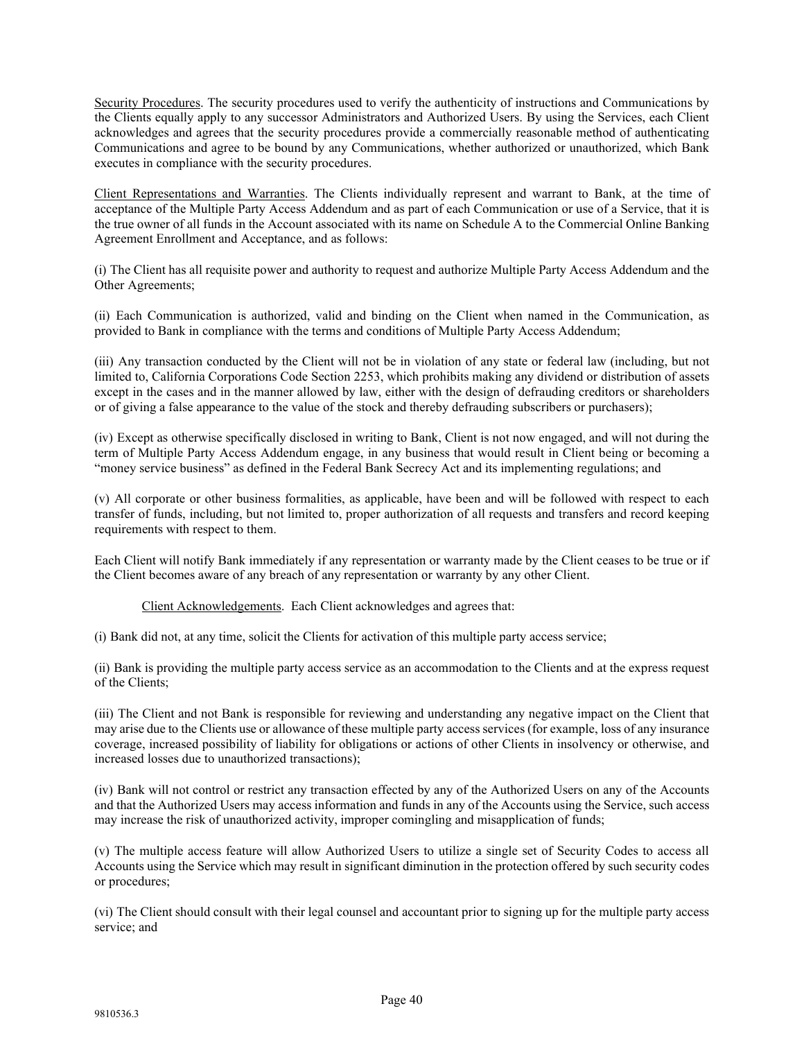Security Procedures. The security procedures used to verify the authenticity of instructions and Communications by the Clients equally apply to any successor Administrators and Authorized Users. By using the Services, each Client acknowledges and agrees that the security procedures provide a commercially reasonable method of authenticating Communications and agree to be bound by any Communications, whether authorized or unauthorized, which Bank executes in compliance with the security procedures.

Client Representations and Warranties. The Clients individually represent and warrant to Bank, at the time of acceptance of the Multiple Party Access Addendum and as part of each Communication or use of a Service, that it is the true owner of all funds in the Account associated with its name on Schedule A to the Commercial Online Banking Agreement Enrollment and Acceptance, and as follows:

(i) The Client has all requisite power and authority to request and authorize Multiple Party Access Addendum and the Other Agreements;

(ii) Each Communication is authorized, valid and binding on the Client when named in the Communication, as provided to Bank in compliance with the terms and conditions of Multiple Party Access Addendum;

(iii) Any transaction conducted by the Client will not be in violation of any state or federal law (including, but not limited to, California Corporations Code Section 2253, which prohibits making any dividend or distribution of assets except in the cases and in the manner allowed by law, either with the design of defrauding creditors or shareholders or of giving a false appearance to the value of the stock and thereby defrauding subscribers or purchasers);

(iv) Except as otherwise specifically disclosed in writing to Bank, Client is not now engaged, and will not during the term of Multiple Party Access Addendum engage, in any business that would result in Client being or becoming a "money service business" as defined in the Federal Bank Secrecy Act and its implementing regulations; and

(v) All corporate or other business formalities, as applicable, have been and will be followed with respect to each transfer of funds, including, but not limited to, proper authorization of all requests and transfers and record keeping requirements with respect to them.

Each Client will notify Bank immediately if any representation or warranty made by the Client ceases to be true or if the Client becomes aware of any breach of any representation or warranty by any other Client.

Client Acknowledgements. Each Client acknowledges and agrees that:

(i) Bank did not, at any time, solicit the Clients for activation of this multiple party access service;

(ii) Bank is providing the multiple party access service as an accommodation to the Clients and at the express request of the Clients;

(iii) The Client and not Bank is responsible for reviewing and understanding any negative impact on the Client that may arise due to the Clients use or allowance of these multiple party access services (for example, loss of any insurance coverage, increased possibility of liability for obligations or actions of other Clients in insolvency or otherwise, and increased losses due to unauthorized transactions);

(iv) Bank will not control or restrict any transaction effected by any of the Authorized Users on any of the Accounts and that the Authorized Users may access information and funds in any of the Accounts using the Service, such access may increase the risk of unauthorized activity, improper comingling and misapplication of funds;

(v) The multiple access feature will allow Authorized Users to utilize a single set of Security Codes to access all Accounts using the Service which may result in significant diminution in the protection offered by such security codes or procedures;

(vi) The Client should consult with their legal counsel and accountant prior to signing up for the multiple party access service; and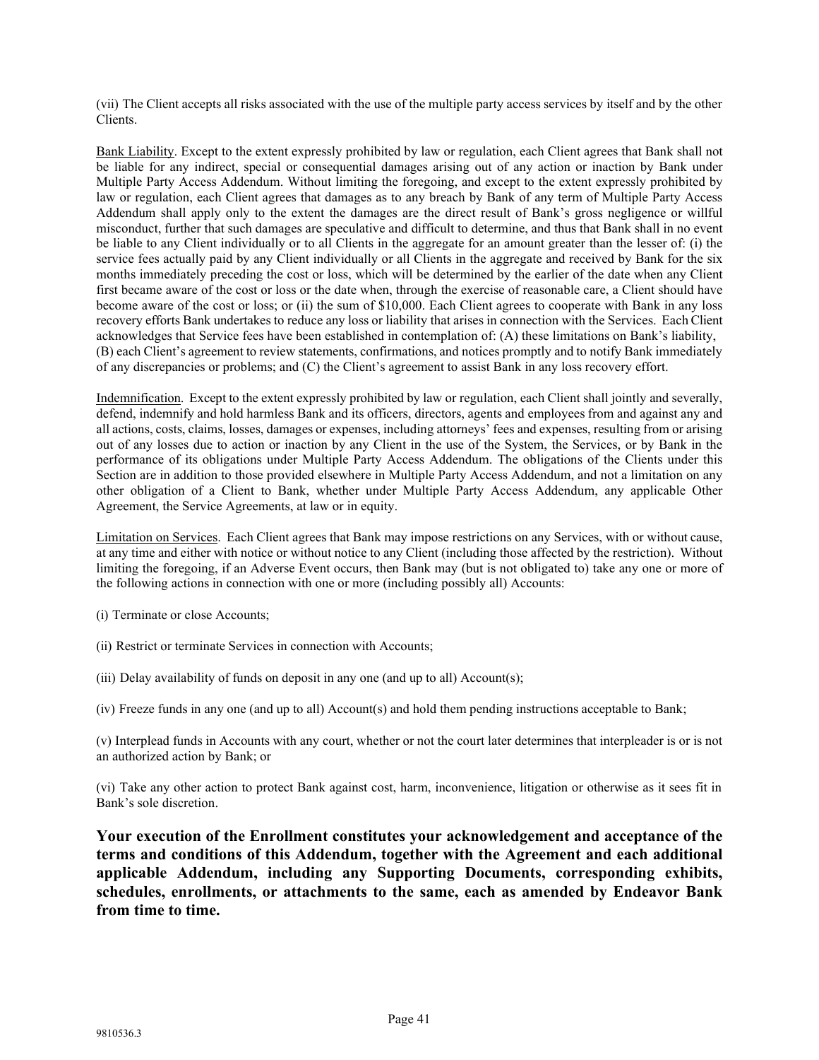(vii) The Client accepts all risks associated with the use of the multiple party access services by itself and by the other Clients.

Bank Liability. Except to the extent expressly prohibited by law or regulation, each Client agrees that Bank shall not be liable for any indirect, special or consequential damages arising out of any action or inaction by Bank under Multiple Party Access Addendum. Without limiting the foregoing, and except to the extent expressly prohibited by law or regulation, each Client agrees that damages as to any breach by Bank of any term of Multiple Party Access Addendum shall apply only to the extent the damages are the direct result of Bank's gross negligence or willful misconduct, further that such damages are speculative and difficult to determine, and thus that Bank shall in no event be liable to any Client individually or to all Clients in the aggregate for an amount greater than the lesser of: (i) the service fees actually paid by any Client individually or all Clients in the aggregate and received by Bank for the six months immediately preceding the cost or loss, which will be determined by the earlier of the date when any Client first became aware of the cost or loss or the date when, through the exercise of reasonable care, a Client should have become aware of the cost or loss; or (ii) the sum of $10,000. Each Client agrees to cooperate with Bank in any loss recovery efforts Bank undertakes to reduce any loss or liability that arises in connection with the Services. Each Client acknowledges that Service fees have been established in contemplation of: (A) these limitations on Bank's liability, (B) each Client's agreement to review statements, confirmations, and notices promptly and to notify Bank immediately of any discrepancies or problems; and (C) the Client's agreement to assist Bank in any loss recovery effort.

Indemnification. Except to the extent expressly prohibited by law or regulation, each Client shall jointly and severally, defend, indemnify and hold harmless Bank and its officers, directors, agents and employees from and against any and all actions, costs, claims, losses, damages or expenses, including attorneys' fees and expenses, resulting from or arising out of any losses due to action or inaction by any Client in the use of the System, the Services, or by Bank in the performance of its obligations under Multiple Party Access Addendum. The obligations of the Clients under this Section are in addition to those provided elsewhere in Multiple Party Access Addendum, and not a limitation on any other obligation of a Client to Bank, whether under Multiple Party Access Addendum, any applicable Other Agreement, the Service Agreements, at law or in equity.

Limitation on Services. Each Client agrees that Bank may impose restrictions on any Services, with or without cause, at any time and either with notice or without notice to any Client (including those affected by the restriction). Without limiting the foregoing, if an Adverse Event occurs, then Bank may (but is not obligated to) take any one or more of the following actions in connection with one or more (including possibly all) Accounts:

(i) Terminate or close Accounts;

(ii) Restrict or terminate Services in connection with Accounts;

(iii) Delay availability of funds on deposit in any one (and up to all) Account(s);

(iv) Freeze funds in any one (and up to all) Account(s) and hold them pending instructions acceptable to Bank;

(v) Interplead funds in Accounts with any court, whether or not the court later determines that interpleader is or is not an authorized action by Bank; or

(vi) Take any other action to protect Bank against cost, harm, inconvenience, litigation or otherwise as it sees fit in Bank's sole discretion.

**Your execution of the Enrollment constitutes your acknowledgement and acceptance of the terms and conditions of this Addendum, together with the Agreement and each additional applicable Addendum, including any Supporting Documents, corresponding exhibits, schedules, enrollments, or attachments to the same, each as amended by Endeavor Bank from time to time.**

9810536.3